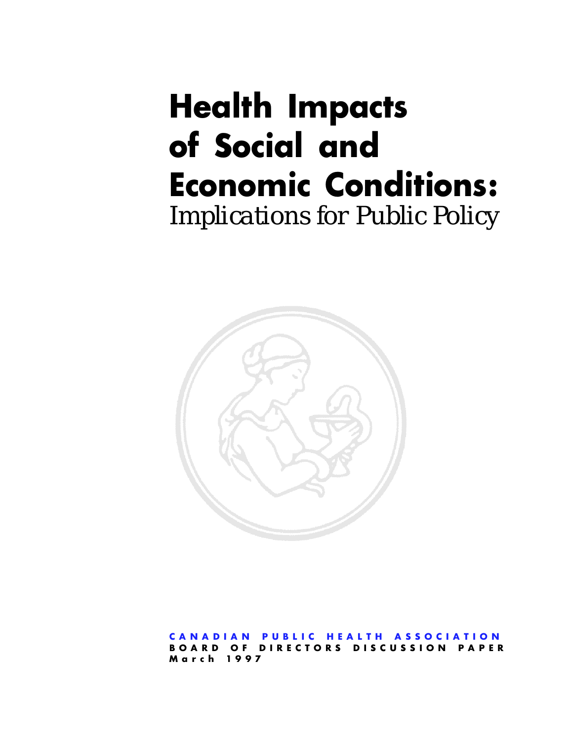# Health Impacts of Social and Economic Conditions:

*Implications for Public Policy*

CANADIAN PUBLIC HEALTH ASSOCIATION

BOARD OF DIRECTORS DISCUSSION PAPER

March 1997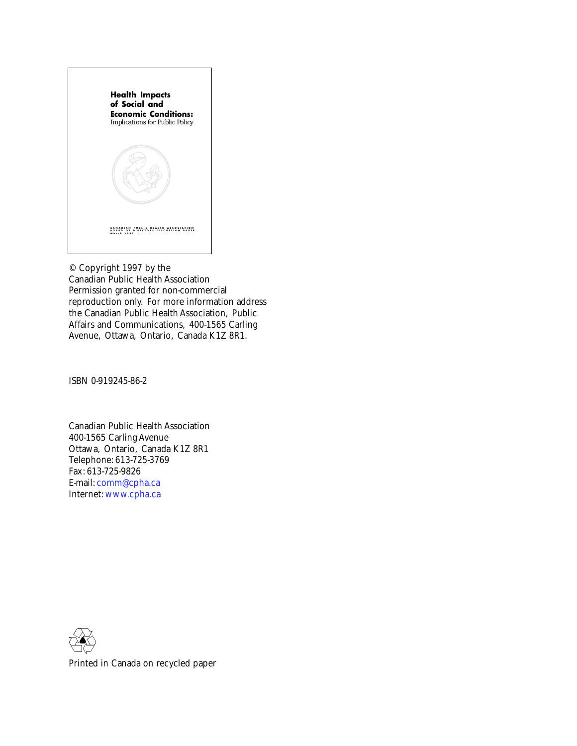**Health Impacts of Social and Economic Conditions:**
*Implications for Public Policy*

CANADIAN PUBLIC HEALTH ASSOCIATION
BOARD OF DIRECTORS DISCUSSION PAPER
March 1997

© Copyright 1997 by the
Canadian Public Health Association
Permission granted for non-commercial reproduction only. For more information address the Canadian Public Health Association, Public Affairs and Communications, 400-1565 Carling Avenue, Ottawa, Ontario, Canada K1Z 8R1.

ISBN 0-919245-86-2

Canadian Public Health Association
400-1565 Carling Avenue
Ottawa, Ontario, Canada K1Z 8R1
Telephone: 613-725-3769
Fax: 613-725-9826
E-mail: comm@cpha.ca
Internet: www.cpha.ca

Printed in Canada on recycled paper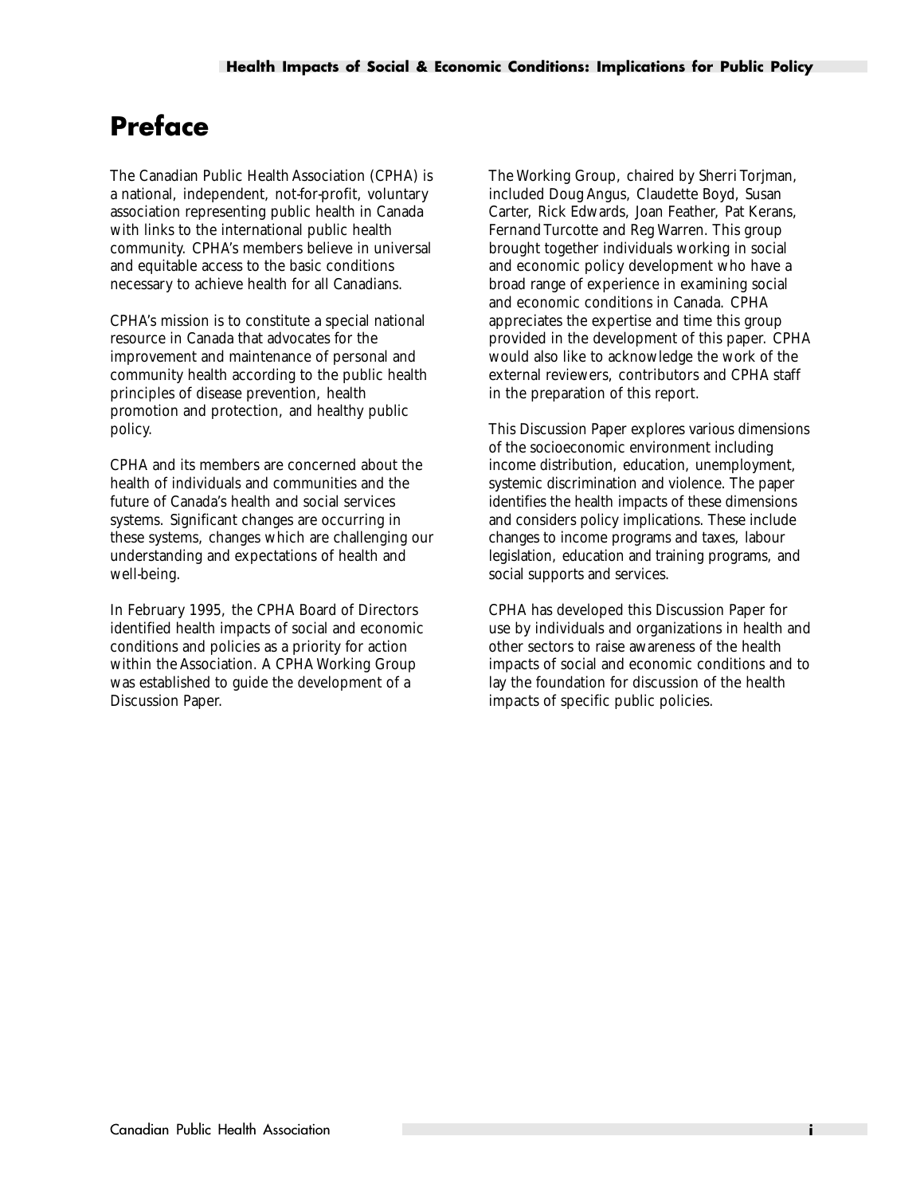# Preface

The Canadian Public Health Association (CPHA) is a national, independent, not-for-profit, voluntary association representing public health in Canada with links to the international public health community. CPHA's members believe in universal and equitable access to the basic conditions necessary to achieve health for all Canadians.

CPHA's mission is to constitute a special national resource in Canada that advocates for the improvement and maintenance of personal and community health according to the public health principles of disease prevention, health promotion and protection, and healthy public policy.

CPHA and its members are concerned about the health of individuals and communities and the future of Canada's health and social services systems. Significant changes are occurring in these systems, changes which are challenging our understanding and expectations of health and well-being.

In February 1995, the CPHA Board of Directors identified health impacts of social and economic conditions and policies as a priority for action within the Association. A CPHA Working Group was established to guide the development of a Discussion Paper.

The Working Group, chaired by Sherri Torjman, included Doug Angus, Claudette Boyd, Susan Carter, Rick Edwards, Joan Feather, Pat Kerans, Fernand Turcotte and Reg Warren. This group brought together individuals working in social and economic policy development who have a broad range of experience in examining social and economic conditions in Canada. CPHA appreciates the expertise and time this group provided in the development of this paper. CPHA would also like to acknowledge the work of the external reviewers, contributors and CPHA staff in the preparation of this report.

This Discussion Paper explores various dimensions of the socioeconomic environment including income distribution, education, unemployment, systemic discrimination and violence. The paper identifies the health impacts of these dimensions and considers policy implications. These include changes to income programs and taxes, labour legislation, education and training programs, and social supports and services.

CPHA has developed this Discussion Paper for use by individuals and organizations in health and other sectors to raise awareness of the health impacts of social and economic conditions and to lay the foundation for discussion of the health impacts of specific public policies.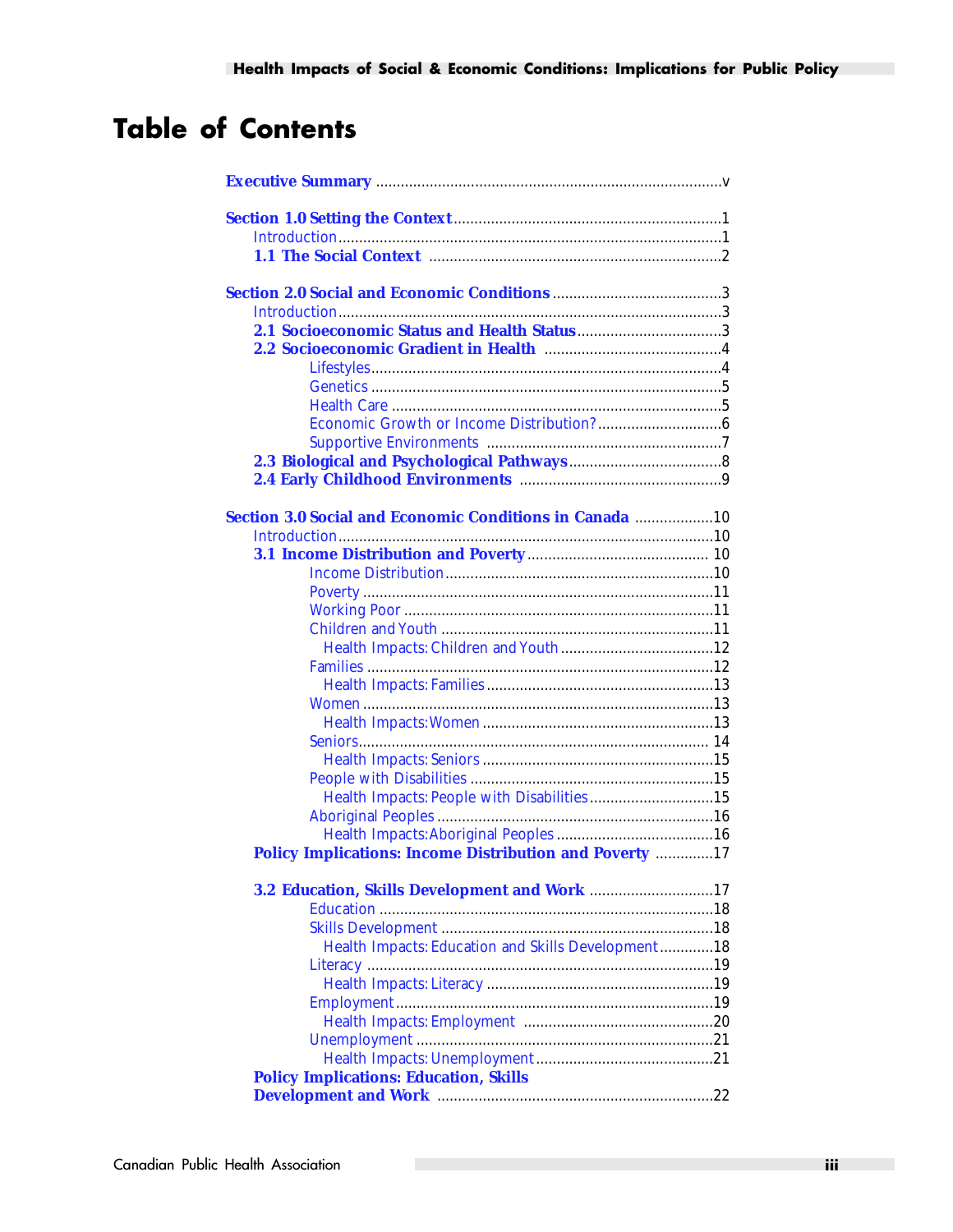# Table of Contents

**Executive Summary** ....................................................................................v

**Section 1.0 Setting the Context** .................................................................1
- Introduction.............................................................................................1
- **1.1 The Social Context** ......................................................................2

**Section 2.0 Social and Economic Conditions** ..........................................3
- Introduction.............................................................................................3
- **2.1 Socioeconomic Status and Health Status**...................................3
- **2.2 Socioeconomic Gradient in Health** ...........................................4
  - Lifestyles.....................................................................................4
  - Genetics .....................................................................................5
  - Health Care ................................................................................5
  - Economic Growth or Income Distribution?..............................6
  - Supportive Environments .........................................................7
- **2.3 Biological and Psychological Pathways**.....................................8
- **2.4 Early Childhood Environments** .................................................9

**Section 3.0 Social and Economic Conditions in Canada** ...................10
- Introduction...........................................................................................10
- **3.1 Income Distribution and Poverty**............................................ 10
  - Income Distribution.................................................................10
  - Poverty .....................................................................................11
  - Working Poor ...........................................................................11
  - Children and Youth ..................................................................11
    - Health Impacts: Children and Youth .....................................12
  - Families ....................................................................................12
    - Health Impacts: Families.......................................................13
  - Women .....................................................................................13
    - Health Impacts: Women ........................................................13
  - Seniors..................................................................................... 14
    - Health Impacts: Seniors ........................................................15
  - People with Disabilities ...........................................................15
    - Health Impacts: People with Disabilities..............................15
  - Aboriginal Peoples ..................................................................16
    - Health Impacts: Aboriginal Peoples ......................................16
- **Policy Implications: Income Distribution and Poverty** ..............17
- **3.2 Education, Skills Development and Work** ..............................17
  - Education .................................................................................18
  - Skills Development ..................................................................18
    - Health Impacts: Education and Skills Development.............18
  - Literacy ....................................................................................19
    - Health Impacts: Literacy .......................................................19
  - Employment.............................................................................19
    - Health Impacts: Employment ..............................................20
  - Unemployment ........................................................................21
    - Health Impacts: Unemployment...........................................21
- **Policy Implications: Education, Skills Development and Work** ...................................................................22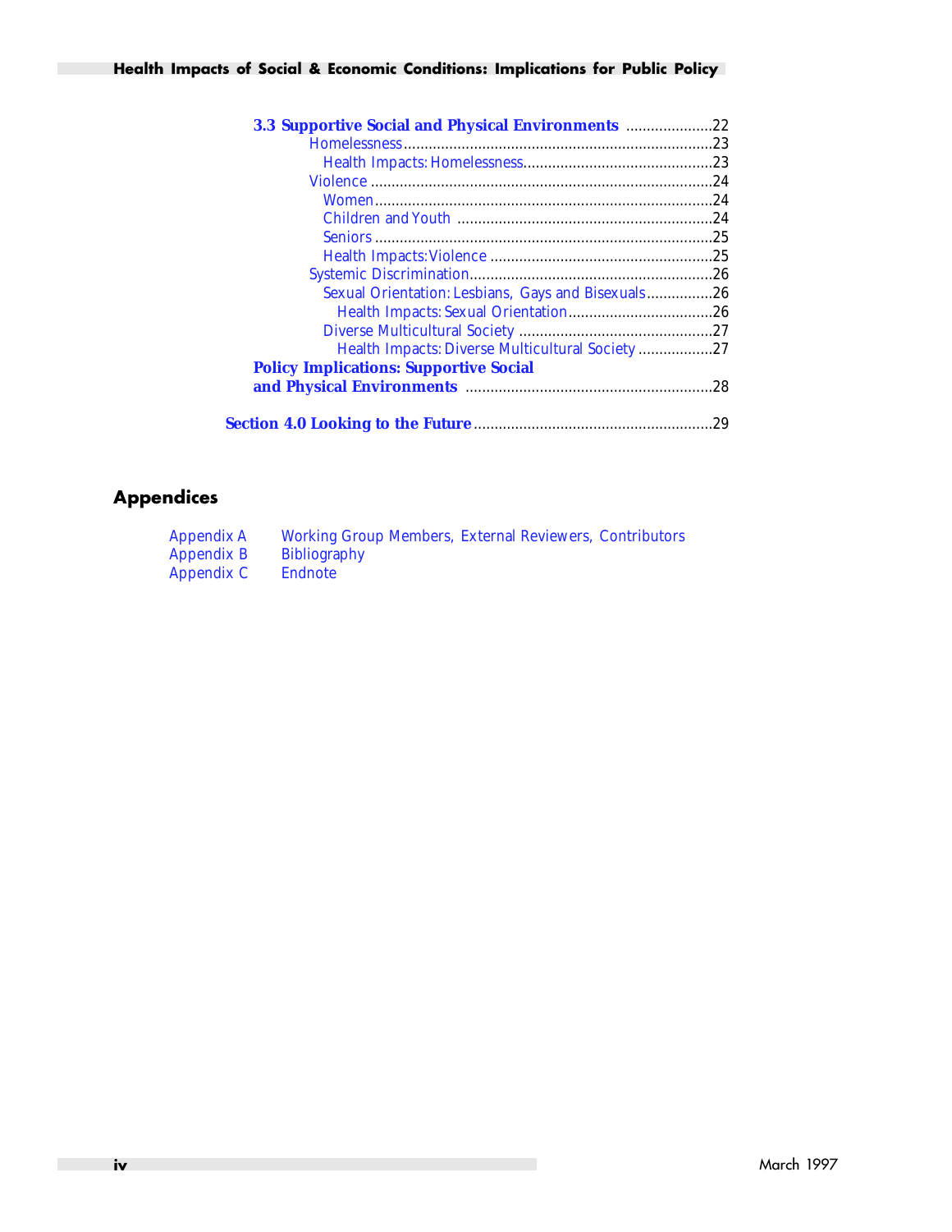**3.3 Supportive Social and Physical Environments** .....................22

- Homelessness .....23
  - Health Impacts: Homelessness .....23
- Violence .....24
  - Women .....24
  - Children and Youth .....24
  - Seniors .....25
  - Health Impacts: Violence .....25
- Systemic Discrimination .....26
  - Sexual Orientation: Lesbians, Gays and Bisexuals .....26
    - Health Impacts: Sexual Orientation .....26
  - Diverse Multicultural Society .....27
    - Health Impacts: Diverse Multicultural Society .....27

**Policy Implications: Supportive Social and Physical Environments** .....28

**Section 4.0 Looking to the Future** .....29

## Appendices

| | |
|---|---|
| Appendix A | Working Group Members, External Reviewers, Contributors |
| Appendix B | Bibliography |
| Appendix C | Endnote |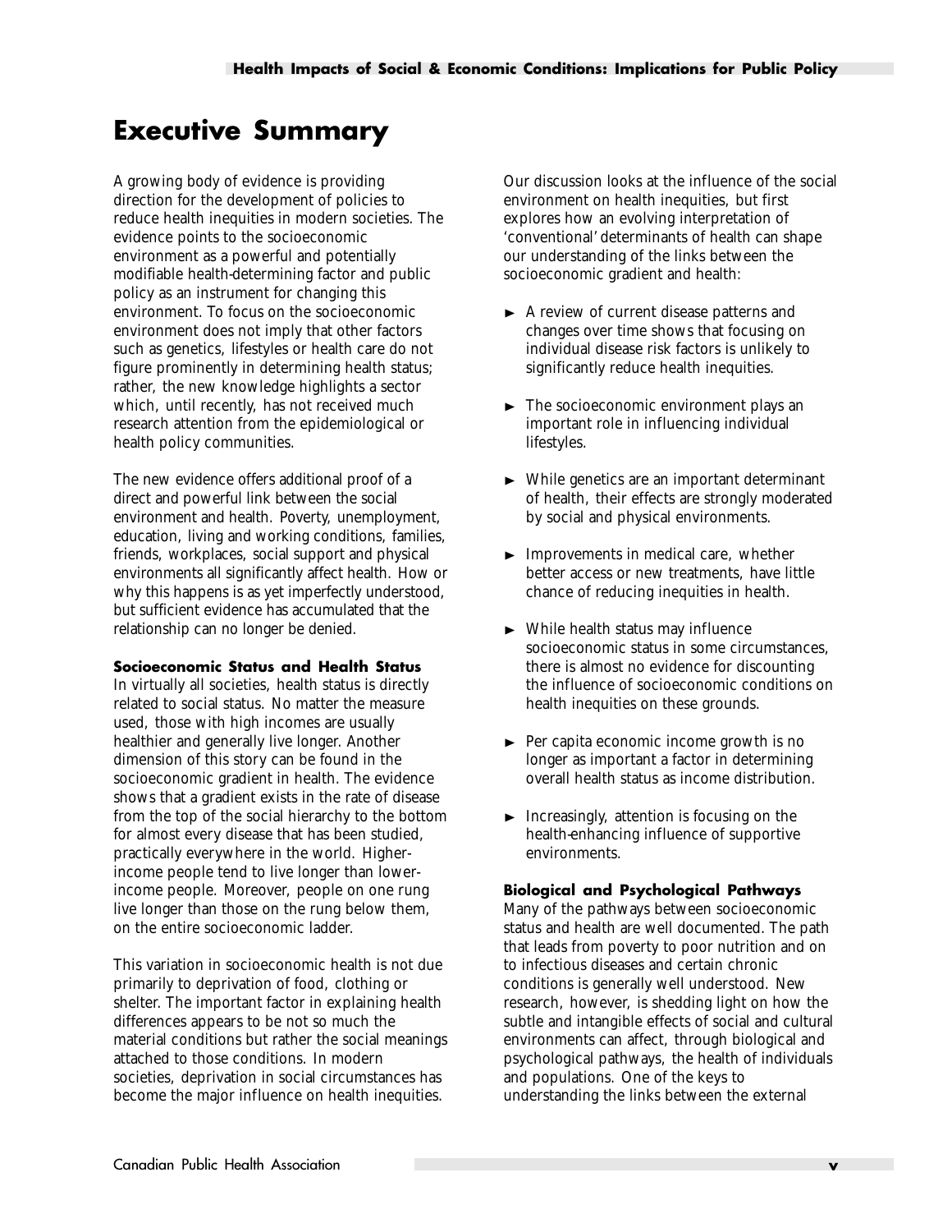# Executive Summary

A growing body of evidence is providing direction for the development of policies to reduce health inequities in modern societies. The evidence points to the socioeconomic environment as a powerful and potentially modifiable health-determining factor and public policy as an instrument for changing this environment. To focus on the socioeconomic environment does not imply that other factors such as genetics, lifestyles or health care do not figure prominently in determining health status; rather, the new knowledge highlights a sector which, until recently, has not received much research attention from the epidemiological or health policy communities.

The new evidence offers additional proof of a direct and powerful link between the social environment and health. Poverty, unemployment, education, living and working conditions, families, friends, workplaces, social support and physical environments all significantly affect health. How or why this happens is as yet imperfectly understood, but sufficient evidence has accumulated that the relationship can no longer be denied.

**Socioeconomic Status and Health Status**

In virtually all societies, health status is directly related to social status. No matter the measure used, those with high incomes are usually healthier and generally live longer. Another dimension of this story can be found in the socioeconomic gradient in health. The evidence shows that a gradient exists in the rate of disease from the top of the social hierarchy to the bottom for almost every disease that has been studied, practically everywhere in the world. Higher-income people tend to live longer than lower-income people. Moreover, people on one rung live longer than those on the rung below them, on the entire socioeconomic ladder.

This variation in socioeconomic health is not due primarily to deprivation of food, clothing or shelter. The important factor in explaining health differences appears to be not so much the material conditions but rather the social meanings attached to those conditions. In modern societies, deprivation in social circumstances has become the major influence on health inequities.

Our discussion looks at the influence of the social environment on health inequities, but first explores how an evolving interpretation of 'conventional' determinants of health can shape our understanding of the links between the socioeconomic gradient and health:

- A review of current disease patterns and changes over time shows that focusing on individual disease risk factors is unlikely to significantly reduce health inequities.
- The socioeconomic environment plays an important role in influencing individual lifestyles.
- While genetics are an important determinant of health, their effects are strongly moderated by social and physical environments.
- Improvements in medical care, whether better access or new treatments, have little chance of reducing inequities in health.
- While health status may influence socioeconomic status in some circumstances, there is almost no evidence for discounting the influence of socioeconomic conditions on health inequities on these grounds.
- Per capita economic income growth is no longer as important a factor in determining overall health status as income distribution.
- Increasingly, attention is focusing on the health-enhancing influence of supportive environments.

**Biological and Psychological Pathways**

Many of the pathways between socioeconomic status and health are well documented. The path that leads from poverty to poor nutrition and on to infectious diseases and certain chronic conditions is generally well understood. New research, however, is shedding light on how the subtle and intangible effects of social and cultural environments can affect, through biological and psychological pathways, the health of individuals and populations. One of the keys to understanding the links between the external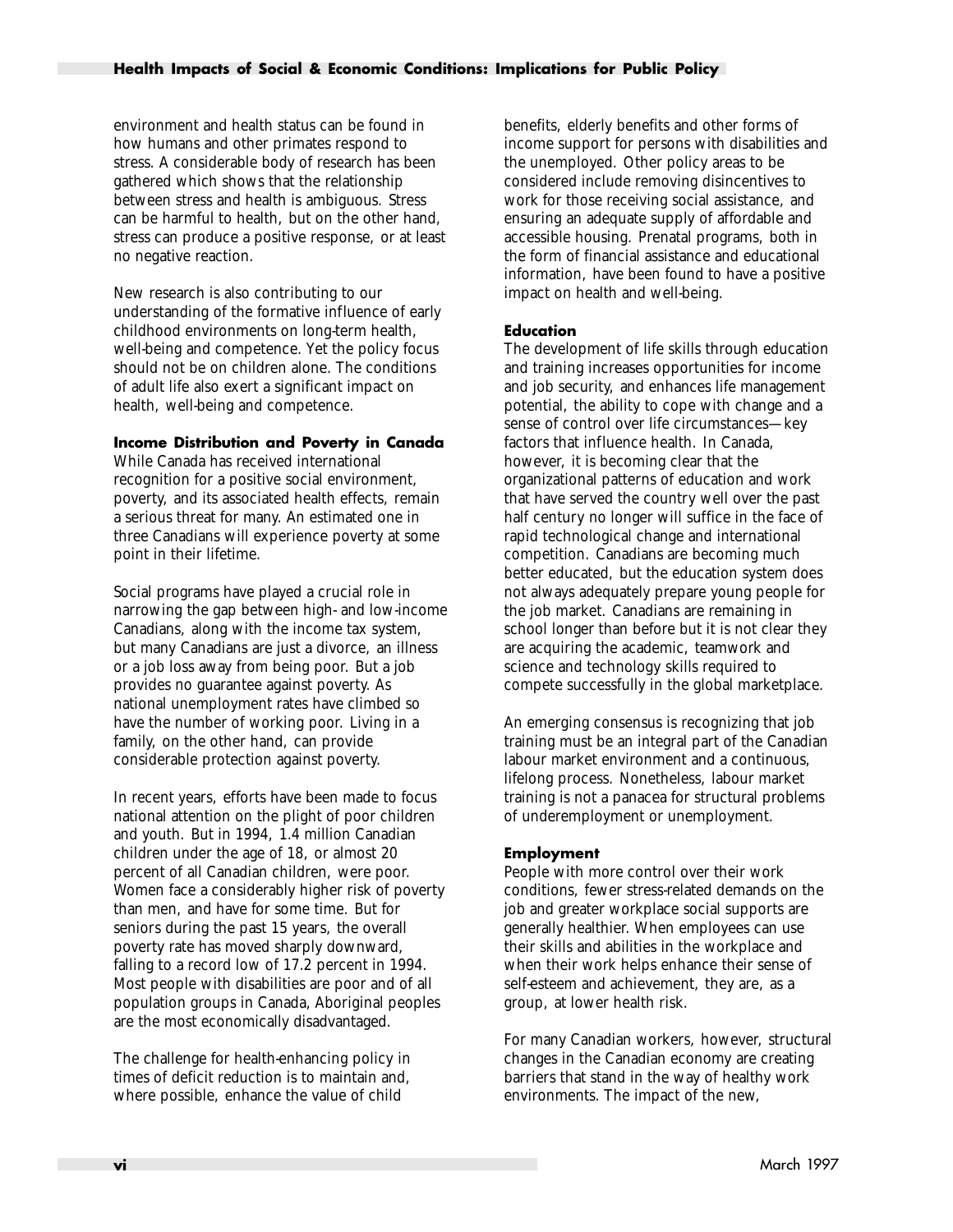environment and health status can be found in how humans and other primates respond to stress. A considerable body of research has been gathered which shows that the relationship between stress and health is ambiguous. Stress can be harmful to health, but on the other hand, stress can produce a positive response, or at least no negative reaction.

New research is also contributing to our understanding of the formative influence of early childhood environments on long-term health, well-being and competence. Yet the policy focus should not be on children alone. The conditions of adult life also exert a significant impact on health, well-being and competence.

**Income Distribution and Poverty in Canada**

While Canada has received international recognition for a positive social environment, poverty, and its associated health effects, remain a serious threat for many. An estimated one in three Canadians will experience poverty at some point in their lifetime.

Social programs have played a crucial role in narrowing the gap between high- and low-income Canadians, along with the income tax system, but many Canadians are just a divorce, an illness or a job loss away from being poor. But a job provides no guarantee against poverty. As national unemployment rates have climbed so have the number of working poor. Living in a family, on the other hand, can provide considerable protection against poverty.

In recent years, efforts have been made to focus national attention on the plight of poor children and youth. But in 1994, 1.4 million Canadian children under the age of 18, or almost 20 percent of all Canadian children, were poor. Women face a considerably higher risk of poverty than men, and have for some time. But for seniors during the past 15 years, the overall poverty rate has moved sharply downward, falling to a record low of 17.2 percent in 1994. Most people with disabilities are poor and of all population groups in Canada, Aboriginal peoples are the most economically disadvantaged.

The challenge for health-enhancing policy in times of deficit reduction is to maintain and, where possible, enhance the value of child benefits, elderly benefits and other forms of income support for persons with disabilities and the unemployed. Other policy areas to be considered include removing disincentives to work for those receiving social assistance, and ensuring an adequate supply of affordable and accessible housing. Prenatal programs, both in the form of financial assistance and educational information, have been found to have a positive impact on health and well-being.

**Education**

The development of life skills through education and training increases opportunities for income and job security, and enhances life management potential, the ability to cope with change and a sense of control over life circumstances—key factors that influence health. In Canada, however, it is becoming clear that the organizational patterns of education and work that have served the country well over the past half century no longer will suffice in the face of rapid technological change and international competition. Canadians are becoming much better educated, but the education system does not always adequately prepare young people for the job market. Canadians are remaining in school longer than before but it is not clear they are acquiring the academic, teamwork and science and technology skills required to compete successfully in the global marketplace.

An emerging consensus is recognizing that job training must be an integral part of the Canadian labour market environment and a continuous, lifelong process. Nonetheless, labour market training is not a panacea for structural problems of underemployment or unemployment.

**Employment**

People with more control over their work conditions, fewer stress-related demands on the job and greater workplace social supports are generally healthier. When employees can use their skills and abilities in the workplace and when their work helps enhance their sense of self-esteem and achievement, they are, as a group, at lower health risk.

For many Canadian workers, however, structural changes in the Canadian economy are creating barriers that stand in the way of healthy work environments. The impact of the new,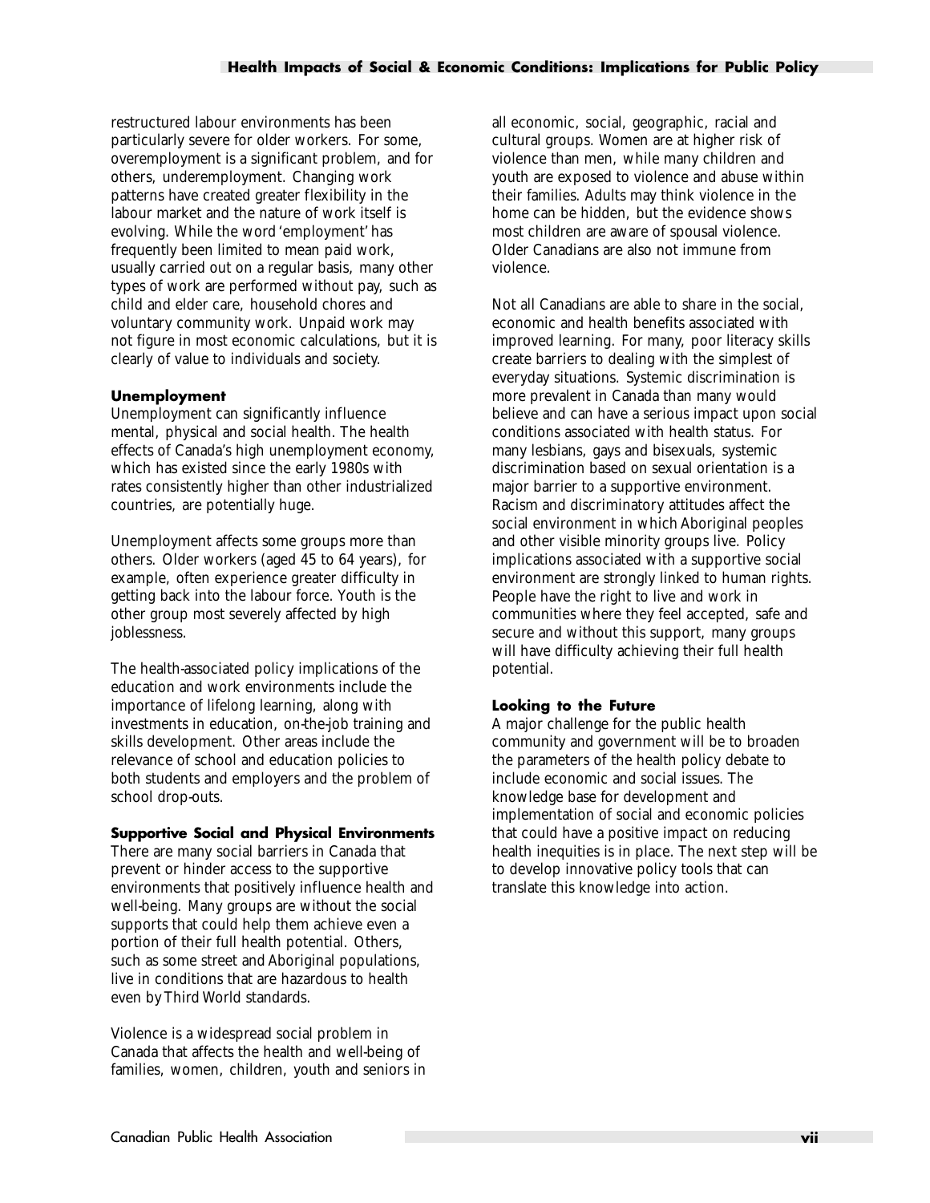restructured labour environments has been particularly severe for older workers. For some, overemployment is a significant problem, and for others, underemployment. Changing work patterns have created greater flexibility in the labour market and the nature of work itself is evolving. While the word 'employment' has frequently been limited to mean paid work, usually carried out on a regular basis, many other types of work are performed without pay, such as child and elder care, household chores and voluntary community work. Unpaid work may not figure in most economic calculations, but it is clearly of value to individuals and society.

#### Unemployment

Unemployment can significantly influence mental, physical and social health. The health effects of Canada's high unemployment economy, which has existed since the early 1980s with rates consistently higher than other industrialized countries, are potentially huge.

Unemployment affects some groups more than others. Older workers (aged 45 to 64 years), for example, often experience greater difficulty in getting back into the labour force. Youth is the other group most severely affected by high joblessness.

The health-associated policy implications of the education and work environments include the importance of lifelong learning, along with investments in education, on-the-job training and skills development. Other areas include the relevance of school and education policies to both students and employers and the problem of school drop-outs.

#### Supportive Social and Physical Environments

There are many social barriers in Canada that prevent or hinder access to the supportive environments that positively influence health and well-being. Many groups are without the social supports that could help them achieve even a portion of their full health potential. Others, such as some street and Aboriginal populations, live in conditions that are hazardous to health even by Third World standards.

Violence is a widespread social problem in Canada that affects the health and well-being of families, women, children, youth and seniors in all economic, social, geographic, racial and cultural groups. Women are at higher risk of violence than men, while many children and youth are exposed to violence and abuse within their families. Adults may think violence in the home can be hidden, but the evidence shows most children are aware of spousal violence. Older Canadians are also not immune from violence.

Not all Canadians are able to share in the social, economic and health benefits associated with improved learning. For many, poor literacy skills create barriers to dealing with the simplest of everyday situations. Systemic discrimination is more prevalent in Canada than many would believe and can have a serious impact upon social conditions associated with health status. For many lesbians, gays and bisexuals, systemic discrimination based on sexual orientation is a major barrier to a supportive environment. Racism and discriminatory attitudes affect the social environment in which Aboriginal peoples and other visible minority groups live. Policy implications associated with a supportive social environment are strongly linked to human rights. People have the right to live and work in communities where they feel accepted, safe and secure and without this support, many groups will have difficulty achieving their full health potential.

#### Looking to the Future

A major challenge for the public health community and government will be to broaden the parameters of the health policy debate to include economic and social issues. The knowledge base for development and implementation of social and economic policies that could have a positive impact on reducing health inequities is in place. The next step will be to develop innovative policy tools that can translate this knowledge into action.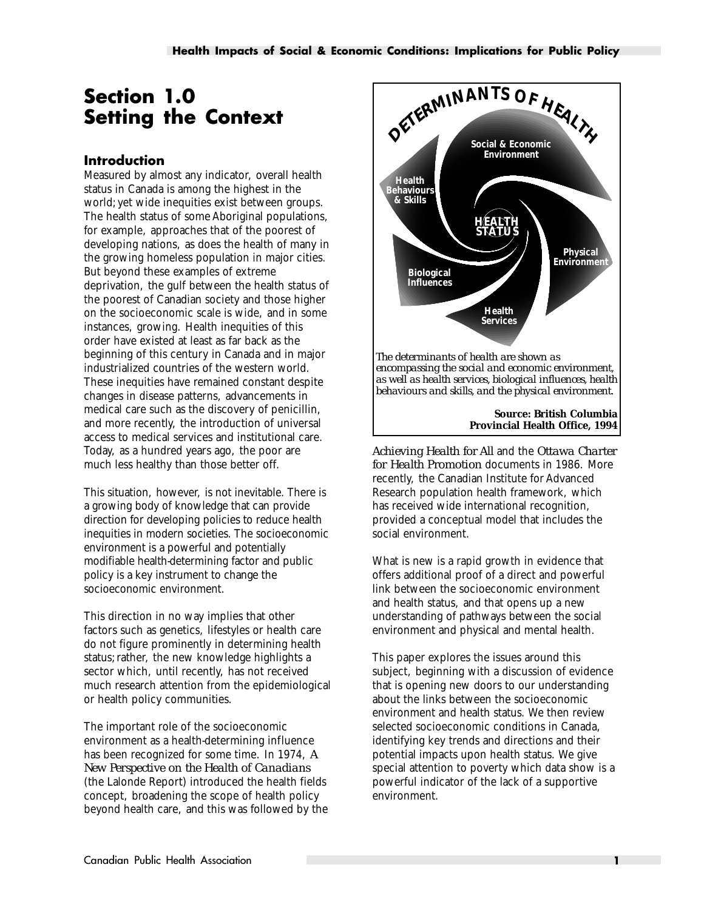# Section 1.0 Setting the Context

## Introduction

Measured by almost any indicator, overall health status in Canada is among the highest in the world; yet wide inequities exist between groups. The health status of some Aboriginal populations, for example, approaches that of the poorest of developing nations, as does the health of many in the growing homeless population in major cities. But beyond these examples of extreme deprivation, the gulf between the health status of the poorest of Canadian society and those higher on the socioeconomic scale is wide, and in some instances, growing. Health inequities of this order have existed at least as far back as the beginning of this century in Canada and in major industrialized countries of the western world. These inequities have remained constant despite changes in disease patterns, advancements in medical care such as the discovery of penicillin, and more recently, the introduction of universal access to medical services and institutional care. Today, as a hundred years ago, the poor are much less healthy than those better off.

This situation, however, is not inevitable. There is a growing body of knowledge that can provide direction for developing policies to reduce health inequities in modern societies. The socioeconomic environment is a powerful and potentially modifiable health-determining factor and public policy is a key instrument to change the socioeconomic environment.

This direction in no way implies that other factors such as genetics, lifestyles or health care do not figure prominently in determining health status; rather, the new knowledge highlights a sector which, until recently, has not received much research attention from the epidemiological or health policy communities.

The important role of the socioeconomic environment as a health-determining influence has been recognized for some time. In 1974, *A New Perspective on the Health of Canadians* (the Lalonde Report) introduced the health fields concept, broadening the scope of health policy beyond health care, and this was followed by the *Achieving Health for All* and the *Ottawa Charter for Health Promotion* documents in 1986. More recently, the Canadian Institute for Advanced Research population health framework, which has received wide international recognition, provided a conceptual model that includes the social environment.

DETERMINANTS OF HEALTH

Social & Economic Environment

Health Behaviours & Skills

HEALTH STATUS

Physical Environment

Biological Influences

Health Services

*The determinants of health are shown as encompassing the social and economic environment, as well as health services, biological influences, health behaviours and skills, and the physical environment.*

**Source: British Columbia Provincial Health Office, 1994**

What is new is a rapid growth in evidence that offers additional proof of a direct and powerful link between the socioeconomic environment and health status, and that opens up a new understanding of pathways between the social environment and physical and mental health.

This paper explores the issues around this subject, beginning with a discussion of evidence that is opening new doors to our understanding about the links between the socioeconomic environment and health status. We then review selected socioeconomic conditions in Canada, identifying key trends and directions and their potential impacts upon health status. We give special attention to poverty which data show is a powerful indicator of the lack of a supportive environment.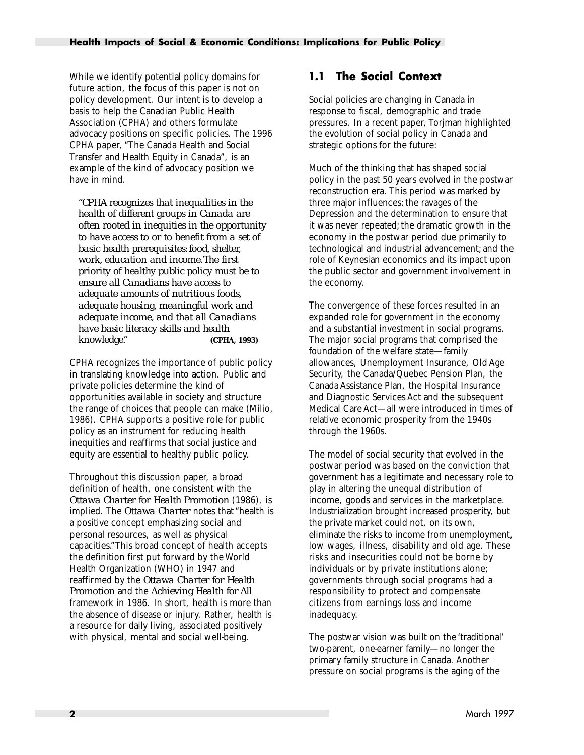While we identify potential policy domains for future action, the focus of this paper is not on policy development. Our intent is to develop a basis to help the Canadian Public Health Association (CPHA) and others formulate advocacy positions on specific policies. The 1996 CPHA paper, "The Canada Health and Social Transfer and Health Equity in Canada", is an example of the kind of advocacy position we have in mind.

> *"CPHA recognizes that inequalities in the health of different groups in Canada are often rooted in inequities in the opportunity to have access to or to benefit from a set of basic health prerequisites: food, shelter, work, education and income. The first priority of healthy public policy must be to ensure all Canadians have access to adequate amounts of nutritious foods, adequate housing, meaningful work and adequate income, and that all Canadians have basic literacy skills and health knowledge."* **(CPHA, 1993)**

CPHA recognizes the importance of public policy in translating knowledge into action. Public and private policies determine the kind of opportunities available in society and structure the range of choices that people can make (Milio, 1986). CPHA supports a positive role for public policy as an instrument for reducing health inequities and reaffirms that social justice and equity are essential to healthy public policy.

Throughout this discussion paper, a broad definition of health, one consistent with the *Ottawa Charter for Health Promotion* (1986), is implied. The *Ottawa Charter* notes that "health is a positive concept emphasizing social and personal resources, as well as physical capacities." This broad concept of health accepts the definition first put forward by the World Health Organization (WHO) in 1947 and reaffirmed by the *Ottawa Charter for Health Promotion* and the *Achieving Health for All* framework in 1986. In short, health is more than the absence of disease or injury. Rather, health is a resource for daily living, associated positively with physical, mental and social well-being.

## 1.1 The Social Context

Social policies are changing in Canada in response to fiscal, demographic and trade pressures. In a recent paper, Torjman highlighted the evolution of social policy in Canada and strategic options for the future:

Much of the thinking that has shaped social policy in the past 50 years evolved in the postwar reconstruction era. This period was marked by three major influences: the ravages of the Depression and the determination to ensure that it was never repeated; the dramatic growth in the economy in the postwar period due primarily to technological and industrial advancement; and the role of Keynesian economics and its impact upon the public sector and government involvement in the economy.

The convergence of these forces resulted in an expanded role for government in the economy and a substantial investment in social programs. The major social programs that comprised the foundation of the welfare state—family allowances, Unemployment Insurance, Old Age Security, the Canada/Quebec Pension Plan, the Canada Assistance Plan, the Hospital Insurance and Diagnostic Services Act and the subsequent Medical Care Act—all were introduced in times of relative economic prosperity from the 1940s through the 1960s.

The model of social security that evolved in the postwar period was based on the conviction that government has a legitimate and necessary role to play in altering the unequal distribution of income, goods and services in the marketplace. Industrialization brought increased prosperity, but the private market could not, on its own, eliminate the risks to income from unemployment, low wages, illness, disability and old age. These risks and insecurities could not be borne by individuals or by private institutions alone; governments through social programs had a responsibility to protect and compensate citizens from earnings loss and income inadequacy.

The postwar vision was built on the 'traditional' two-parent, one-earner family—no longer the primary family structure in Canada. Another pressure on social programs is the aging of the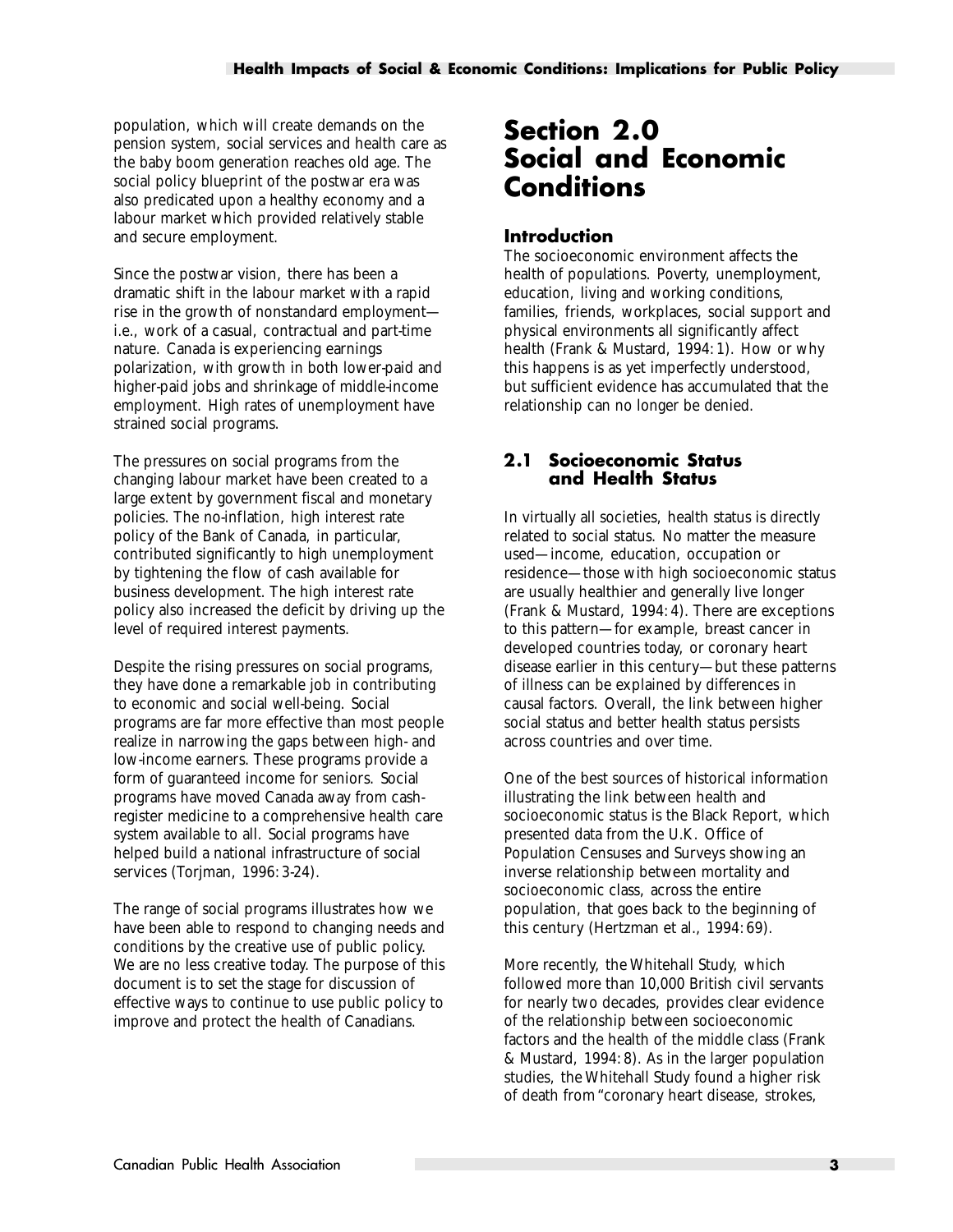population, which will create demands on the pension system, social services and health care as the baby boom generation reaches old age. The social policy blueprint of the postwar era was also predicated upon a healthy economy and a labour market which provided relatively stable and secure employment.

Since the postwar vision, there has been a dramatic shift in the labour market with a rapid rise in the growth of nonstandard employment—i.e., work of a casual, contractual and part-time nature. Canada is experiencing earnings polarization, with growth in both lower-paid and higher-paid jobs and shrinkage of middle-income employment. High rates of unemployment have strained social programs.

The pressures on social programs from the changing labour market have been created to a large extent by government fiscal and monetary policies. The no-inflation, high interest rate policy of the Bank of Canada, in particular, contributed significantly to high unemployment by tightening the flow of cash available for business development. The high interest rate policy also increased the deficit by driving up the level of required interest payments.

Despite the rising pressures on social programs, they have done a remarkable job in contributing to economic and social well-being. Social programs are far more effective than most people realize in narrowing the gaps between high- and low-income earners. These programs provide a form of guaranteed income for seniors. Social programs have moved Canada away from cash-register medicine to a comprehensive health care system available to all. Social programs have helped build a national infrastructure of social services (Torjman, 1996: 3-24).

The range of social programs illustrates how we have been able to respond to changing needs and conditions by the creative use of public policy. We are no less creative today. The purpose of this document is to set the stage for discussion of effective ways to continue to use public policy to improve and protect the health of Canadians.

# Section 2.0 Social and Economic Conditions

### Introduction

The socioeconomic environment affects the health of populations. Poverty, unemployment, education, living and working conditions, families, friends, workplaces, social support and physical environments all significantly affect health (Frank & Mustard, 1994: 1). How or why this happens is as yet imperfectly understood, but sufficient evidence has accumulated that the relationship can no longer be denied.

## 2.1 Socioeconomic Status and Health Status

In virtually all societies, health status is directly related to social status. No matter the measure used—income, education, occupation or residence—those with high socioeconomic status are usually healthier and generally live longer (Frank & Mustard, 1994: 4). There are exceptions to this pattern—for example, breast cancer in developed countries today, or coronary heart disease earlier in this century—but these patterns of illness can be explained by differences in causal factors. Overall, the link between higher social status and better health status persists across countries and over time.

One of the best sources of historical information illustrating the link between health and socioeconomic status is the Black Report, which presented data from the U.K. Office of Population Censuses and Surveys showing an inverse relationship between mortality and socioeconomic class, across the entire population, that goes back to the beginning of this century (Hertzman et al., 1994: 69).

More recently, the Whitehall Study, which followed more than 10,000 British civil servants for nearly two decades, provides clear evidence of the relationship between socioeconomic factors and the health of the middle class (Frank & Mustard, 1994: 8). As in the larger population studies, the Whitehall Study found a higher risk of death from "coronary heart disease, strokes,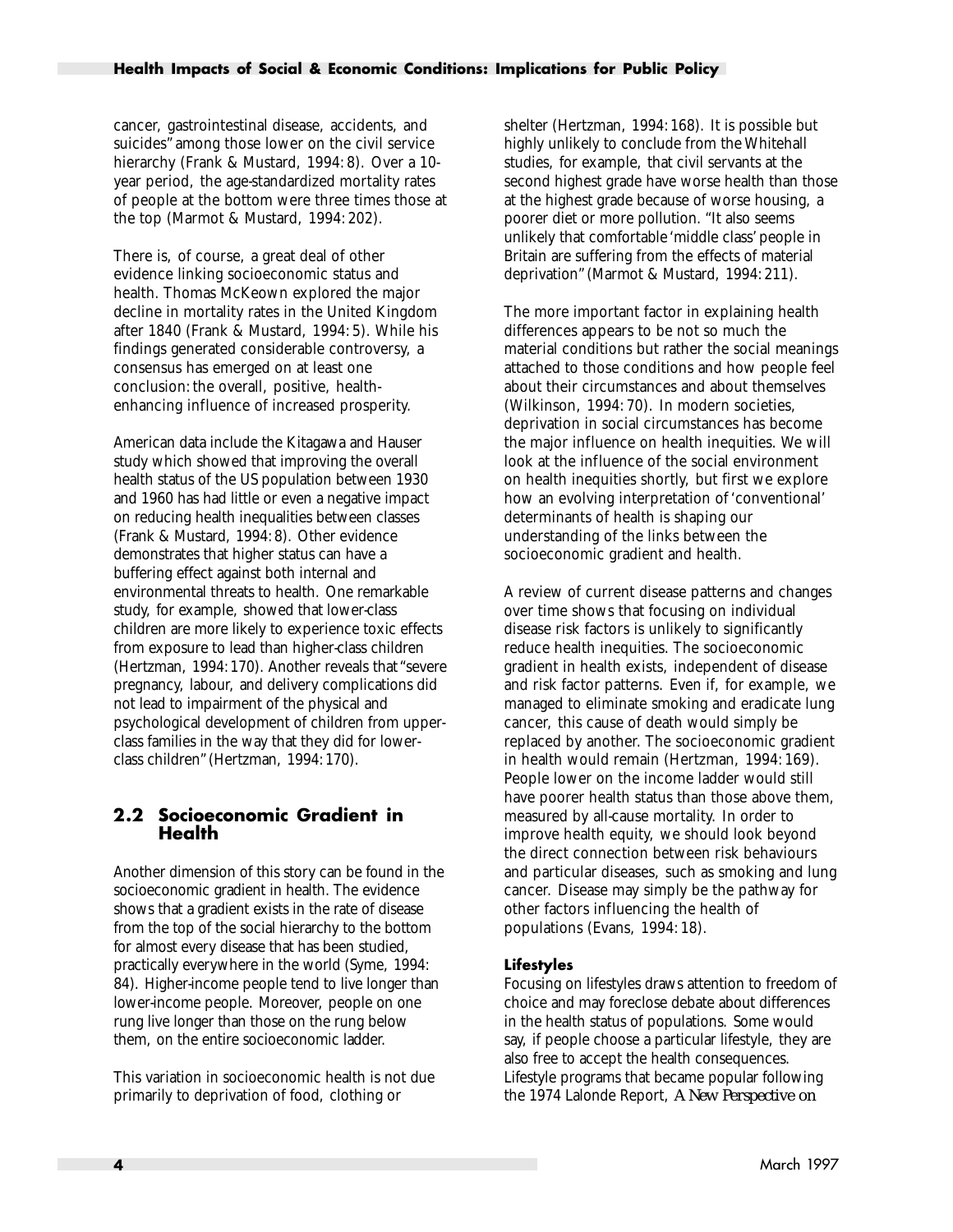cancer, gastrointestinal disease, accidents, and suicides" among those lower on the civil service hierarchy (Frank & Mustard, 1994: 8). Over a 10-year period, the age-standardized mortality rates of people at the bottom were three times those at the top (Marmot & Mustard, 1994: 202).

There is, of course, a great deal of other evidence linking socioeconomic status and health. Thomas McKeown explored the major decline in mortality rates in the United Kingdom after 1840 (Frank & Mustard, 1994: 5). While his findings generated considerable controversy, a consensus has emerged on at least one conclusion: the overall, positive, health-enhancing influence of increased prosperity.

American data include the Kitagawa and Hauser study which showed that improving the overall health status of the US population between 1930 and 1960 has had little or even a negative impact on reducing health inequalities between classes (Frank & Mustard, 1994: 8). Other evidence demonstrates that higher status can have a buffering effect against both internal and environmental threats to health. One remarkable study, for example, showed that lower-class children are more likely to experience toxic effects from exposure to lead than higher-class children (Hertzman, 1994: 170). Another reveals that "severe pregnancy, labour, and delivery complications did not lead to impairment of the physical and psychological development of children from upper-class families in the way that they did for lower-class children" (Hertzman, 1994: 170).

## 2.2 Socioeconomic Gradient in Health

Another dimension of this story can be found in the socioeconomic gradient in health. The evidence shows that a gradient exists in the rate of disease from the top of the social hierarchy to the bottom for almost every disease that has been studied, practically everywhere in the world (Syme, 1994: 84). Higher-income people tend to live longer than lower-income people. Moreover, people on one rung live longer than those on the rung below them, on the entire socioeconomic ladder.

This variation in socioeconomic health is not due primarily to deprivation of food, clothing or shelter (Hertzman, 1994: 168). It is possible but highly unlikely to conclude from the Whitehall studies, for example, that civil servants at the second highest grade have worse health than those at the highest grade because of worse housing, a poorer diet or more pollution. "It also seems unlikely that comfortable 'middle class' people in Britain are suffering from the effects of material deprivation" (Marmot & Mustard, 1994: 211).

The more important factor in explaining health differences appears to be not so much the material conditions but rather the social meanings attached to those conditions and how people feel about their circumstances and about themselves (Wilkinson, 1994: 70). In modern societies, deprivation in social circumstances has become the major influence on health inequities. We will look at the influence of the social environment on health inequities shortly, but first we explore how an evolving interpretation of 'conventional' determinants of health is shaping our understanding of the links between the socioeconomic gradient and health.

A review of current disease patterns and changes over time shows that focusing on individual disease risk factors is unlikely to significantly reduce health inequities. The socioeconomic gradient in health exists, independent of disease and risk factor patterns. Even if, for example, we managed to eliminate smoking and eradicate lung cancer, this cause of death would simply be replaced by another. The socioeconomic gradient in health would remain (Hertzman, 1994: 169). People lower on the income ladder would still have poorer health status than those above them, measured by all-cause mortality. In order to improve health equity, we should look beyond the direct connection between risk behaviours and particular diseases, such as smoking and lung cancer. Disease may simply be the pathway for other factors influencing the health of populations (Evans, 1994: 18).

#### Lifestyles

Focusing on lifestyles draws attention to freedom of choice and may foreclose debate about differences in the health status of populations. Some would say, if people choose a particular lifestyle, they are also free to accept the health consequences. Lifestyle programs that became popular following the 1974 Lalonde Report, *A New Perspective on*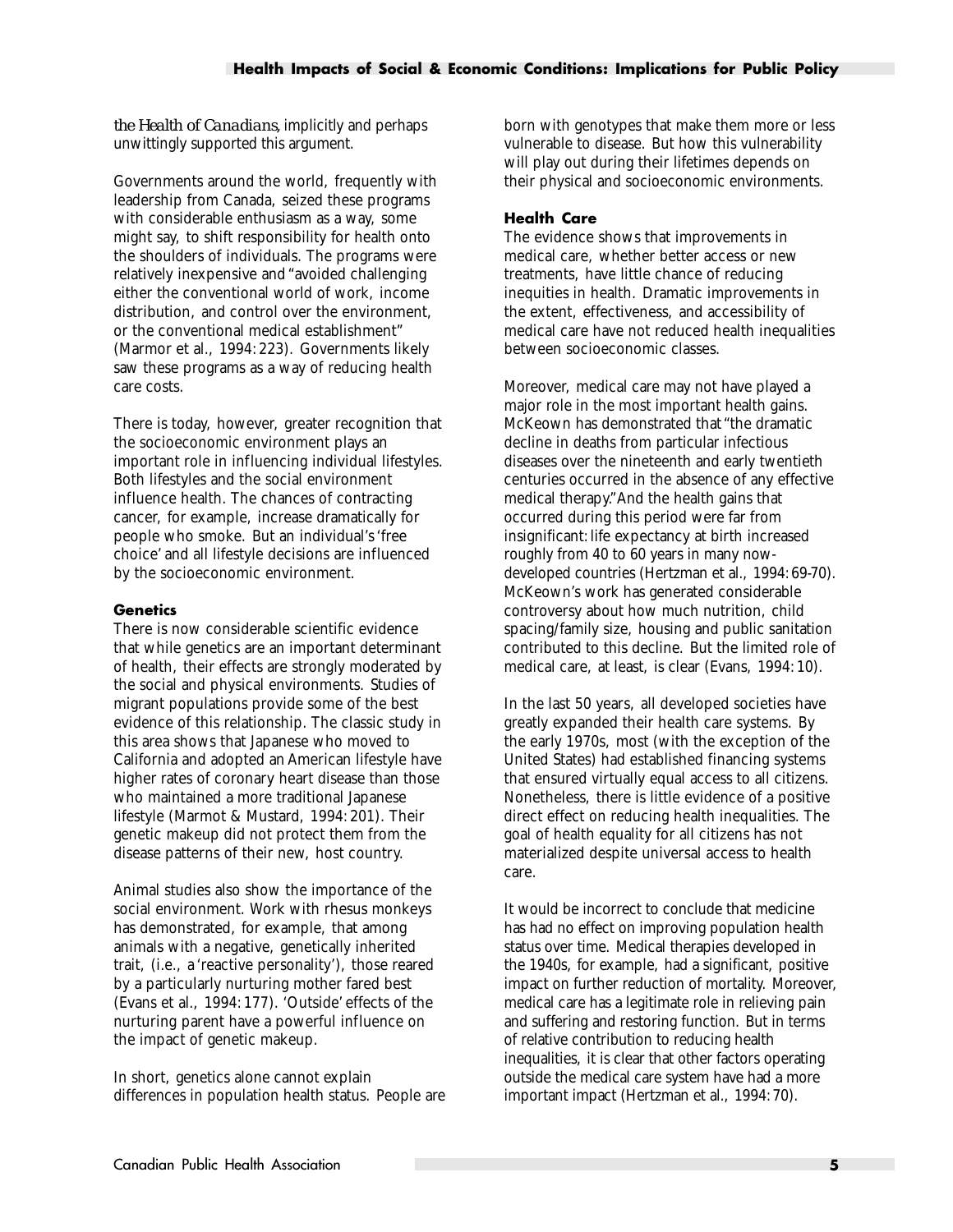*the Health of Canadians*, implicitly and perhaps unwittingly supported this argument.

Governments around the world, frequently with leadership from Canada, seized these programs with considerable enthusiasm as a way, some might say, to shift responsibility for health onto the shoulders of individuals. The programs were relatively inexpensive and "avoided challenging either the conventional world of work, income distribution, and control over the environment, or the conventional medical establishment" (Marmor et al., 1994: 223). Governments likely saw these programs as a way of reducing health care costs.

There is today, however, greater recognition that the socioeconomic environment plays an important role in influencing individual lifestyles. Both lifestyles and the social environment influence health. The chances of contracting cancer, for example, increase dramatically for people who smoke. But an individual's 'free choice' and all lifestyle decisions are influenced by the socioeconomic environment.

### Genetics

There is now considerable scientific evidence that while genetics are an important determinant of health, their effects are strongly moderated by the social and physical environments. Studies of migrant populations provide some of the best evidence of this relationship. The classic study in this area shows that Japanese who moved to California and adopted an American lifestyle have higher rates of coronary heart disease than those who maintained a more traditional Japanese lifestyle (Marmot & Mustard, 1994: 201). Their genetic makeup did not protect them from the disease patterns of their new, host country.

Animal studies also show the importance of the social environment. Work with rhesus monkeys has demonstrated, for example, that among animals with a negative, genetically inherited trait, (i.e., a 'reactive personality'), those reared by a particularly nurturing mother fared best (Evans et al., 1994: 177). 'Outside' effects of the nurturing parent have a powerful influence on the impact of genetic makeup.

In short, genetics alone cannot explain differences in population health status. People are born with genotypes that make them more or less vulnerable to disease. But how this vulnerability will play out during their lifetimes depends on their physical and socioeconomic environments.

### Health Care

The evidence shows that improvements in medical care, whether better access or new treatments, have little chance of reducing inequities in health. Dramatic improvements in the extent, effectiveness, and accessibility of medical care have not reduced health inequalities between socioeconomic classes.

Moreover, medical care may not have played a major role in the most important health gains. McKeown has demonstrated that "the dramatic decline in deaths from particular infectious diseases over the nineteenth and early twentieth centuries occurred in the absence of any effective medical therapy." And the health gains that occurred during this period were far from insignificant: life expectancy at birth increased roughly from 40 to 60 years in many now-developed countries (Hertzman et al., 1994: 69-70). McKeown's work has generated considerable controversy about how much nutrition, child spacing/family size, housing and public sanitation contributed to this decline. But the limited role of medical care, at least, is clear (Evans, 1994: 10).

In the last 50 years, all developed societies have greatly expanded their health care systems. By the early 1970s, most (with the exception of the United States) had established financing systems that ensured virtually equal access to all citizens. Nonetheless, there is little evidence of a positive direct effect on reducing health inequalities. The goal of health equality for all citizens has not materialized despite universal access to health care.

It would be incorrect to conclude that medicine has had no effect on improving population health status over time. Medical therapies developed in the 1940s, for example, had a significant, positive impact on further reduction of mortality. Moreover, medical care has a legitimate role in relieving pain and suffering and restoring function. But in terms of relative contribution to reducing health inequalities, it is clear that other factors operating outside the medical care system have had a more important impact (Hertzman et al., 1994: 70).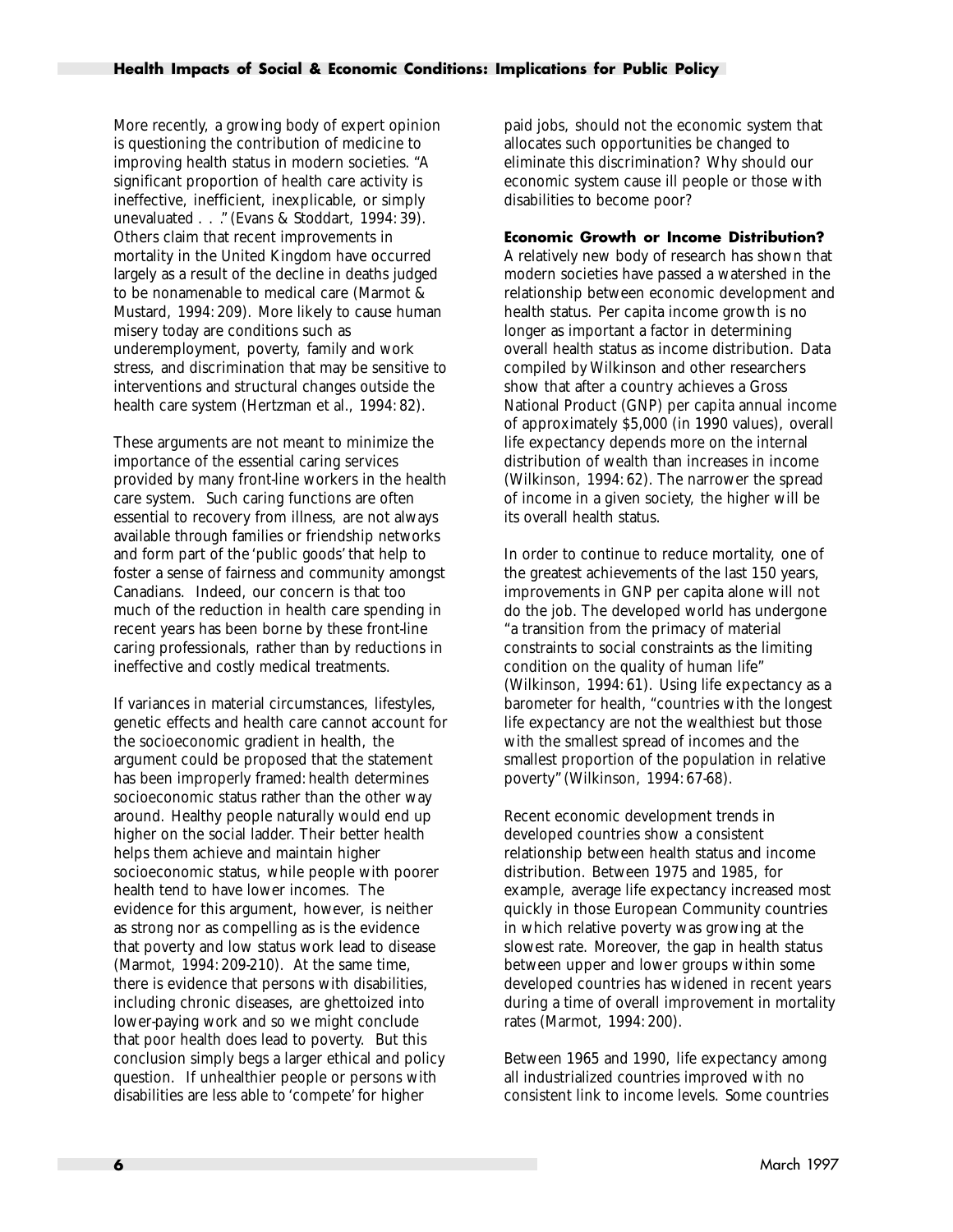More recently, a growing body of expert opinion is questioning the contribution of medicine to improving health status in modern societies. "A significant proportion of health care activity is ineffective, inefficient, inexplicable, or simply unevaluated . . ." (Evans & Stoddart, 1994: 39). Others claim that recent improvements in mortality in the United Kingdom have occurred largely as a result of the decline in deaths judged to be nonamenable to medical care (Marmot & Mustard, 1994: 209). More likely to cause human misery today are conditions such as underemployment, poverty, family and work stress, and discrimination that may be sensitive to interventions and structural changes outside the health care system (Hertzman et al., 1994: 82).

These arguments are not meant to minimize the importance of the essential caring services provided by many front-line workers in the health care system. Such caring functions are often essential to recovery from illness, are not always available through families or friendship networks and form part of the 'public goods' that help to foster a sense of fairness and community amongst Canadians. Indeed, our concern is that too much of the reduction in health care spending in recent years has been borne by these front-line caring professionals, rather than by reductions in ineffective and costly medical treatments.

If variances in material circumstances, lifestyles, genetic effects and health care cannot account for the socioeconomic gradient in health, the argument could be proposed that the statement has been improperly framed: health determines socioeconomic status rather than the other way around. Healthy people naturally would end up higher on the social ladder. Their better health helps them achieve and maintain higher socioeconomic status, while people with poorer health tend to have lower incomes. The evidence for this argument, however, is neither as strong nor as compelling as is the evidence that poverty and low status work lead to disease (Marmot, 1994: 209-210). At the same time, there is evidence that persons with disabilities, including chronic diseases, are ghettoized into lower-paying work and so we might conclude that poor health does lead to poverty. But this conclusion simply begs a larger ethical and policy question. If unhealthier people or persons with disabilities are less able to 'compete' for higher paid jobs, should not the economic system that allocates such opportunities be changed to eliminate this discrimination? Why should our economic system cause ill people or those with disabilities to become poor?

### Economic Growth or Income Distribution?

A relatively new body of research has shown that modern societies have passed a watershed in the relationship between economic development and health status. Per capita income growth is no longer as important a factor in determining overall health status as income distribution. Data compiled by Wilkinson and other researchers show that after a country achieves a Gross National Product (GNP) per capita annual income of approximately $5,000 (in 1990 values), overall life expectancy depends more on the internal distribution of wealth than increases in income (Wilkinson, 1994: 62). The narrower the spread of income in a given society, the higher will be its overall health status.

In order to continue to reduce mortality, one of the greatest achievements of the last 150 years, improvements in GNP per capita alone will not do the job. The developed world has undergone "a transition from the primacy of material constraints to social constraints as the limiting condition on the quality of human life" (Wilkinson, 1994: 61). Using life expectancy as a barometer for health, "countries with the longest life expectancy are not the wealthiest but those with the smallest spread of incomes and the smallest proportion of the population in relative poverty" (Wilkinson, 1994: 67-68).

Recent economic development trends in developed countries show a consistent relationship between health status and income distribution. Between 1975 and 1985, for example, average life expectancy increased most quickly in those European Community countries in which relative poverty was growing at the slowest rate. Moreover, the gap in health status between upper and lower groups within some developed countries has widened in recent years during a time of overall improvement in mortality rates (Marmot, 1994: 200).

Between 1965 and 1990, life expectancy among all industrialized countries improved with no consistent link to income levels. Some countries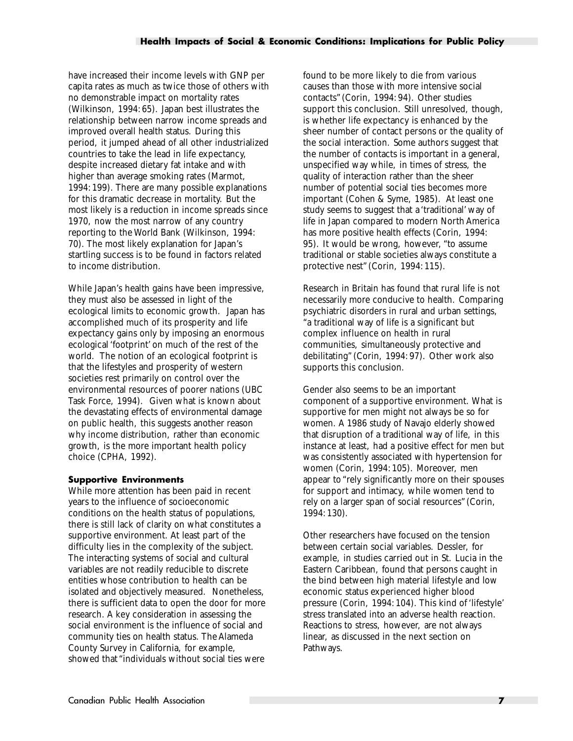have increased their income levels with GNP per capita rates as much as twice those of others with no demonstrable impact on mortality rates (Wilkinson, 1994: 65). Japan best illustrates the relationship between narrow income spreads and improved overall health status. During this period, it jumped ahead of all other industrialized countries to take the lead in life expectancy, despite increased dietary fat intake and with higher than average smoking rates (Marmot, 1994: 199). There are many possible explanations for this dramatic decrease in mortality. But the most likely is a reduction in income spreads since 1970, now the most narrow of any country reporting to the World Bank (Wilkinson, 1994: 70). The most likely explanation for Japan's startling success is to be found in factors related to income distribution.

While Japan's health gains have been impressive, they must also be assessed in light of the ecological limits to economic growth. Japan has accomplished much of its prosperity and life expectancy gains only by imposing an enormous ecological 'footprint' on much of the rest of the world. The notion of an ecological footprint is that the lifestyles and prosperity of western societies rest primarily on control over the environmental resources of poorer nations (UBC Task Force, 1994). Given what is known about the devastating effects of environmental damage on public health, this suggests another reason why income distribution, rather than economic growth, is the more important health policy choice (CPHA, 1992).

#### Supportive Environments

While more attention has been paid in recent years to the influence of socioeconomic conditions on the health status of populations, there is still lack of clarity on what constitutes a supportive environment. At least part of the difficulty lies in the complexity of the subject. The interacting systems of social and cultural variables are not readily reducible to discrete entities whose contribution to health can be isolated and objectively measured. Nonetheless, there is sufficient data to open the door for more research. A key consideration in assessing the social environment is the influence of social and community ties on health status. The Alameda County Survey in California, for example, showed that "individuals without social ties were found to be more likely to die from various causes than those with more intensive social contacts" (Corin, 1994: 94). Other studies support this conclusion. Still unresolved, though, is whether life expectancy is enhanced by the sheer number of contact persons or the quality of the social interaction. Some authors suggest that the number of contacts is important in a general, unspecified way while, in times of stress, the quality of interaction rather than the sheer number of potential social ties becomes more important (Cohen & Syme, 1985). At least one study seems to suggest that a 'traditional' way of life in Japan compared to modern North America has more positive health effects (Corin, 1994: 95). It would be wrong, however, "to assume traditional or stable societies always constitute a protective nest" (Corin, 1994: 115).

Research in Britain has found that rural life is not necessarily more conducive to health. Comparing psychiatric disorders in rural and urban settings, "a traditional way of life is a significant but complex influence on health in rural communities, simultaneously protective and debilitating" (Corin, 1994: 97). Other work also supports this conclusion.

Gender also seems to be an important component of a supportive environment. What is supportive for men might not always be so for women. A 1986 study of Navajo elderly showed that disruption of a traditional way of life, in this instance at least, had a positive effect for men but was consistently associated with hypertension for women (Corin, 1994: 105). Moreover, men appear to "rely significantly more on their spouses for support and intimacy, while women tend to rely on a larger span of social resources" (Corin, 1994: 130).

Other researchers have focused on the tension between certain social variables. Dessler, for example, in studies carried out in St. Lucia in the Eastern Caribbean, found that persons caught in the bind between high material lifestyle and low economic status experienced higher blood pressure (Corin, 1994: 104). This kind of 'lifestyle' stress translated into an adverse health reaction. Reactions to stress, however, are not always linear, as discussed in the next section on Pathways.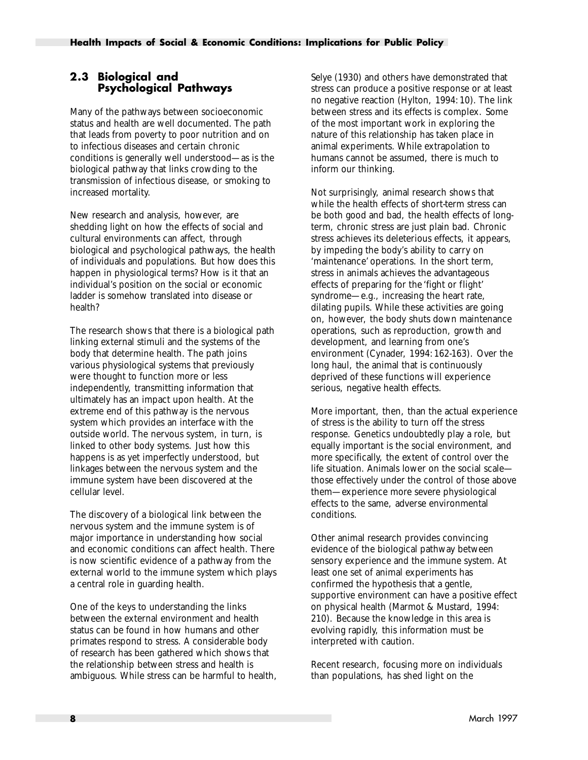## 2.3 Biological and Psychological Pathways

Many of the pathways between socioeconomic status and health are well documented. The path that leads from poverty to poor nutrition and on to infectious diseases and certain chronic conditions is generally well understood—as is the biological pathway that links crowding to the transmission of infectious disease, or smoking to increased mortality.

New research and analysis, however, are shedding light on how the effects of social and cultural environments can affect, through biological and psychological pathways, the health of individuals and populations. But how does this happen in physiological terms? How is it that an individual's position on the social or economic ladder is somehow translated into disease or health?

The research shows that there is a biological path linking external stimuli and the systems of the body that determine health. The path joins various physiological systems that previously were thought to function more or less independently, transmitting information that ultimately has an impact upon health. At the extreme end of this pathway is the nervous system which provides an interface with the outside world. The nervous system, in turn, is linked to other body systems. Just how this happens is as yet imperfectly understood, but linkages between the nervous system and the immune system have been discovered at the cellular level.

The discovery of a biological link between the nervous system and the immune system is of major importance in understanding how social and economic conditions can affect health. There is now scientific evidence of a pathway from the external world to the immune system which plays a central role in guarding health.

One of the keys to understanding the links between the external environment and health status can be found in how humans and other primates respond to stress. A considerable body of research has been gathered which shows that the relationship between stress and health is ambiguous. While stress can be harmful to health, Selye (1930) and others have demonstrated that stress can produce a positive response or at least no negative reaction (Hylton, 1994: 10). The link between stress and its effects is complex. Some of the most important work in exploring the nature of this relationship has taken place in animal experiments. While extrapolation to humans cannot be assumed, there is much to inform our thinking.

Not surprisingly, animal research shows that while the health effects of short-term stress can be both good and bad, the health effects of long-term, chronic stress are just plain bad. Chronic stress achieves its deleterious effects, it appears, by impeding the body's ability to carry on 'maintenance' operations. In the short term, stress in animals achieves the advantageous effects of preparing for the 'fight or flight' syndrome—e.g., increasing the heart rate, dilating pupils. While these activities are going on, however, the body shuts down maintenance operations, such as reproduction, growth and development, and learning from one's environment (Cynader, 1994: 162-163). Over the long haul, the animal that is continuously deprived of these functions will experience serious, negative health effects.

More important, then, than the actual experience of stress is the ability to turn off the stress response. Genetics undoubtedly play a role, but equally important is the social environment, and more specifically, the extent of control over the life situation. Animals lower on the social scale—those effectively under the control of those above them—experience more severe physiological effects to the same, adverse environmental conditions.

Other animal research provides convincing evidence of the biological pathway between sensory experience and the immune system. At least one set of animal experiments has confirmed the hypothesis that a gentle, supportive environment can have a positive effect on physical health (Marmot & Mustard, 1994: 210). Because the knowledge in this area is evolving rapidly, this information must be interpreted with caution.

Recent research, focusing more on individuals than populations, has shed light on the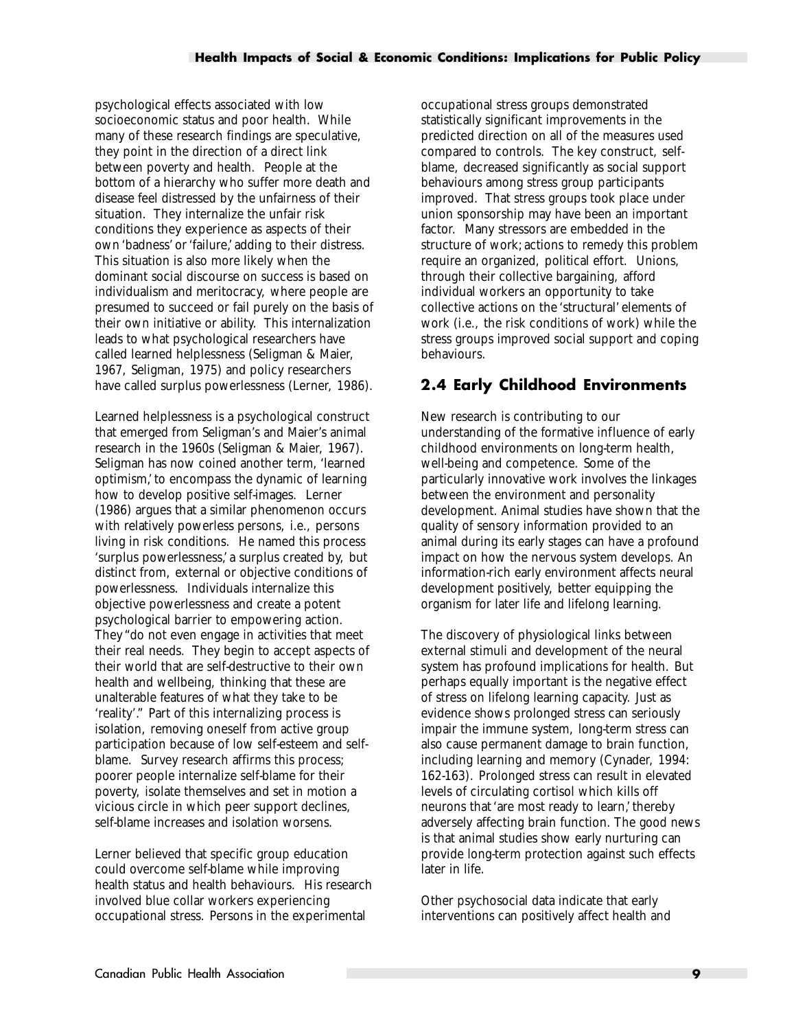psychological effects associated with low socioeconomic status and poor health. While many of these research findings are speculative, they point in the direction of a direct link between poverty and health. People at the bottom of a hierarchy who suffer more death and disease feel distressed by the unfairness of their situation. They internalize the unfair risk conditions they experience as aspects of their own 'badness' or 'failure,' adding to their distress. This situation is also more likely when the dominant social discourse on success is based on individualism and meritocracy, where people are presumed to succeed or fail purely on the basis of their own initiative or ability. This internalization leads to what psychological researchers have called learned helplessness (Seligman & Maier, 1967, Seligman, 1975) and policy researchers have called surplus powerlessness (Lerner, 1986).

Learned helplessness is a psychological construct that emerged from Seligman's and Maier's animal research in the 1960s (Seligman & Maier, 1967). Seligman has now coined another term, 'learned optimism,' to encompass the dynamic of learning how to develop positive self-images. Lerner (1986) argues that a similar phenomenon occurs with relatively powerless persons, i.e., persons living in risk conditions. He named this process 'surplus powerlessness,' a surplus created by, but distinct from, external or objective conditions of powerlessness. Individuals internalize this objective powerlessness and create a potent psychological barrier to empowering action. They "do not even engage in activities that meet their real needs. They begin to accept aspects of their world that are self-destructive to their own health and wellbeing, thinking that these are unalterable features of what they take to be 'reality'." Part of this internalizing process is isolation, removing oneself from active group participation because of low self-esteem and self-blame. Survey research affirms this process; poorer people internalize self-blame for their poverty, isolate themselves and set in motion a vicious circle in which peer support declines, self-blame increases and isolation worsens.

Lerner believed that specific group education could overcome self-blame while improving health status and health behaviours. His research involved blue collar workers experiencing occupational stress. Persons in the experimental occupational stress groups demonstrated statistically significant improvements in the predicted direction on all of the measures used compared to controls. The key construct, self-blame, decreased significantly as social support behaviours among stress group participants improved. That stress groups took place under union sponsorship may have been an important factor. Many stressors are embedded in the structure of work; actions to remedy this problem require an organized, political effort. Unions, through their collective bargaining, afford individual workers an opportunity to take collective actions on the 'structural' elements of work (i.e., the risk conditions of work) while the stress groups improved social support and coping behaviours.

## 2.4 Early Childhood Environments

New research is contributing to our understanding of the formative influence of early childhood environments on long-term health, well-being and competence. Some of the particularly innovative work involves the linkages between the environment and personality development. Animal studies have shown that the quality of sensory information provided to an animal during its early stages can have a profound impact on how the nervous system develops. An information-rich early environment affects neural development positively, better equipping the organism for later life and lifelong learning.

The discovery of physiological links between external stimuli and development of the neural system has profound implications for health. But perhaps equally important is the negative effect of stress on lifelong learning capacity. Just as evidence shows prolonged stress can seriously impair the immune system, long-term stress can also cause permanent damage to brain function, including learning and memory (Cynader, 1994: 162-163). Prolonged stress can result in elevated levels of circulating cortisol which kills off neurons that 'are most ready to learn,' thereby adversely affecting brain function. The good news is that animal studies show early nurturing can provide long-term protection against such effects later in life.

Other psychosocial data indicate that early interventions can positively affect health and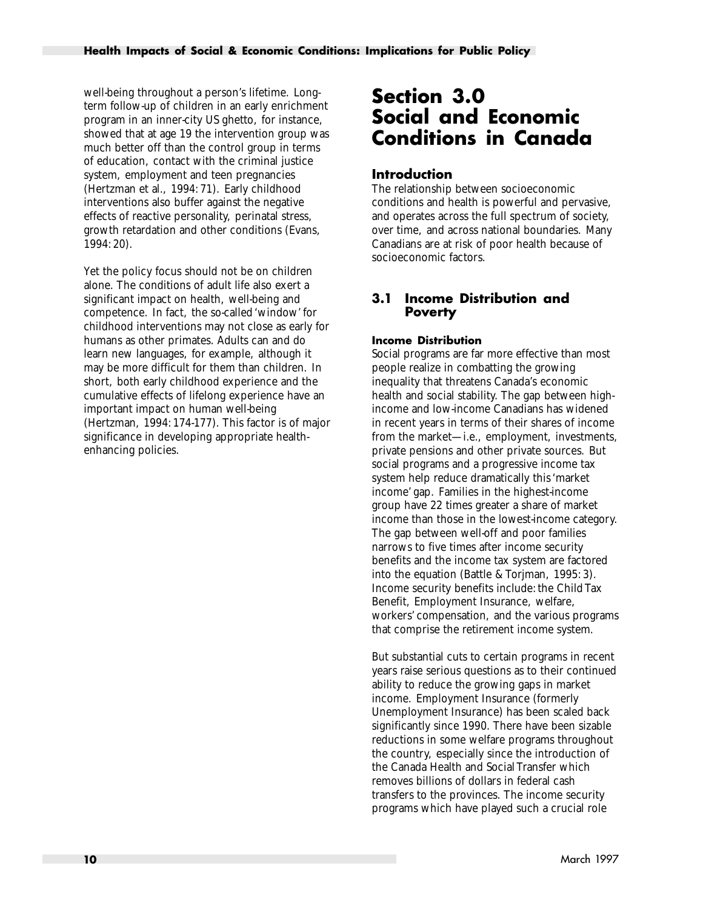well-being throughout a person's lifetime. Long-term follow-up of children in an early enrichment program in an inner-city US ghetto, for instance, showed that at age 19 the intervention group was much better off than the control group in terms of education, contact with the criminal justice system, employment and teen pregnancies (Hertzman et al., 1994: 71). Early childhood interventions also buffer against the negative effects of reactive personality, perinatal stress, growth retardation and other conditions (Evans, 1994: 20).

Yet the policy focus should not be on children alone. The conditions of adult life also exert a significant impact on health, well-being and competence. In fact, the so-called 'window' for childhood interventions may not close as early for humans as other primates. Adults can and do learn new languages, for example, although it may be more difficult for them than children. In short, both early childhood experience and the cumulative effects of lifelong experience have an important impact on human well-being (Hertzman, 1994: 174-177). This factor is of major significance in developing appropriate health-enhancing policies.

# Section 3.0 Social and Economic Conditions in Canada

### Introduction

The relationship between socioeconomic conditions and health is powerful and pervasive, and operates across the full spectrum of society, over time, and across national boundaries. Many Canadians are at risk of poor health because of socioeconomic factors.

## 3.1 Income Distribution and Poverty

#### Income Distribution

Social programs are far more effective than most people realize in combatting the growing inequality that threatens Canada's economic health and social stability. The gap between high-income and low-income Canadians has widened in recent years in terms of their shares of income from the market—i.e., employment, investments, private pensions and other private sources. But social programs and a progressive income tax system help reduce dramatically this 'market income' gap. Families in the highest-income group have 22 times greater a share of market income than those in the lowest-income category. The gap between well-off and poor families narrows to five times after income security benefits and the income tax system are factored into the equation (Battle & Torjman, 1995: 3). Income security benefits include: the Child Tax Benefit, Employment Insurance, welfare, workers' compensation, and the various programs that comprise the retirement income system.

But substantial cuts to certain programs in recent years raise serious questions as to their continued ability to reduce the growing gaps in market income. Employment Insurance (formerly Unemployment Insurance) has been scaled back significantly since 1990. There have been sizable reductions in some welfare programs throughout the country, especially since the introduction of the Canada Health and Social Transfer which removes billions of dollars in federal cash transfers to the provinces. The income security programs which have played such a crucial role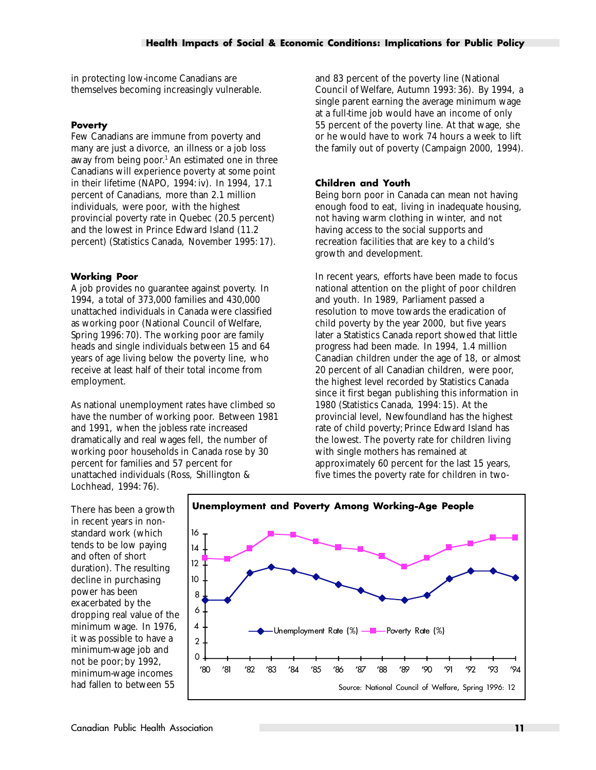in protecting low-income Canadians are themselves becoming increasingly vulnerable.

### Poverty

Few Canadians are immune from poverty and many are just a divorce, an illness or a job loss away from being poor.[1] An estimated one in three Canadians will experience poverty at some point in their lifetime (NAPO, 1994: iv). In 1994, 17.1 percent of Canadians, more than 2.1 million individuals, were poor, with the highest provincial poverty rate in Quebec (20.5 percent) and the lowest in Prince Edward Island (11.2 percent) (Statistics Canada, November 1995: 17).

### Working Poor

A job provides no guarantee against poverty. In 1994, a total of 373,000 families and 430,000 unattached individuals in Canada were classified as working poor (National Council of Welfare, Spring 1996: 70). The working poor are family heads and single individuals between 15 and 64 years of age living below the poverty line, who receive at least half of their total income from employment.

As national unemployment rates have climbed so have the number of working poor. Between 1981 and 1991, when the jobless rate increased dramatically and real wages fell, the number of working poor households in Canada rose by 30 percent for families and 57 percent for unattached individuals (Ross, Shillington & Lochhead, 1994: 76).

There has been a growth in recent years in non-standard work (which tends to be low paying and often of short duration). The resulting decline in purchasing power has been exacerbated by the dropping real value of the minimum wage. In 1976, it was possible to have a minimum-wage job and not be poor; by 1992, minimum-wage incomes had fallen to between 55 and 83 percent of the poverty line (National Council of Welfare, Autumn 1993: 36). By 1994, a single parent earning the average minimum wage at a full-time job would have an income of only 55 percent of the poverty line. At that wage, she or he would have to work 74 hours a week to lift the family out of poverty (Campaign 2000, 1994).

**Unemployment and Poverty Among Working-Age People**

| Year | Unemployment Rate (%) | Poverty Rate (%) |
|---|---|---|
| '80 | 7.5 | 12.9 |
| '81 | 7.5 | 12.8 |
| '82 | 11 | 14.1 |
| '83 | 11.8 | 15.9 |
| '84 | 11.3 | 15.8 |
| '85 | 10.5 | 15 |
| '86 | 9.5 | 14.2 |
| '87 | 8.8 | 14 |
| '88 | 7.8 | 13.2 |
| '89 | 7.5 | 11.8 |
| '90 | 8.1 | 12.9 |
| '91 | 10.3 | 14.2 |
| '92 | 11.3 | 14.7 |
| '93 | 11.3 | 15.5 |
| '94 | 10.4 | 15.5 |

Source: National Council of Welfare, Spring 1996: 12

### Children and Youth

Being born poor in Canada can mean not having enough food to eat, living in inadequate housing, not having warm clothing in winter, and not having access to the social supports and recreation facilities that are key to a child's growth and development.

In recent years, efforts have been made to focus national attention on the plight of poor children and youth. In 1989, Parliament passed a resolution to move towards the eradication of child poverty by the year 2000, but five years later a Statistics Canada report showed that little progress had been made. In 1994, 1.4 million Canadian children under the age of 18, or almost 20 percent of all Canadian children, were poor, the highest level recorded by Statistics Canada since it first began publishing this information in 1980 (Statistics Canada, 1994: 15). At the provincial level, Newfoundland has the highest rate of child poverty; Prince Edward Island has the lowest. The poverty rate for children living with single mothers has remained at approximately 60 percent for the last 15 years, five times the poverty rate for children in two-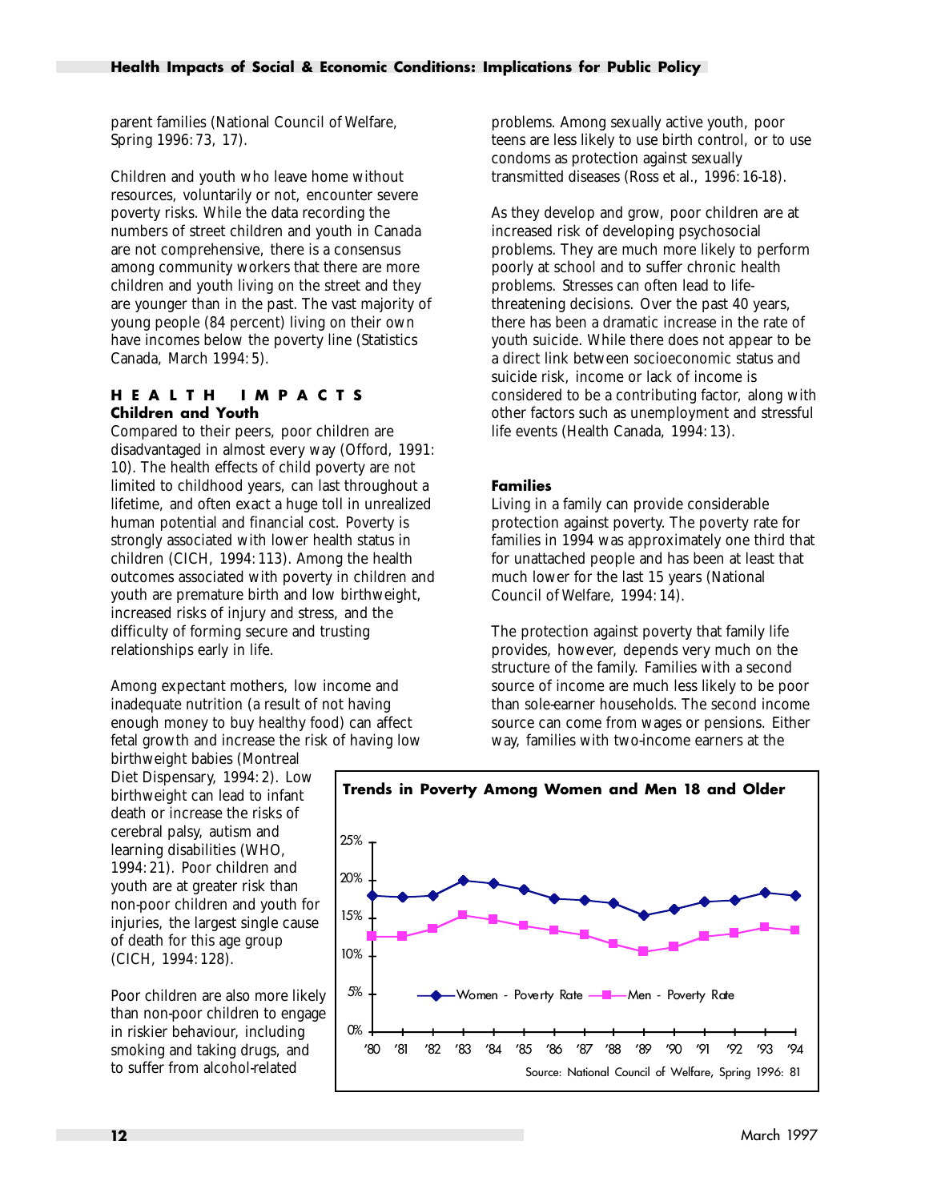parent families (National Council of Welfare, Spring 1996: 73, 17).

Children and youth who leave home without resources, voluntarily or not, encounter severe poverty risks. While the data recording the numbers of street children and youth in Canada are not comprehensive, there is a consensus among community workers that there are more children and youth living on the street and they are younger than in the past. The vast majority of young people (84 percent) living on their own have incomes below the poverty line (Statistics Canada, March 1994: 5).

## HEALTH IMPACTS

### Children and Youth

Compared to their peers, poor children are disadvantaged in almost every way (Offord, 1991: 10). The health effects of child poverty are not limited to childhood years, can last throughout a lifetime, and often exact a huge toll in unrealized human potential and financial cost. Poverty is strongly associated with lower health status in children (CICH, 1994: 113). Among the health outcomes associated with poverty in children and youth are premature birth and low birthweight, increased risks of injury and stress, and the difficulty of forming secure and trusting relationships early in life.

Among expectant mothers, low income and inadequate nutrition (a result of not having enough money to buy healthy food) can affect fetal growth and increase the risk of having low birthweight babies (Montreal Diet Dispensary, 1994: 2). Low birthweight can lead to infant death or increase the risks of cerebral palsy, autism and learning disabilities (WHO, 1994: 21). Poor children and youth are at greater risk than non-poor children and youth for injuries, the largest single cause of death for this age group (CICH, 1994: 128).

Poor children are also more likely than non-poor children to engage in riskier behaviour, including smoking and taking drugs, and to suffer from alcohol-related problems. Among sexually active youth, poor teens are less likely to use birth control, or to use condoms as protection against sexually transmitted diseases (Ross et al., 1996: 16-18).

As they develop and grow, poor children are at increased risk of developing psychosocial problems. They are much more likely to perform poorly at school and to suffer chronic health problems. Stresses can often lead to life-threatening decisions. Over the past 40 years, there has been a dramatic increase in the rate of youth suicide. While there does not appear to be a direct link between socioeconomic status and suicide risk, income or lack of income is considered to be a contributing factor, along with other factors such as unemployment and stressful life events (Health Canada, 1994: 13).

### Families

Living in a family can provide considerable protection against poverty. The poverty rate for families in 1994 was approximately one third that for unattached people and has been at least that much lower for the last 15 years (National Council of Welfare, 1994: 14).

The protection against poverty that family life provides, however, depends very much on the structure of the family. Families with a second source of income are much less likely to be poor than sole-earner households. The second income source can come from wages or pensions. Either way, families with two-income earners at the

**Trends in Poverty Among Women and Men 18 and Older**

[Line chart: Women - Poverty Rate and Men - Poverty Rate, '80 to '94, y-axis 0% to 25%]

Source: National Council of Welfare, Spring 1996: 81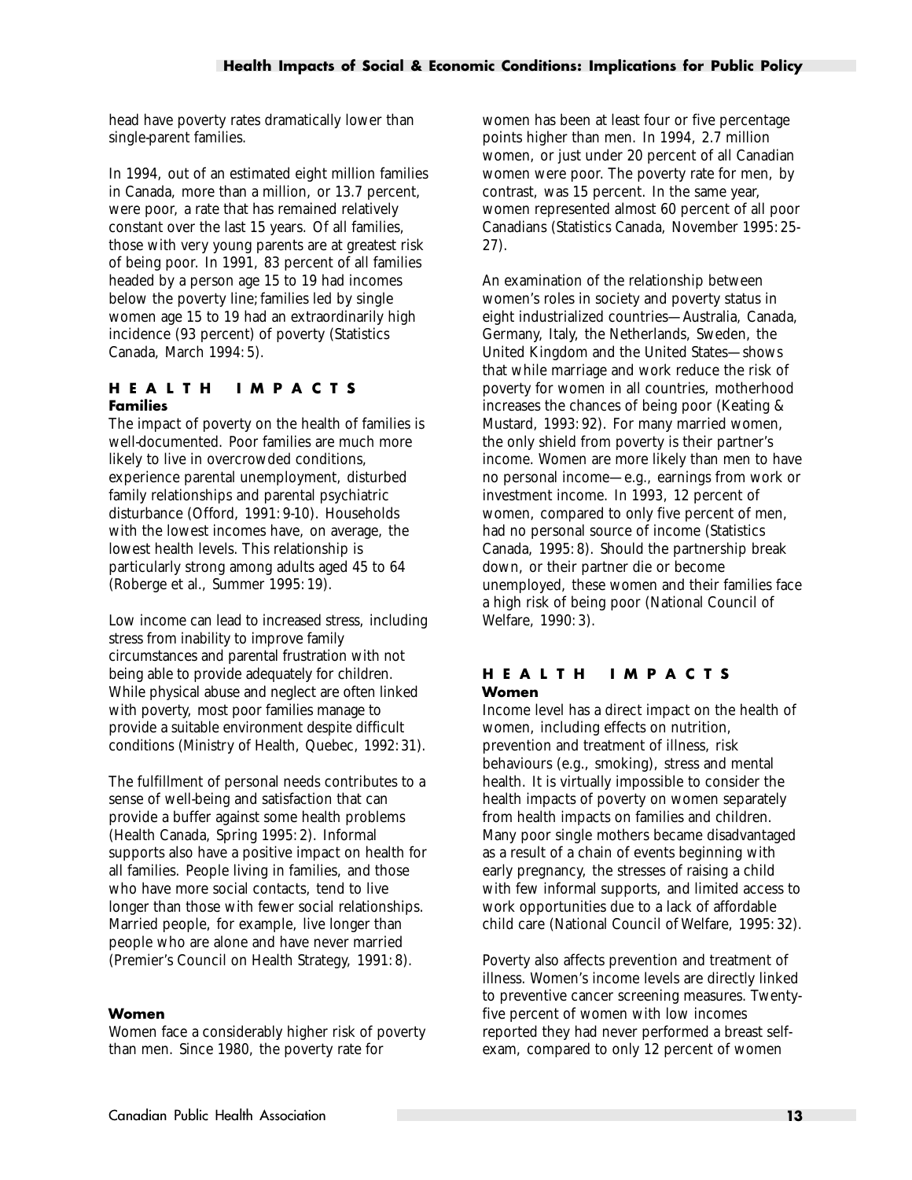head have poverty rates dramatically lower than single-parent families.

In 1994, out of an estimated eight million families in Canada, more than a million, or 13.7 percent, were poor, a rate that has remained relatively constant over the last 15 years. Of all families, those with very young parents are at greatest risk of being poor. In 1991, 83 percent of all families headed by a person age 15 to 19 had incomes below the poverty line; families led by single women age 15 to 19 had an extraordinarily high incidence (93 percent) of poverty (Statistics Canada, March 1994: 5).

## HEALTH IMPACTS

### Families

The impact of poverty on the health of families is well-documented. Poor families are much more likely to live in overcrowded conditions, experience parental unemployment, disturbed family relationships and parental psychiatric disturbance (Offord, 1991: 9-10). Households with the lowest incomes have, on average, the lowest health levels. This relationship is particularly strong among adults aged 45 to 64 (Roberge et al., Summer 1995: 19).

Low income can lead to increased stress, including stress from inability to improve family circumstances and parental frustration with not being able to provide adequately for children. While physical abuse and neglect are often linked with poverty, most poor families manage to provide a suitable environment despite difficult conditions (Ministry of Health, Quebec, 1992: 31).

The fulfillment of personal needs contributes to a sense of well-being and satisfaction that can provide a buffer against some health problems (Health Canada, Spring 1995: 2). Informal supports also have a positive impact on health for all families. People living in families, and those who have more social contacts, tend to live longer than those with fewer social relationships. Married people, for example, live longer than people who are alone and have never married (Premier's Council on Health Strategy, 1991: 8).

### Women

Women face a considerably higher risk of poverty than men. Since 1980, the poverty rate for women has been at least four or five percentage points higher than men. In 1994, 2.7 million women, or just under 20 percent of all Canadian women were poor. The poverty rate for men, by contrast, was 15 percent. In the same year, women represented almost 60 percent of all poor Canadians (Statistics Canada, November 1995: 25-27).

An examination of the relationship between women's roles in society and poverty status in eight industrialized countries—Australia, Canada, Germany, Italy, the Netherlands, Sweden, the United Kingdom and the United States—shows that while marriage and work reduce the risk of poverty for women in all countries, motherhood increases the chances of being poor (Keating & Mustard, 1993: 92). For many married women, the only shield from poverty is their partner's income. Women are more likely than men to have no personal income—e.g., earnings from work or investment income. In 1993, 12 percent of women, compared to only five percent of men, had no personal source of income (Statistics Canada, 1995: 8). Should the partnership break down, or their partner die or become unemployed, these women and their families face a high risk of being poor (National Council of Welfare, 1990: 3).

## HEALTH IMPACTS

### Women

Income level has a direct impact on the health of women, including effects on nutrition, prevention and treatment of illness, risk behaviours (e.g., smoking), stress and mental health. It is virtually impossible to consider the health impacts of poverty on women separately from health impacts on families and children. Many poor single mothers became disadvantaged as a result of a chain of events beginning with early pregnancy, the stresses of raising a child with few informal supports, and limited access to work opportunities due to a lack of affordable child care (National Council of Welfare, 1995: 32).

Poverty also affects prevention and treatment of illness. Women's income levels are directly linked to preventive cancer screening measures. Twenty-five percent of women with low incomes reported they had never performed a breast self-exam, compared to only 12 percent of women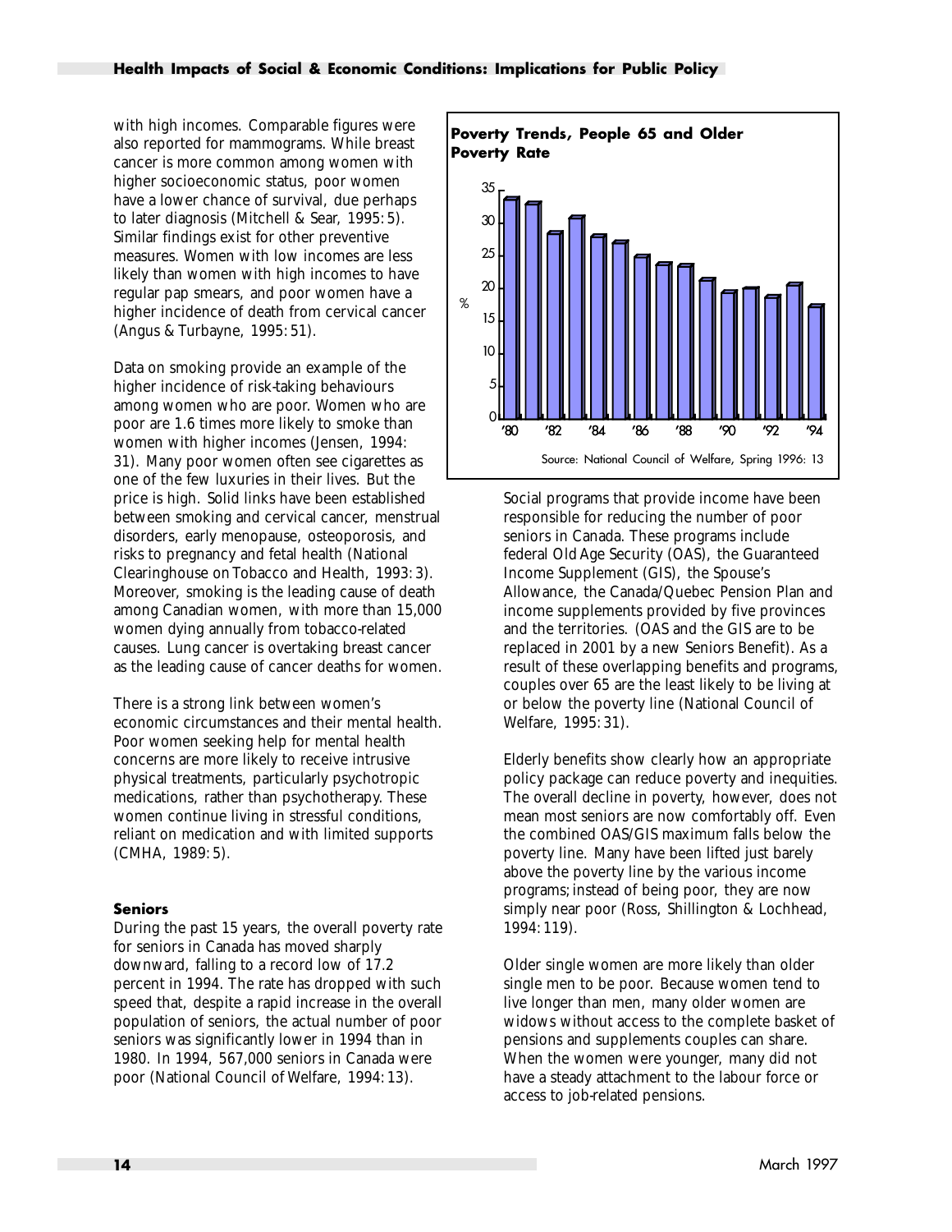with high incomes. Comparable figures were also reported for mammograms. While breast cancer is more common among women with higher socioeconomic status, poor women have a lower chance of survival, due perhaps to later diagnosis (Mitchell & Sear, 1995: 5). Similar findings exist for other preventive measures. Women with low incomes are less likely than women with high incomes to have regular pap smears, and poor women have a higher incidence of death from cervical cancer (Angus & Turbayne, 1995: 51).

Data on smoking provide an example of the higher incidence of risk-taking behaviours among women who are poor. Women who are poor are 1.6 times more likely to smoke than women with higher incomes (Jensen, 1994: 31). Many poor women often see cigarettes as one of the few luxuries in their lives. But the price is high. Solid links have been established between smoking and cervical cancer, menstrual disorders, early menopause, osteoporosis, and risks to pregnancy and fetal health (National Clearinghouse on Tobacco and Health, 1993: 3). Moreover, smoking is the leading cause of death among Canadian women, with more than 15,000 women dying annually from tobacco-related causes. Lung cancer is overtaking breast cancer as the leading cause of cancer deaths for women.

There is a strong link between women's economic circumstances and their mental health. Poor women seeking help for mental health concerns are more likely to receive intrusive physical treatments, particularly psychotropic medications, rather than psychotherapy. These women continue living in stressful conditions, reliant on medication and with limited supports (CMHA, 1989: 5).

#### Seniors

During the past 15 years, the overall poverty rate for seniors in Canada has moved sharply downward, falling to a record low of 17.2 percent in 1994. The rate has dropped with such speed that, despite a rapid increase in the overall population of seniors, the actual number of poor seniors was significantly lower in 1994 than in 1980. In 1994, 567,000 seniors in Canada were poor (National Council of Welfare, 1994: 13).

**Poverty Trends, People 65 and Older**
**Poverty Rate**

Source: National Council of Welfare, Spring 1996: 13

Social programs that provide income have been responsible for reducing the number of poor seniors in Canada. These programs include federal Old Age Security (OAS), the Guaranteed Income Supplement (GIS), the Spouse's Allowance, the Canada/Quebec Pension Plan and income supplements provided by five provinces and the territories. (OAS and the GIS are to be replaced in 2001 by a new Seniors Benefit). As a result of these overlapping benefits and programs, couples over 65 are the least likely to be living at or below the poverty line (National Council of Welfare, 1995: 31).

Elderly benefits show clearly how an appropriate policy package can reduce poverty and inequities. The overall decline in poverty, however, does not mean most seniors are now comfortably off. Even the combined OAS/GIS maximum falls below the poverty line. Many have been lifted just barely above the poverty line by the various income programs; instead of being poor, they are now simply near poor (Ross, Shillington & Lochhead, 1994: 119).

Older single women are more likely than older single men to be poor. Because women tend to live longer than men, many older women are widows without access to the complete basket of pensions and supplements couples can share. When the women were younger, many did not have a steady attachment to the labour force or access to job-related pensions.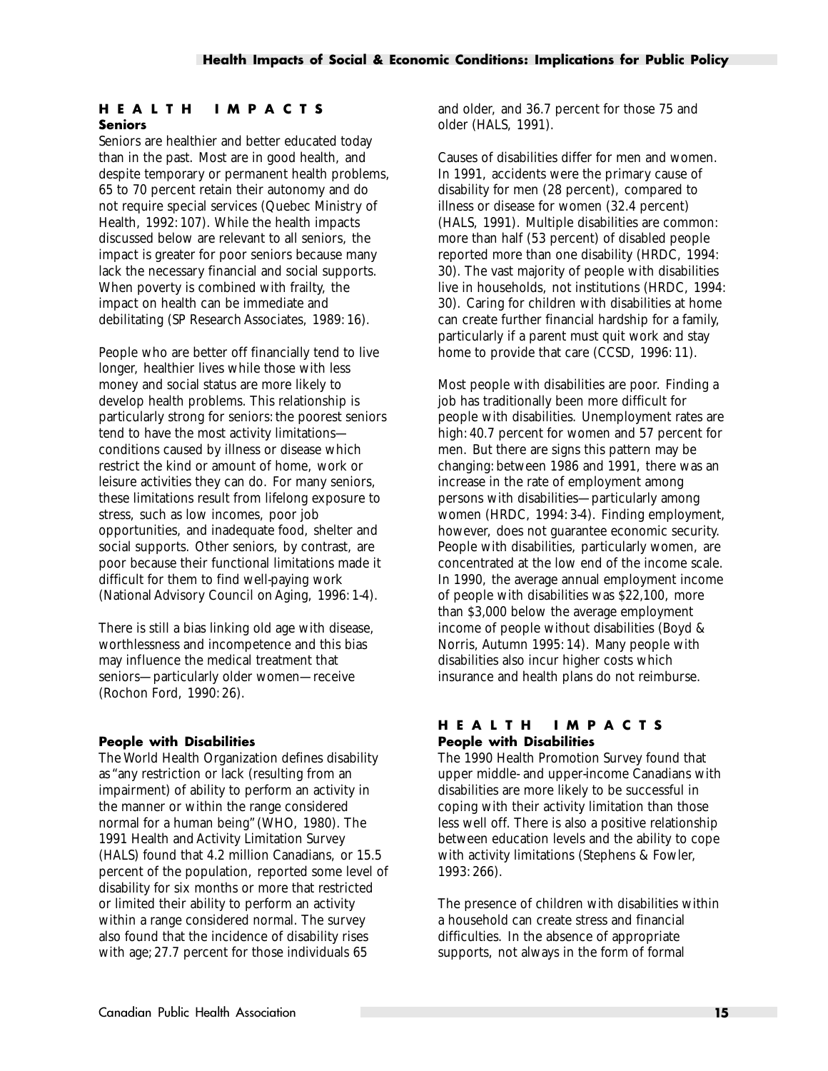## HEALTH IMPACTS

### Seniors

Seniors are healthier and better educated today than in the past. Most are in good health, and despite temporary or permanent health problems, 65 to 70 percent retain their autonomy and do not require special services (Quebec Ministry of Health, 1992: 107). While the health impacts discussed below are relevant to all seniors, the impact is greater for poor seniors because many lack the necessary financial and social supports. When poverty is combined with frailty, the impact on health can be immediate and debilitating (SP Research Associates, 1989: 16).

People who are better off financially tend to live longer, healthier lives while those with less money and social status are more likely to develop health problems. This relationship is particularly strong for seniors: the poorest seniors tend to have the most activity limitations—conditions caused by illness or disease which restrict the kind or amount of home, work or leisure activities they can do. For many seniors, these limitations result from lifelong exposure to stress, such as low incomes, poor job opportunities, and inadequate food, shelter and social supports. Other seniors, by contrast, are poor because their functional limitations made it difficult for them to find well-paying work (National Advisory Council on Aging, 1996: 1-4).

There is still a bias linking old age with disease, worthlessness and incompetence and this bias may influence the medical treatment that seniors—particularly older women—receive (Rochon Ford, 1990: 26).

### People with Disabilities

The World Health Organization defines disability as "any restriction or lack (resulting from an impairment) of ability to perform an activity in the manner or within the range considered normal for a human being" (WHO, 1980). The 1991 Health and Activity Limitation Survey (HALS) found that 4.2 million Canadians, or 15.5 percent of the population, reported some level of disability for six months or more that restricted or limited their ability to perform an activity within a range considered normal. The survey also found that the incidence of disability rises with age; 27.7 percent for those individuals 65 and older, and 36.7 percent for those 75 and older (HALS, 1991).

Causes of disabilities differ for men and women. In 1991, accidents were the primary cause of disability for men (28 percent), compared to illness or disease for women (32.4 percent) (HALS, 1991). Multiple disabilities are common: more than half (53 percent) of disabled people reported more than one disability (HRDC, 1994: 30). The vast majority of people with disabilities live in households, not institutions (HRDC, 1994: 30). Caring for children with disabilities at home can create further financial hardship for a family, particularly if a parent must quit work and stay home to provide that care (CCSD, 1996: 11).

Most people with disabilities are poor. Finding a job has traditionally been more difficult for people with disabilities. Unemployment rates are high: 40.7 percent for women and 57 percent for men. But there are signs this pattern may be changing: between 1986 and 1991, there was an increase in the rate of employment among persons with disabilities—particularly among women (HRDC, 1994: 3-4). Finding employment, however, does not guarantee economic security. People with disabilities, particularly women, are concentrated at the low end of the income scale. In 1990, the average annual employment income of people with disabilities was $22,100, more than $3,000 below the average employment income of people without disabilities (Boyd & Norris, Autumn 1995: 14). Many people with disabilities also incur higher costs which insurance and health plans do not reimburse.

## HEALTH IMPACTS

### People with Disabilities

The 1990 Health Promotion Survey found that upper middle- and upper-income Canadians with disabilities are more likely to be successful in coping with their activity limitation than those less well off. There is also a positive relationship between education levels and the ability to cope with activity limitations (Stephens & Fowler, 1993: 266).

The presence of children with disabilities within a household can create stress and financial difficulties. In the absence of appropriate supports, not always in the form of formal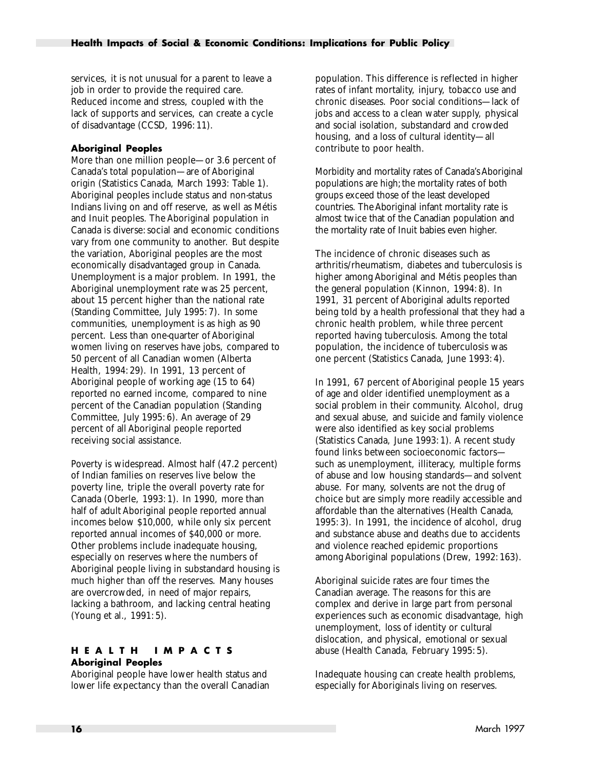services, it is not unusual for a parent to leave a job in order to provide the required care. Reduced income and stress, coupled with the lack of supports and services, can create a cycle of disadvantage (CCSD, 1996: 11).

**Aboriginal Peoples**

More than one million people—or 3.6 percent of Canada's total population—are of Aboriginal origin (Statistics Canada, March 1993: Table 1). Aboriginal peoples include status and non-status Indians living on and off reserve, as well as Métis and Inuit peoples. The Aboriginal population in Canada is diverse: social and economic conditions vary from one community to another. But despite the variation, Aboriginal peoples are the most economically disadvantaged group in Canada. Unemployment is a major problem. In 1991, the Aboriginal unemployment rate was 25 percent, about 15 percent higher than the national rate (Standing Committee, July 1995: 7). In some communities, unemployment is as high as 90 percent. Less than one-quarter of Aboriginal women living on reserves have jobs, compared to 50 percent of all Canadian women (Alberta Health, 1994: 29). In 1991, 13 percent of Aboriginal people of working age (15 to 64) reported no earned income, compared to nine percent of the Canadian population (Standing Committee, July 1995: 6). An average of 29 percent of all Aboriginal people reported receiving social assistance.

Poverty is widespread. Almost half (47.2 percent) of Indian families on reserves live below the poverty line, triple the overall poverty rate for Canada (Oberle, 1993: 1). In 1990, more than half of adult Aboriginal people reported annual incomes below $10,000, while only six percent reported annual incomes of $40,000 or more. Other problems include inadequate housing, especially on reserves where the numbers of Aboriginal people living in substandard housing is much higher than off the reserves. Many houses are overcrowded, in need of major repairs, lacking a bathroom, and lacking central heating (Young et al., 1991: 5).

## HEALTH IMPACTS

**Aboriginal Peoples**

Aboriginal people have lower health status and lower life expectancy than the overall Canadian population. This difference is reflected in higher rates of infant mortality, injury, tobacco use and chronic diseases. Poor social conditions—lack of jobs and access to a clean water supply, physical and social isolation, substandard and crowded housing, and a loss of cultural identity—all contribute to poor health.

Morbidity and mortality rates of Canada's Aboriginal populations are high; the mortality rates of both groups exceed those of the least developed countries. The Aboriginal infant mortality rate is almost twice that of the Canadian population and the mortality rate of Inuit babies even higher.

The incidence of chronic diseases such as arthritis/rheumatism, diabetes and tuberculosis is higher among Aboriginal and Métis peoples than the general population (Kinnon, 1994: 8). In 1991, 31 percent of Aboriginal adults reported being told by a health professional that they had a chronic health problem, while three percent reported having tuberculosis. Among the total population, the incidence of tuberculosis was one percent (Statistics Canada, June 1993: 4).

In 1991, 67 percent of Aboriginal people 15 years of age and older identified unemployment as a social problem in their community. Alcohol, drug and sexual abuse, and suicide and family violence were also identified as key social problems (Statistics Canada, June 1993: 1). A recent study found links between socioeconomic factors—such as unemployment, illiteracy, multiple forms of abuse and low housing standards—and solvent abuse. For many, solvents are not the drug of choice but are simply more readily accessible and affordable than the alternatives (Health Canada, 1995: 3). In 1991, the incidence of alcohol, drug and substance abuse and deaths due to accidents and violence reached epidemic proportions among Aboriginal populations (Drew, 1992: 163).

Aboriginal suicide rates are four times the Canadian average. The reasons for this are complex and derive in large part from personal experiences such as economic disadvantage, high unemployment, loss of identity or cultural dislocation, and physical, emotional or sexual abuse (Health Canada, February 1995: 5).

Inadequate housing can create health problems, especially for Aboriginals living on reserves.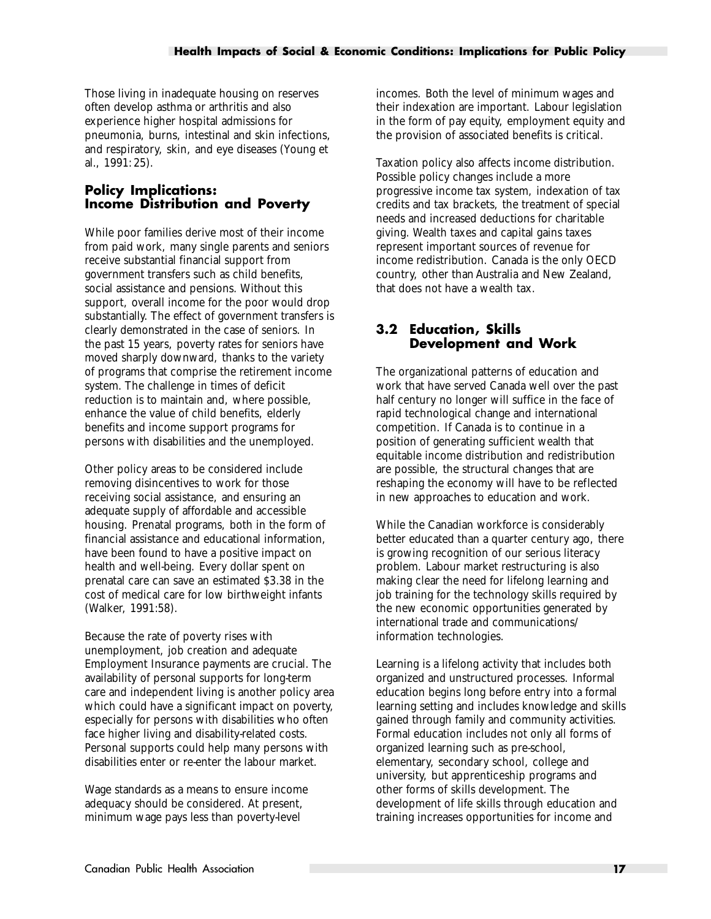Those living in inadequate housing on reserves often develop asthma or arthritis and also experience higher hospital admissions for pneumonia, burns, intestinal and skin infections, and respiratory, skin, and eye diseases (Young et al., 1991: 25).

### Policy Implications: Income Distribution and Poverty

While poor families derive most of their income from paid work, many single parents and seniors receive substantial financial support from government transfers such as child benefits, social assistance and pensions. Without this support, overall income for the poor would drop substantially. The effect of government transfers is clearly demonstrated in the case of seniors. In the past 15 years, poverty rates for seniors have moved sharply downward, thanks to the variety of programs that comprise the retirement income system. The challenge in times of deficit reduction is to maintain and, where possible, enhance the value of child benefits, elderly benefits and income support programs for persons with disabilities and the unemployed.

Other policy areas to be considered include removing disincentives to work for those receiving social assistance, and ensuring an adequate supply of affordable and accessible housing. Prenatal programs, both in the form of financial assistance and educational information, have been found to have a positive impact on health and well-being. Every dollar spent on prenatal care can save an estimated $3.38 in the cost of medical care for low birthweight infants (Walker, 1991:58).

Because the rate of poverty rises with unemployment, job creation and adequate Employment Insurance payments are crucial. The availability of personal supports for long-term care and independent living is another policy area which could have a significant impact on poverty, especially for persons with disabilities who often face higher living and disability-related costs. Personal supports could help many persons with disabilities enter or re-enter the labour market.

Wage standards as a means to ensure income adequacy should be considered. At present, minimum wage pays less than poverty-level incomes. Both the level of minimum wages and their indexation are important. Labour legislation in the form of pay equity, employment equity and the provision of associated benefits is critical.

Taxation policy also affects income distribution. Possible policy changes include a more progressive income tax system, indexation of tax credits and tax brackets, the treatment of special needs and increased deductions for charitable giving. Wealth taxes and capital gains taxes represent important sources of revenue for income redistribution. Canada is the only OECD country, other than Australia and New Zealand, that does not have a wealth tax.

## 3.2 Education, Skills Development and Work

The organizational patterns of education and work that have served Canada well over the past half century no longer will suffice in the face of rapid technological change and international competition. If Canada is to continue in a position of generating sufficient wealth that equitable income distribution and redistribution are possible, the structural changes that are reshaping the economy will have to be reflected in new approaches to education and work.

While the Canadian workforce is considerably better educated than a quarter century ago, there is growing recognition of our serious literacy problem. Labour market restructuring is also making clear the need for lifelong learning and job training for the technology skills required by the new economic opportunities generated by international trade and communications/ information technologies.

Learning is a lifelong activity that includes both organized and unstructured processes. Informal education begins long before entry into a formal learning setting and includes knowledge and skills gained through family and community activities. Formal education includes not only all forms of organized learning such as pre-school, elementary, secondary school, college and university, but apprenticeship programs and other forms of skills development. The development of life skills through education and training increases opportunities for income and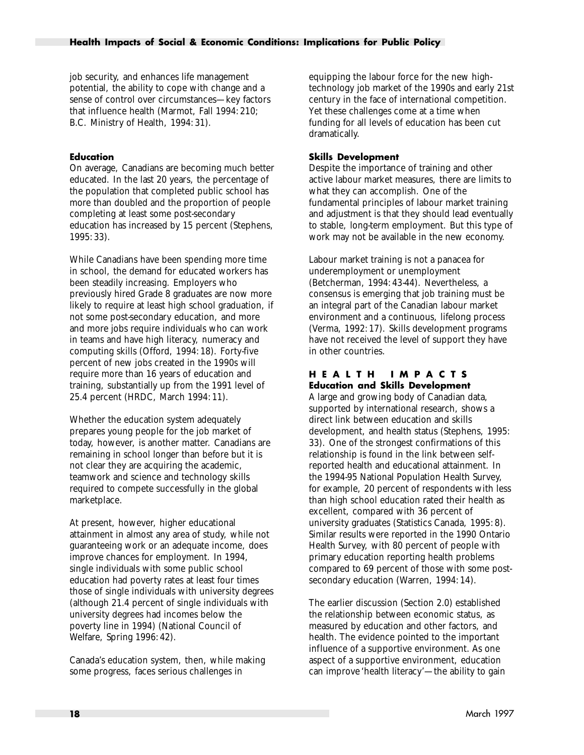job security, and enhances life management potential, the ability to cope with change and a sense of control over circumstances—key factors that influence health (Marmot, Fall 1994: 210; B.C. Ministry of Health, 1994: 31).

### Education

On average, Canadians are becoming much better educated. In the last 20 years, the percentage of the population that completed public school has more than doubled and the proportion of people completing at least some post-secondary education has increased by 15 percent (Stephens, 1995: 33).

While Canadians have been spending more time in school, the demand for educated workers has been steadily increasing. Employers who previously hired Grade 8 graduates are now more likely to require at least high school graduation, if not some post-secondary education, and more and more jobs require individuals who can work in teams and have high literacy, numeracy and computing skills (Offord, 1994: 18). Forty-five percent of new jobs created in the 1990s will require more than 16 years of education and training, substantially up from the 1991 level of 25.4 percent (HRDC, March 1994: 11).

Whether the education system adequately prepares young people for the job market of today, however, is another matter. Canadians are remaining in school longer than before but it is not clear they are acquiring the academic, teamwork and science and technology skills required to compete successfully in the global marketplace.

At present, however, higher educational attainment in almost any area of study, while not guaranteeing work or an adequate income, does improve chances for employment. In 1994, single individuals with some public school education had poverty rates at least four times those of single individuals with university degrees (although 21.4 percent of single individuals with university degrees had incomes below the poverty line in 1994) (National Council of Welfare, Spring 1996: 42).

Canada's education system, then, while making some progress, faces serious challenges in equipping the labour force for the new high-technology job market of the 1990s and early 21st century in the face of international competition. Yet these challenges come at a time when funding for all levels of education has been cut dramatically.

### Skills Development

Despite the importance of training and other active labour market measures, there are limits to what they can accomplish. One of the fundamental principles of labour market training and adjustment is that they should lead eventually to stable, long-term employment. But this type of work may not be available in the new economy.

Labour market training is not a panacea for underemployment or unemployment (Betcherman, 1994: 43-44). Nevertheless, a consensus is emerging that job training must be an integral part of the Canadian labour market environment and a continuous, lifelong process (Verma, 1992: 17). Skills development programs have not received the level of support they have in other countries.

## HEALTH IMPACTS

### Education and Skills Development

A large and growing body of Canadian data, supported by international research, shows a direct link between education and skills development, and health status (Stephens, 1995: 33). One of the strongest confirmations of this relationship is found in the link between self-reported health and educational attainment. In the 1994-95 National Population Health Survey, for example, 20 percent of respondents with less than high school education rated their health as excellent, compared with 36 percent of university graduates (Statistics Canada, 1995: 8). Similar results were reported in the 1990 Ontario Health Survey, with 80 percent of people with primary education reporting health problems compared to 69 percent of those with some post-secondary education (Warren, 1994: 14).

The earlier discussion (Section 2.0) established the relationship between economic status, as measured by education and other factors, and health. The evidence pointed to the important influence of a supportive environment. As one aspect of a supportive environment, education can improve 'health literacy'—the ability to gain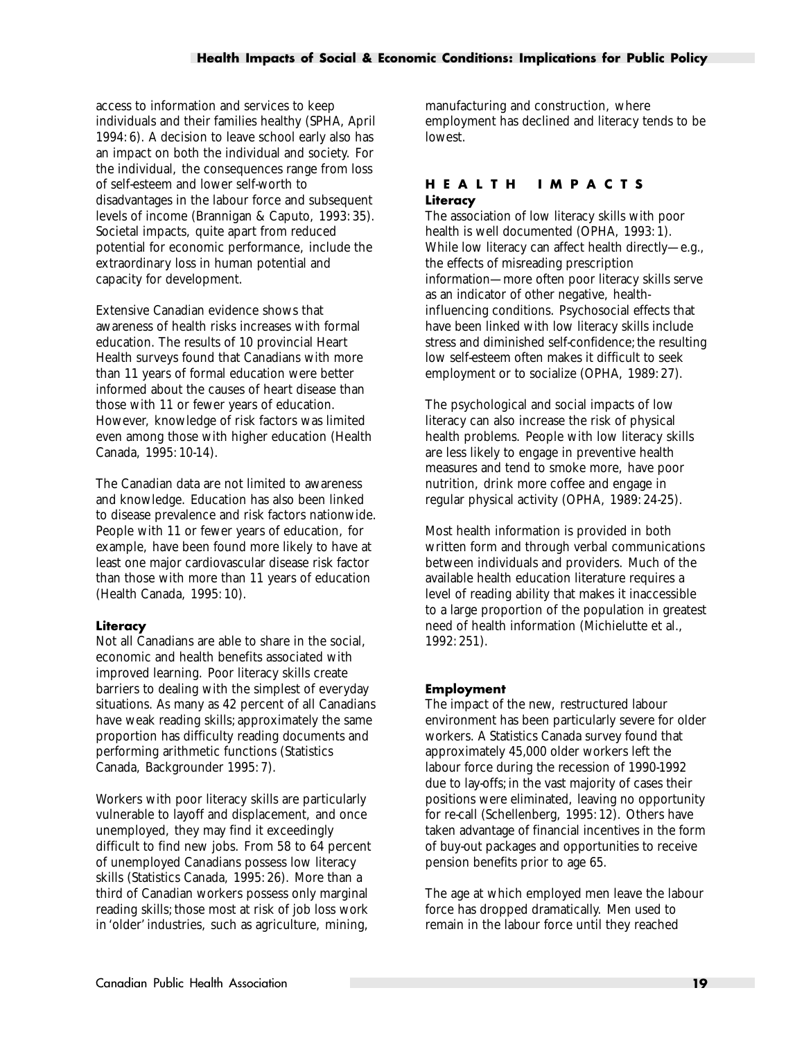access to information and services to keep individuals and their families healthy (SPHA, April 1994: 6). A decision to leave school early also has an impact on both the individual and society. For the individual, the consequences range from loss of self-esteem and lower self-worth to disadvantages in the labour force and subsequent levels of income (Brannigan & Caputo, 1993: 35). Societal impacts, quite apart from reduced potential for economic performance, include the extraordinary loss in human potential and capacity for development.

Extensive Canadian evidence shows that awareness of health risks increases with formal education. The results of 10 provincial Heart Health surveys found that Canadians with more than 11 years of formal education were better informed about the causes of heart disease than those with 11 or fewer years of education. However, knowledge of risk factors was limited even among those with higher education (Health Canada, 1995: 10-14).

The Canadian data are not limited to awareness and knowledge. Education has also been linked to disease prevalence and risk factors nationwide. People with 11 or fewer years of education, for example, have been found more likely to have at least one major cardiovascular disease risk factor than those with more than 11 years of education (Health Canada, 1995: 10).

**Literacy**

Not all Canadians are able to share in the social, economic and health benefits associated with improved learning. Poor literacy skills create barriers to dealing with the simplest of everyday situations. As many as 42 percent of all Canadians have weak reading skills; approximately the same proportion has difficulty reading documents and performing arithmetic functions (Statistics Canada, Backgrounder 1995: 7).

Workers with poor literacy skills are particularly vulnerable to layoff and displacement, and once unemployed, they may find it exceedingly difficult to find new jobs. From 58 to 64 percent of unemployed Canadians possess low literacy skills (Statistics Canada, 1995: 26). More than a third of Canadian workers possess only marginal reading skills; those most at risk of job loss work in 'older' industries, such as agriculture, mining, manufacturing and construction, where employment has declined and literacy tends to be lowest.

## HEALTH IMPACTS

**Literacy**

The association of low literacy skills with poor health is well documented (OPHA, 1993: 1). While low literacy can affect health directly—e.g., the effects of misreading prescription information—more often poor literacy skills serve as an indicator of other negative, health-influencing conditions. Psychosocial effects that have been linked with low literacy skills include stress and diminished self-confidence; the resulting low self-esteem often makes it difficult to seek employment or to socialize (OPHA, 1989: 27).

The psychological and social impacts of low literacy can also increase the risk of physical health problems. People with low literacy skills are less likely to engage in preventive health measures and tend to smoke more, have poor nutrition, drink more coffee and engage in regular physical activity (OPHA, 1989: 24-25).

Most health information is provided in both written form and through verbal communications between individuals and providers. Much of the available health education literature requires a level of reading ability that makes it inaccessible to a large proportion of the population in greatest need of health information (Michielutte et al., 1992: 251).

**Employment**

The impact of the new, restructured labour environment has been particularly severe for older workers. A Statistics Canada survey found that approximately 45,000 older workers left the labour force during the recession of 1990-1992 due to lay-offs; in the vast majority of cases their positions were eliminated, leaving no opportunity for re-call (Schellenberg, 1995: 12). Others have taken advantage of financial incentives in the form of buy-out packages and opportunities to receive pension benefits prior to age 65.

The age at which employed men leave the labour force has dropped dramatically. Men used to remain in the labour force until they reached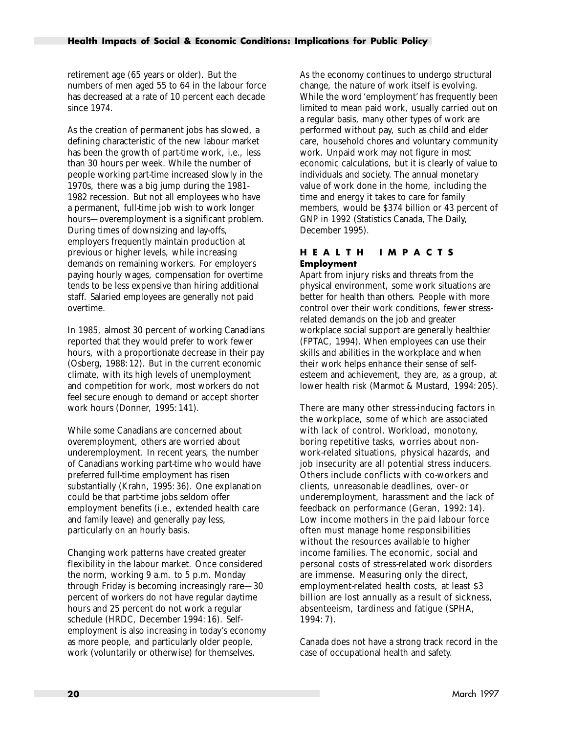retirement age (65 years or older). But the numbers of men aged 55 to 64 in the labour force has decreased at a rate of 10 percent each decade since 1974.

As the creation of permanent jobs has slowed, a defining characteristic of the new labour market has been the growth of part-time work, i.e., less than 30 hours per week. While the number of people working part-time increased slowly in the 1970s, there was a big jump during the 1981-1982 recession. But not all employees who have a permanent, full-time job wish to work longer hours—overemployment is a significant problem. During times of downsizing and lay-offs, employers frequently maintain production at previous or higher levels, while increasing demands on remaining workers. For employers paying hourly wages, compensation for overtime tends to be less expensive than hiring additional staff. Salaried employees are generally not paid overtime.

In 1985, almost 30 percent of working Canadians reported that they would prefer to work fewer hours, with a proportionate decrease in their pay (Osberg, 1988: 12). But in the current economic climate, with its high levels of unemployment and competition for work, most workers do not feel secure enough to demand or accept shorter work hours (Donner, 1995: 141).

While some Canadians are concerned about overemployment, others are worried about underemployment. In recent years, the number of Canadians working part-time who would have preferred full-time employment has risen substantially (Krahn, 1995: 36). One explanation could be that part-time jobs seldom offer employment benefits (i.e., extended health care and family leave) and generally pay less, particularly on an hourly basis.

Changing work patterns have created greater flexibility in the labour market. Once considered the norm, working 9 a.m. to 5 p.m. Monday through Friday is becoming increasingly rare—30 percent of workers do not have regular daytime hours and 25 percent do not work a regular schedule (HRDC, December 1994: 16). Self-employment is also increasing in today's economy as more people, and particularly older people, work (voluntarily or otherwise) for themselves.

As the economy continues to undergo structural change, the nature of work itself is evolving. While the word 'employment' has frequently been limited to mean paid work, usually carried out on a regular basis, many other types of work are performed without pay, such as child and elder care, household chores and voluntary community work. Unpaid work may not figure in most economic calculations, but it is clearly of value to individuals and society. The annual monetary value of work done in the home, including the time and energy it takes to care for family members, would be $374 billion or 43 percent of GNP in 1992 (Statistics Canada, The Daily, December 1995).

## HEALTH IMPACTS

### Employment

Apart from injury risks and threats from the physical environment, some work situations are better for health than others. People with more control over their work conditions, fewer stress-related demands on the job and greater workplace social support are generally healthier (FPTAC, 1994). When employees can use their skills and abilities in the workplace and when their work helps enhance their sense of self-esteem and achievement, they are, as a group, at lower health risk (Marmot & Mustard, 1994: 205).

There are many other stress-inducing factors in the workplace, some of which are associated with lack of control. Workload, monotony, boring repetitive tasks, worries about non-work-related situations, physical hazards, and job insecurity are all potential stress inducers. Others include conflicts with co-workers and clients, unreasonable deadlines, over- or underemployment, harassment and the lack of feedback on performance (Geran, 1992: 14). Low income mothers in the paid labour force often must manage home responsibilities without the resources available to higher income families. The economic, social and personal costs of stress-related work disorders are immense. Measuring only the direct, employment-related health costs, at least $3 billion are lost annually as a result of sickness, absenteeism, tardiness and fatigue (SPHA, 1994: 7).

Canada does not have a strong track record in the case of occupational health and safety.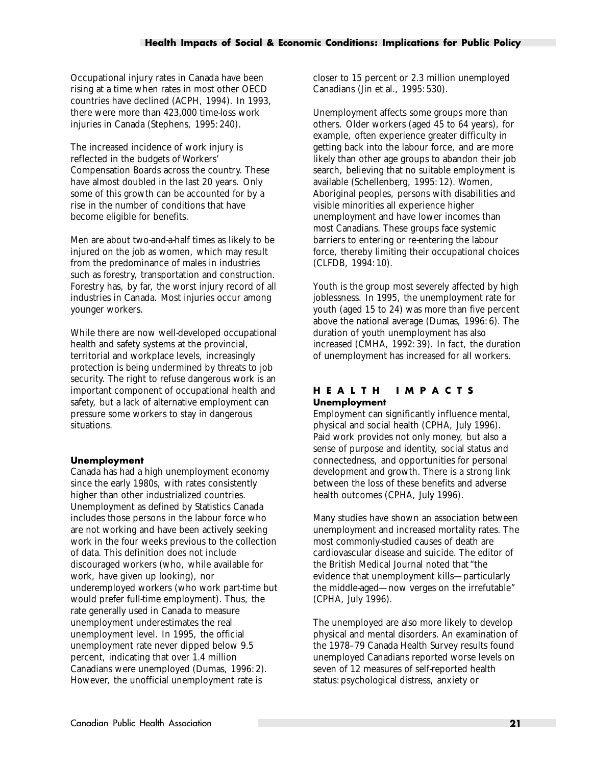Occupational injury rates in Canada have been rising at a time when rates in most other OECD countries have declined (ACPH, 1994). In 1993, there were more than 423,000 time-loss work injuries in Canada (Stephens, 1995: 240).

The increased incidence of work injury is reflected in the budgets of Workers' Compensation Boards across the country. These have almost doubled in the last 20 years. Only some of this growth can be accounted for by a rise in the number of conditions that have become eligible for benefits.

Men are about two-and-a-half times as likely to be injured on the job as women, which may result from the predominance of males in industries such as forestry, transportation and construction. Forestry has, by far, the worst injury record of all industries in Canada. Most injuries occur among younger workers.

While there are now well-developed occupational health and safety systems at the provincial, territorial and workplace levels, increasingly protection is being undermined by threats to job security. The right to refuse dangerous work is an important component of occupational health and safety, but a lack of alternative employment can pressure some workers to stay in dangerous situations.

### Unemployment

Canada has had a high unemployment economy since the early 1980s, with rates consistently higher than other industrialized countries. Unemployment as defined by Statistics Canada includes those persons in the labour force who are not working and have been actively seeking work in the four weeks previous to the collection of data. This definition does not include discouraged workers (who, while available for work, have given up looking), nor underemployed workers (who work part-time but would prefer full-time employment). Thus, the rate generally used in Canada to measure unemployment underestimates the real unemployment level. In 1995, the official unemployment rate never dipped below 9.5 percent, indicating that over 1.4 million Canadians were unemployed (Dumas, 1996: 2). However, the unofficial unemployment rate is closer to 15 percent or 2.3 million unemployed Canadians (Jin et al., 1995: 530).

Unemployment affects some groups more than others. Older workers (aged 45 to 64 years), for example, often experience greater difficulty in getting back into the labour force, and are more likely than other age groups to abandon their job search, believing that no suitable employment is available (Schellenberg, 1995: 12). Women, Aboriginal peoples, persons with disabilities and visible minorities all experience higher unemployment and have lower incomes than most Canadians. These groups face systemic barriers to entering or re-entering the labour force, thereby limiting their occupational choices (CLFDB, 1994: 10).

Youth is the group most severely affected by high joblessness. In 1995, the unemployment rate for youth (aged 15 to 24) was more than five percent above the national average (Dumas, 1996: 6). The duration of youth unemployment has also increased (CMHA, 1992: 39). In fact, the duration of unemployment has increased for all workers.

## HEALTH IMPACTS

### Unemployment

Employment can significantly influence mental, physical and social health (CPHA, July 1996). Paid work provides not only money, but also a sense of purpose and identity, social status and connectedness, and opportunities for personal development and growth. There is a strong link between the loss of these benefits and adverse health outcomes (CPHA, July 1996).

Many studies have shown an association between unemployment and increased mortality rates. The most commonly-studied causes of death are cardiovascular disease and suicide. The editor of the British Medical Journal noted that "the evidence that unemployment kills—particularly the middle-aged—now verges on the irrefutable" (CPHA, July 1996).

The unemployed are also more likely to develop physical and mental disorders. An examination of the 1978–79 Canada Health Survey results found unemployed Canadians reported worse levels on seven of 12 measures of self-reported health status: psychological distress, anxiety or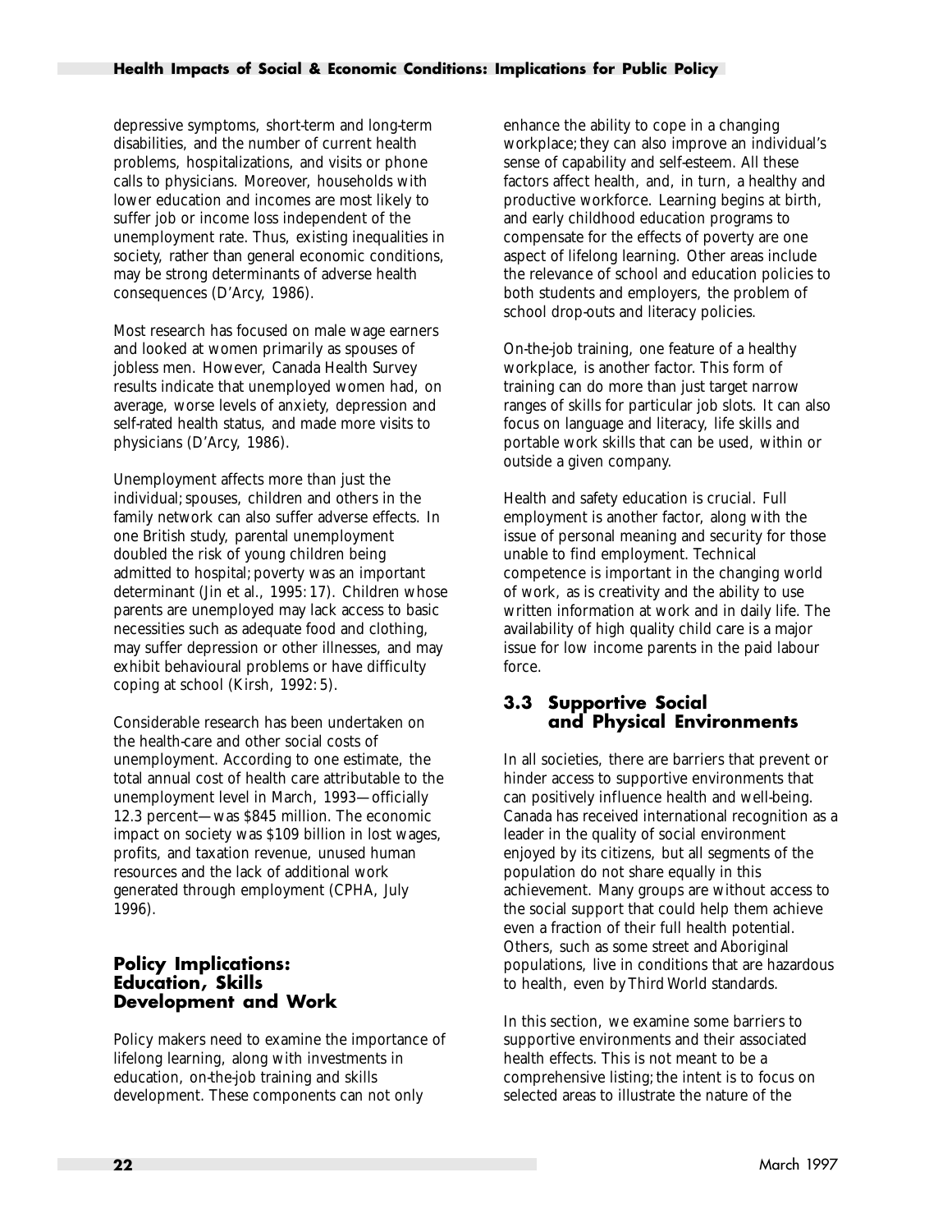depressive symptoms, short-term and long-term disabilities, and the number of current health problems, hospitalizations, and visits or phone calls to physicians. Moreover, households with lower education and incomes are most likely to suffer job or income loss independent of the unemployment rate. Thus, existing inequalities in society, rather than general economic conditions, may be strong determinants of adverse health consequences (D'Arcy, 1986).

Most research has focused on male wage earners and looked at women primarily as spouses of jobless men. However, Canada Health Survey results indicate that unemployed women had, on average, worse levels of anxiety, depression and self-rated health status, and made more visits to physicians (D'Arcy, 1986).

Unemployment affects more than just the individual; spouses, children and others in the family network can also suffer adverse effects. In one British study, parental unemployment doubled the risk of young children being admitted to hospital; poverty was an important determinant (Jin et al., 1995: 17). Children whose parents are unemployed may lack access to basic necessities such as adequate food and clothing, may suffer depression or other illnesses, and may exhibit behavioural problems or have difficulty coping at school (Kirsh, 1992: 5).

Considerable research has been undertaken on the health-care and other social costs of unemployment. According to one estimate, the total annual cost of health care attributable to the unemployment level in March, 1993—officially 12.3 percent—was $845 million. The economic impact on society was $109 billion in lost wages, profits, and taxation revenue, unused human resources and the lack of additional work generated through employment (CPHA, July 1996).

### Policy Implications: Education, Skills Development and Work

Policy makers need to examine the importance of lifelong learning, along with investments in education, on-the-job training and skills development. These components can not only enhance the ability to cope in a changing workplace; they can also improve an individual's sense of capability and self-esteem. All these factors affect health, and, in turn, a healthy and productive workforce. Learning begins at birth, and early childhood education programs to compensate for the effects of poverty are one aspect of lifelong learning. Other areas include the relevance of school and education policies to both students and employers, the problem of school drop-outs and literacy policies.

On-the-job training, one feature of a healthy workplace, is another factor. This form of training can do more than just target narrow ranges of skills for particular job slots. It can also focus on language and literacy, life skills and portable work skills that can be used, within or outside a given company.

Health and safety education is crucial. Full employment is another factor, along with the issue of personal meaning and security for those unable to find employment. Technical competence is important in the changing world of work, as is creativity and the ability to use written information at work and in daily life. The availability of high quality child care is a major issue for low income parents in the paid labour force.

## 3.3 Supportive Social and Physical Environments

In all societies, there are barriers that prevent or hinder access to supportive environments that can positively influence health and well-being. Canada has received international recognition as a leader in the quality of social environment enjoyed by its citizens, but all segments of the population do not share equally in this achievement. Many groups are without access to the social support that could help them achieve even a fraction of their full health potential. Others, such as some street and Aboriginal populations, live in conditions that are hazardous to health, even by Third World standards.

In this section, we examine some barriers to supportive environments and their associated health effects. This is not meant to be a comprehensive listing; the intent is to focus on selected areas to illustrate the nature of the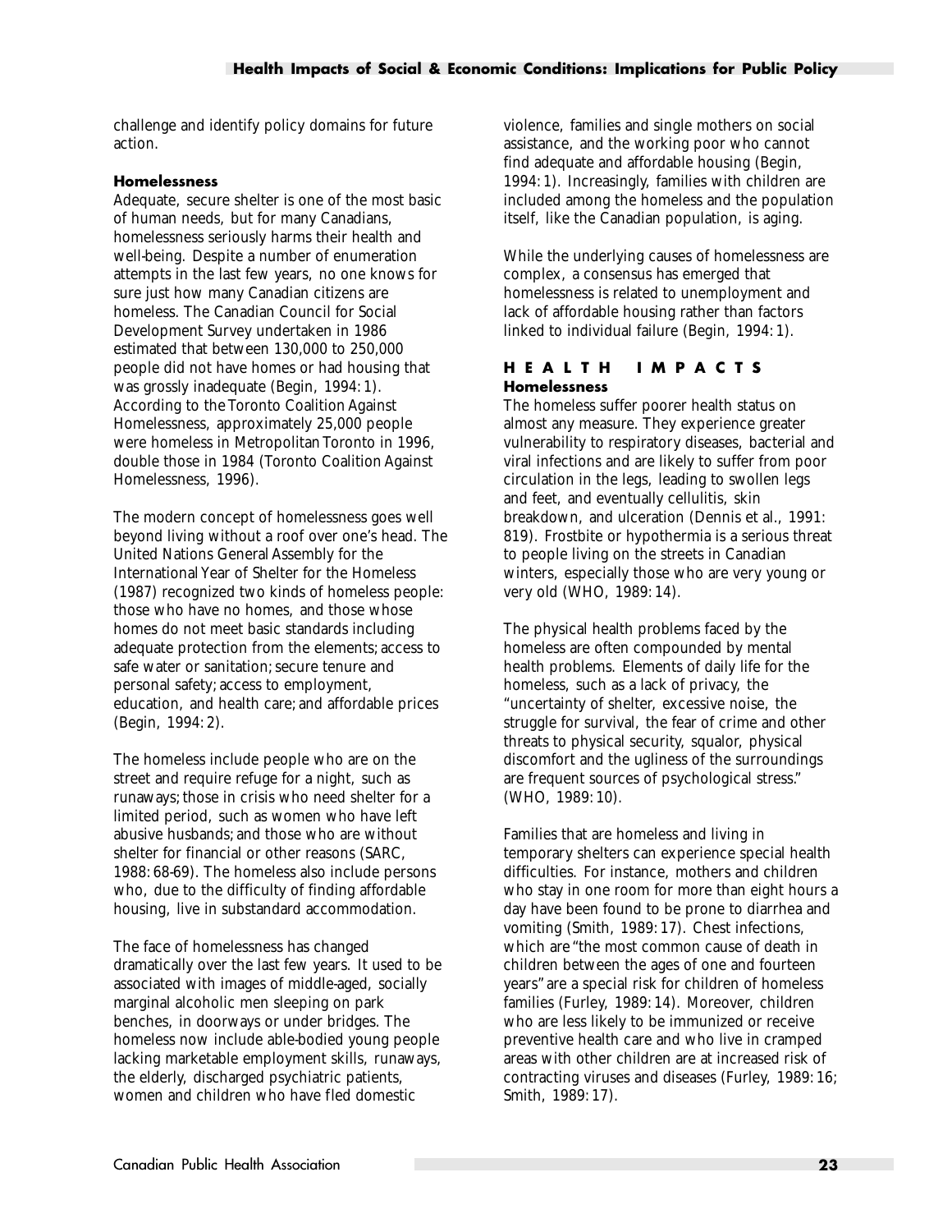challenge and identify policy domains for future action.

### Homelessness

Adequate, secure shelter is one of the most basic of human needs, but for many Canadians, homelessness seriously harms their health and well-being. Despite a number of enumeration attempts in the last few years, no one knows for sure just how many Canadian citizens are homeless. The Canadian Council for Social Development Survey undertaken in 1986 estimated that between 130,000 to 250,000 people did not have homes or had housing that was grossly inadequate (Begin, 1994: 1). According to the Toronto Coalition Against Homelessness, approximately 25,000 people were homeless in Metropolitan Toronto in 1996, double those in 1984 (Toronto Coalition Against Homelessness, 1996).

The modern concept of homelessness goes well beyond living without a roof over one's head. The United Nations General Assembly for the International Year of Shelter for the Homeless (1987) recognized two kinds of homeless people: those who have no homes, and those whose homes do not meet basic standards including adequate protection from the elements; access to safe water or sanitation; secure tenure and personal safety; access to employment, education, and health care; and affordable prices (Begin, 1994: 2).

The homeless include people who are on the street and require refuge for a night, such as runaways; those in crisis who need shelter for a limited period, such as women who have left abusive husbands; and those who are without shelter for financial or other reasons (SARC, 1988: 68-69). The homeless also include persons who, due to the difficulty of finding affordable housing, live in substandard accommodation.

The face of homelessness has changed dramatically over the last few years. It used to be associated with images of middle-aged, socially marginal alcoholic men sleeping on park benches, in doorways or under bridges. The homeless now include able-bodied young people lacking marketable employment skills, runaways, the elderly, discharged psychiatric patients, women and children who have fled domestic violence, families and single mothers on social assistance, and the working poor who cannot find adequate and affordable housing (Begin, 1994: 1). Increasingly, families with children are included among the homeless and the population itself, like the Canadian population, is aging.

While the underlying causes of homelessness are complex, a consensus has emerged that homelessness is related to unemployment and lack of affordable housing rather than factors linked to individual failure (Begin, 1994: 1).

## HEALTH IMPACTS

### Homelessness

The homeless suffer poorer health status on almost any measure. They experience greater vulnerability to respiratory diseases, bacterial and viral infections and are likely to suffer from poor circulation in the legs, leading to swollen legs and feet, and eventually cellulitis, skin breakdown, and ulceration (Dennis et al., 1991: 819). Frostbite or hypothermia is a serious threat to people living on the streets in Canadian winters, especially those who are very young or very old (WHO, 1989: 14).

The physical health problems faced by the homeless are often compounded by mental health problems. Elements of daily life for the homeless, such as a lack of privacy, the "uncertainty of shelter, excessive noise, the struggle for survival, the fear of crime and other threats to physical security, squalor, physical discomfort and the ugliness of the surroundings are frequent sources of psychological stress." (WHO, 1989: 10).

Families that are homeless and living in temporary shelters can experience special health difficulties. For instance, mothers and children who stay in one room for more than eight hours a day have been found to be prone to diarrhea and vomiting (Smith, 1989: 17). Chest infections, which are "the most common cause of death in children between the ages of one and fourteen years" are a special risk for children of homeless families (Furley, 1989: 14). Moreover, children who are less likely to be immunized or receive preventive health care and who live in cramped areas with other children are at increased risk of contracting viruses and diseases (Furley, 1989: 16; Smith, 1989: 17).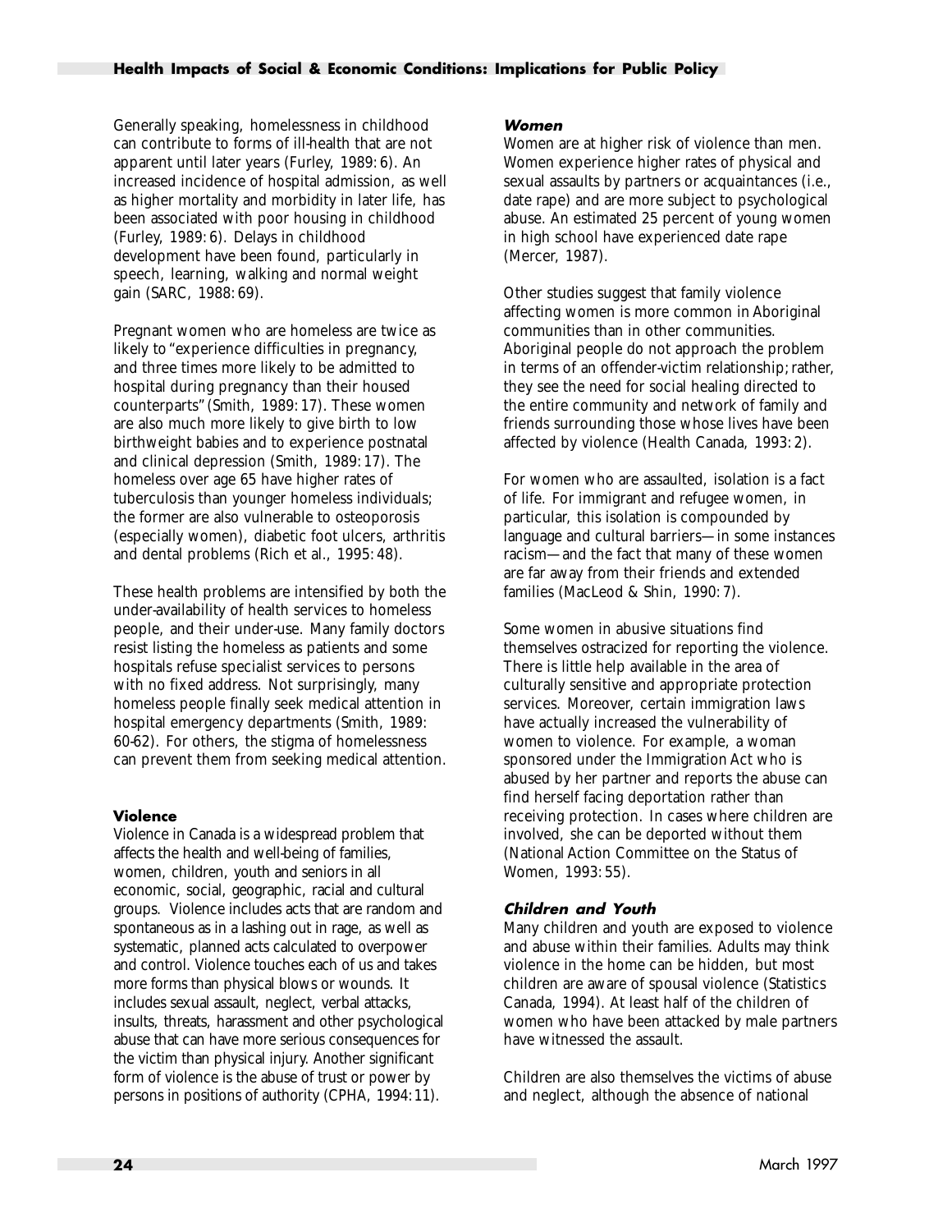Generally speaking, homelessness in childhood can contribute to forms of ill-health that are not apparent until later years (Furley, 1989: 6). An increased incidence of hospital admission, as well as higher mortality and morbidity in later life, has been associated with poor housing in childhood (Furley, 1989: 6). Delays in childhood development have been found, particularly in speech, learning, walking and normal weight gain (SARC, 1988: 69).

Pregnant women who are homeless are twice as likely to "experience difficulties in pregnancy, and three times more likely to be admitted to hospital during pregnancy than their housed counterparts" (Smith, 1989: 17). These women are also much more likely to give birth to low birthweight babies and to experience postnatal and clinical depression (Smith, 1989: 17). The homeless over age 65 have higher rates of tuberculosis than younger homeless individuals; the former are also vulnerable to osteoporosis (especially women), diabetic foot ulcers, arthritis and dental problems (Rich et al., 1995: 48).

These health problems are intensified by both the under-availability of health services to homeless people, and their under-use. Many family doctors resist listing the homeless as patients and some hospitals refuse specialist services to persons with no fixed address. Not surprisingly, many homeless people finally seek medical attention in hospital emergency departments (Smith, 1989: 60-62). For others, the stigma of homelessness can prevent them from seeking medical attention.

### Violence

Violence in Canada is a widespread problem that affects the health and well-being of families, women, children, youth and seniors in all economic, social, geographic, racial and cultural groups. Violence includes acts that are random and spontaneous as in a lashing out in rage, as well as systematic, planned acts calculated to overpower and control. Violence touches each of us and takes more forms than physical blows or wounds. It includes sexual assault, neglect, verbal attacks, insults, threats, harassment and other psychological abuse that can have more serious consequences for the victim than physical injury. Another significant form of violence is the abuse of trust or power by persons in positions of authority (CPHA, 1994: 11).

#### *Women*

Women are at higher risk of violence than men. Women experience higher rates of physical and sexual assaults by partners or acquaintances (i.e., date rape) and are more subject to psychological abuse. An estimated 25 percent of young women in high school have experienced date rape (Mercer, 1987).

Other studies suggest that family violence affecting women is more common in Aboriginal communities than in other communities. Aboriginal people do not approach the problem in terms of an offender-victim relationship; rather, they see the need for social healing directed to the entire community and network of family and friends surrounding those whose lives have been affected by violence (Health Canada, 1993: 2).

For women who are assaulted, isolation is a fact of life. For immigrant and refugee women, in particular, this isolation is compounded by language and cultural barriers—in some instances racism—and the fact that many of these women are far away from their friends and extended families (MacLeod & Shin, 1990: 7).

Some women in abusive situations find themselves ostracized for reporting the violence. There is little help available in the area of culturally sensitive and appropriate protection services. Moreover, certain immigration laws have actually increased the vulnerability of women to violence. For example, a woman sponsored under the Immigration Act who is abused by her partner and reports the abuse can find herself facing deportation rather than receiving protection. In cases where children are involved, she can be deported without them (National Action Committee on the Status of Women, 1993: 55).

#### *Children and Youth*

Many children and youth are exposed to violence and abuse within their families. Adults may think violence in the home can be hidden, but most children are aware of spousal violence (Statistics Canada, 1994). At least half of the children of women who have been attacked by male partners have witnessed the assault.

Children are also themselves the victims of abuse and neglect, although the absence of national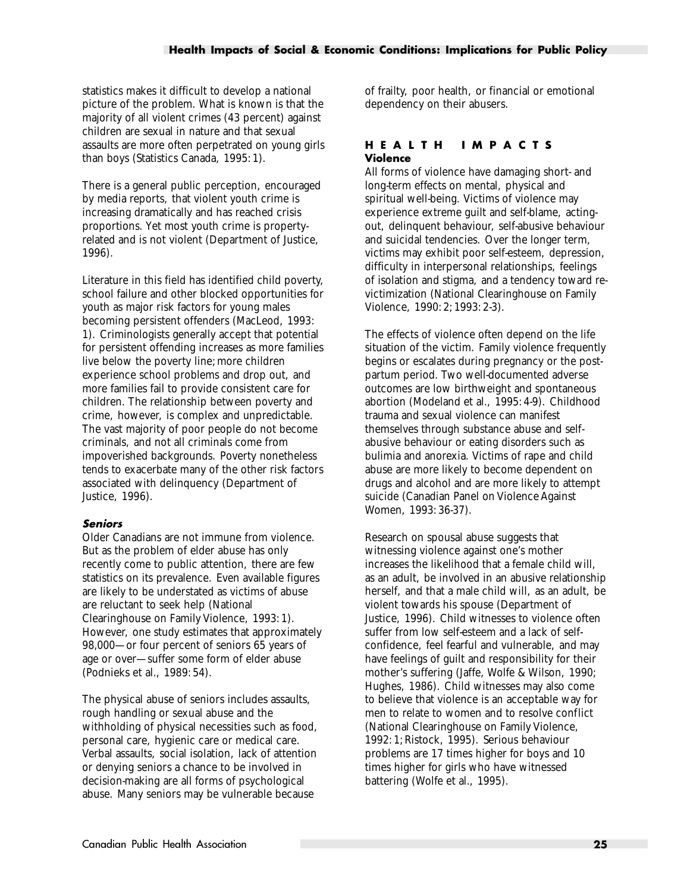statistics makes it difficult to develop a national picture of the problem. What is known is that the majority of all violent crimes (43 percent) against children are sexual in nature and that sexual assaults are more often perpetrated on young girls than boys (Statistics Canada, 1995: 1).

There is a general public perception, encouraged by media reports, that violent youth crime is increasing dramatically and has reached crisis proportions. Yet most youth crime is property-related and is not violent (Department of Justice, 1996).

Literature in this field has identified child poverty, school failure and other blocked opportunities for youth as major risk factors for young males becoming persistent offenders (MacLeod, 1993: 1). Criminologists generally accept that potential for persistent offending increases as more families live below the poverty line; more children experience school problems and drop out, and more families fail to provide consistent care for children. The relationship between poverty and crime, however, is complex and unpredictable. The vast majority of poor people do not become criminals, and not all criminals come from impoverished backgrounds. Poverty nonetheless tends to exacerbate many of the other risk factors associated with delinquency (Department of Justice, 1996).

***Seniors***

Older Canadians are not immune from violence. But as the problem of elder abuse has only recently come to public attention, there are few statistics on its prevalence. Even available figures are likely to be understated as victims of abuse are reluctant to seek help (National Clearinghouse on Family Violence, 1993: 1). However, one study estimates that approximately 98,000—or four percent of seniors 65 years of age or over—suffer some form of elder abuse (Podnieks et al., 1989: 54).

The physical abuse of seniors includes assaults, rough handling or sexual abuse and the withholding of physical necessities such as food, personal care, hygienic care or medical care. Verbal assaults, social isolation, lack of attention or denying seniors a chance to be involved in decision-making are all forms of psychological abuse. Many seniors may be vulnerable because of frailty, poor health, or financial or emotional dependency on their abusers.

## HEALTH IMPACTS

**Violence**

All forms of violence have damaging short- and long-term effects on mental, physical and spiritual well-being. Victims of violence may experience extreme guilt and self-blame, acting-out, delinquent behaviour, self-abusive behaviour and suicidal tendencies. Over the longer term, victims may exhibit poor self-esteem, depression, difficulty in interpersonal relationships, feelings of isolation and stigma, and a tendency toward re-victimization (National Clearinghouse on Family Violence, 1990: 2; 1993: 2-3).

The effects of violence often depend on the life situation of the victim. Family violence frequently begins or escalates during pregnancy or the post-partum period. Two well-documented adverse outcomes are low birthweight and spontaneous abortion (Modeland et al., 1995: 4-9). Childhood trauma and sexual violence can manifest themselves through substance abuse and self-abusive behaviour or eating disorders such as bulimia and anorexia. Victims of rape and child abuse are more likely to become dependent on drugs and alcohol and are more likely to attempt suicide (Canadian Panel on Violence Against Women, 1993: 36-37).

Research on spousal abuse suggests that witnessing violence against one's mother increases the likelihood that a female child will, as an adult, be involved in an abusive relationship herself, and that a male child will, as an adult, be violent towards his spouse (Department of Justice, 1996). Child witnesses to violence often suffer from low self-esteem and a lack of self-confidence, feel fearful and vulnerable, and may have feelings of guilt and responsibility for their mother's suffering (Jaffe, Wolfe & Wilson, 1990; Hughes, 1986). Child witnesses may also come to believe that violence is an acceptable way for men to relate to women and to resolve conflict (National Clearinghouse on Family Violence, 1992: 1; Ristock, 1995). Serious behaviour problems are 17 times higher for boys and 10 times higher for girls who have witnessed battering (Wolfe et al., 1995).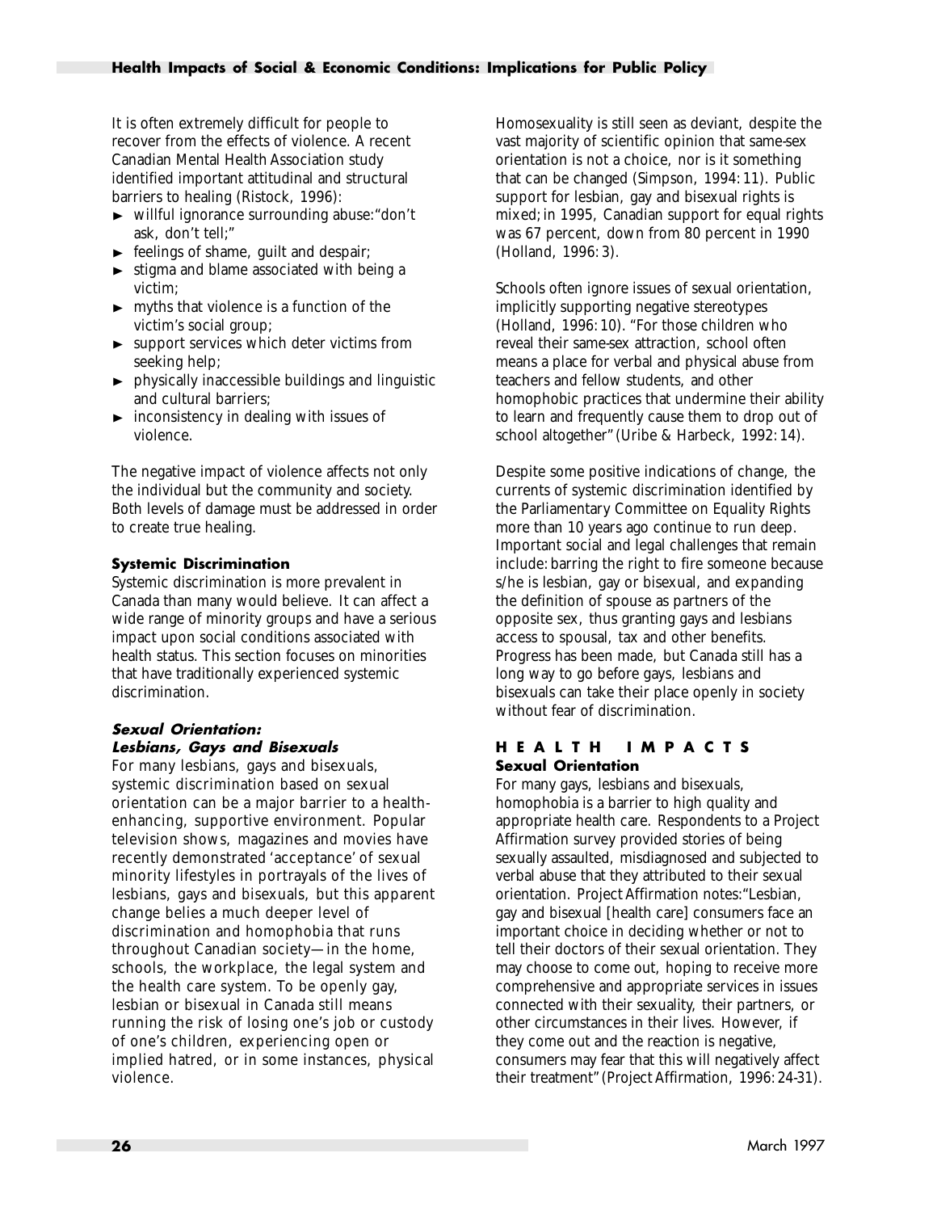It is often extremely difficult for people to recover from the effects of violence. A recent Canadian Mental Health Association study identified important attitudinal and structural barriers to healing (Ristock, 1996):

- willful ignorance surrounding abuse: "don't ask, don't tell;"
- feelings of shame, guilt and despair;
- stigma and blame associated with being a victim;
- myths that violence is a function of the victim's social group;
- support services which deter victims from seeking help;
- physically inaccessible buildings and linguistic and cultural barriers;
- inconsistency in dealing with issues of violence.

The negative impact of violence affects not only the individual but the community and society. Both levels of damage must be addressed in order to create true healing.

### Systemic Discrimination

Systemic discrimination is more prevalent in Canada than many would believe. It can affect a wide range of minority groups and have a serious impact upon social conditions associated with health status. This section focuses on minorities that have traditionally experienced systemic discrimination.

#### *Sexual Orientation: Lesbians, Gays and Bisexuals*

For many lesbians, gays and bisexuals, systemic discrimination based on sexual orientation can be a major barrier to a health-enhancing, supportive environment. Popular television shows, magazines and movies have recently demonstrated 'acceptance' of sexual minority lifestyles in portrayals of the lives of lesbians, gays and bisexuals, but this apparent change belies a much deeper level of discrimination and homophobia that runs throughout Canadian society—in the home, schools, the workplace, the legal system and the health care system. To be openly gay, lesbian or bisexual in Canada still means running the risk of losing one's job or custody of one's children, experiencing open or implied hatred, or in some instances, physical violence.

Homosexuality is still seen as deviant, despite the vast majority of scientific opinion that same-sex orientation is not a choice, nor is it something that can be changed (Simpson, 1994: 11). Public support for lesbian, gay and bisexual rights is mixed; in 1995, Canadian support for equal rights was 67 percent, down from 80 percent in 1990 (Holland, 1996: 3).

Schools often ignore issues of sexual orientation, implicitly supporting negative stereotypes (Holland, 1996: 10). "For those children who reveal their same-sex attraction, school often means a place for verbal and physical abuse from teachers and fellow students, and other homophobic practices that undermine their ability to learn and frequently cause them to drop out of school altogether" (Uribe & Harbeck, 1992: 14).

Despite some positive indications of change, the currents of systemic discrimination identified by the Parliamentary Committee on Equality Rights more than 10 years ago continue to run deep. Important social and legal challenges that remain include: barring the right to fire someone because s/he is lesbian, gay or bisexual, and expanding the definition of spouse as partners of the opposite sex, thus granting gays and lesbians access to spousal, tax and other benefits. Progress has been made, but Canada still has a long way to go before gays, lesbians and bisexuals can take their place openly in society without fear of discrimination.

## HEALTH IMPACTS

### Sexual Orientation

For many gays, lesbians and bisexuals, homophobia is a barrier to high quality and appropriate health care. Respondents to a Project Affirmation survey provided stories of being sexually assaulted, misdiagnosed and subjected to verbal abuse that they attributed to their sexual orientation. Project Affirmation notes: "Lesbian, gay and bisexual [health care] consumers face an important choice in deciding whether or not to tell their doctors of their sexual orientation. They may choose to come out, hoping to receive more comprehensive and appropriate services in issues connected with their sexuality, their partners, or other circumstances in their lives. However, if they come out and the reaction is negative, consumers may fear that this will negatively affect their treatment" (Project Affirmation, 1996: 24-31).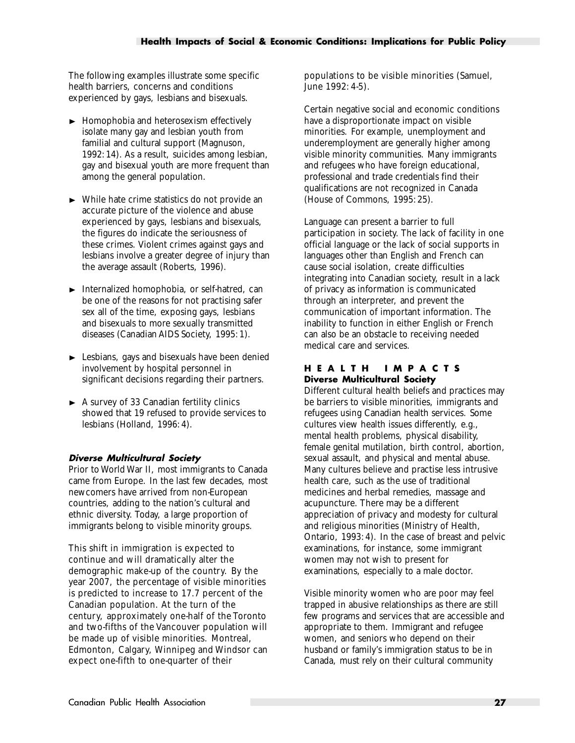The following examples illustrate some specific health barriers, concerns and conditions experienced by gays, lesbians and bisexuals.

- Homophobia and heterosexism effectively isolate many gay and lesbian youth from familial and cultural support (Magnuson, 1992: 14). As a result, suicides among lesbian, gay and bisexual youth are more frequent than among the general population.
- While hate crime statistics do not provide an accurate picture of the violence and abuse experienced by gays, lesbians and bisexuals, the figures do indicate the seriousness of these crimes. Violent crimes against gays and lesbians involve a greater degree of injury than the average assault (Roberts, 1996).
- Internalized homophobia, or self-hatred, can be one of the reasons for not practising safer sex all of the time, exposing gays, lesbians and bisexuals to more sexually transmitted diseases (Canadian AIDS Society, 1995: 1).
- Lesbians, gays and bisexuals have been denied involvement by hospital personnel in significant decisions regarding their partners.
- A survey of 33 Canadian fertility clinics showed that 19 refused to provide services to lesbians (Holland, 1996: 4).

### *Diverse Multicultural Society*

Prior to World War II, most immigrants to Canada came from Europe. In the last few decades, most newcomers have arrived from non-European countries, adding to the nation's cultural and ethnic diversity. Today, a large proportion of immigrants belong to visible minority groups.

This shift in immigration is expected to continue and will dramatically alter the demographic make-up of the country. By the year 2007, the percentage of visible minorities is predicted to increase to 17.7 percent of the Canadian population. At the turn of the century, approximately one-half of the Toronto and two-fifths of the Vancouver population will be made up of visible minorities. Montreal, Edmonton, Calgary, Winnipeg and Windsor can expect one-fifth to one-quarter of their populations to be visible minorities (Samuel, June 1992: 4-5).

Certain negative social and economic conditions have a disproportionate impact on visible minorities. For example, unemployment and underemployment are generally higher among visible minority communities. Many immigrants and refugees who have foreign educational, professional and trade credentials find their qualifications are not recognized in Canada (House of Commons, 1995: 25).

Language can present a barrier to full participation in society. The lack of facility in one official language or the lack of social supports in languages other than English and French can cause social isolation, create difficulties integrating into Canadian society, result in a lack of privacy as information is communicated through an interpreter, and prevent the communication of important information. The inability to function in either English or French can also be an obstacle to receiving needed medical care and services.

## HEALTH IMPACTS

### Diverse Multicultural Society

Different cultural health beliefs and practices may be barriers to visible minorities, immigrants and refugees using Canadian health services. Some cultures view health issues differently, e.g., mental health problems, physical disability, female genital mutilation, birth control, abortion, sexual assault, and physical and mental abuse. Many cultures believe and practise less intrusive health care, such as the use of traditional medicines and herbal remedies, massage and acupuncture. There may be a different appreciation of privacy and modesty for cultural and religious minorities (Ministry of Health, Ontario, 1993: 4). In the case of breast and pelvic examinations, for instance, some immigrant women may not wish to present for examinations, especially to a male doctor.

Visible minority women who are poor may feel trapped in abusive relationships as there are still few programs and services that are accessible and appropriate to them. Immigrant and refugee women, and seniors who depend on their husband or family's immigration status to be in Canada, must rely on their cultural community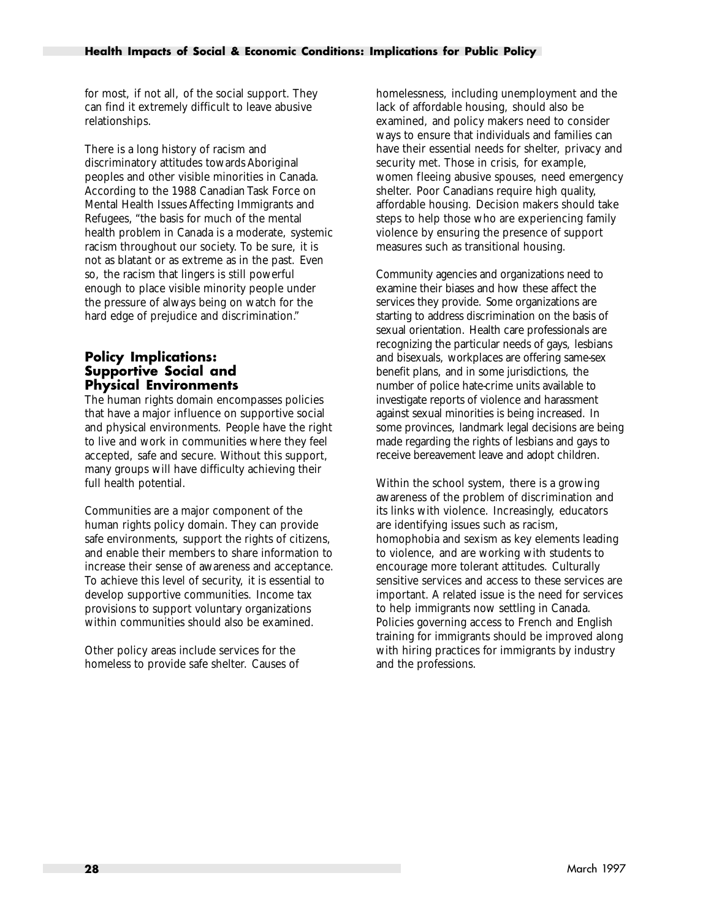for most, if not all, of the social support. They can find it extremely difficult to leave abusive relationships.

There is a long history of racism and discriminatory attitudes towards Aboriginal peoples and other visible minorities in Canada. According to the 1988 Canadian Task Force on Mental Health Issues Affecting Immigrants and Refugees, "the basis for much of the mental health problem in Canada is a moderate, systemic racism throughout our society. To be sure, it is not as blatant or as extreme as in the past. Even so, the racism that lingers is still powerful enough to place visible minority people under the pressure of always being on watch for the hard edge of prejudice and discrimination."

### Policy Implications: Supportive Social and Physical Environments

The human rights domain encompasses policies that have a major influence on supportive social and physical environments. People have the right to live and work in communities where they feel accepted, safe and secure. Without this support, many groups will have difficulty achieving their full health potential.

Communities are a major component of the human rights policy domain. They can provide safe environments, support the rights of citizens, and enable their members to share information to increase their sense of awareness and acceptance. To achieve this level of security, it is essential to develop supportive communities. Income tax provisions to support voluntary organizations within communities should also be examined.

Other policy areas include services for the homeless to provide safe shelter. Causes of homelessness, including unemployment and the lack of affordable housing, should also be examined, and policy makers need to consider ways to ensure that individuals and families can have their essential needs for shelter, privacy and security met. Those in crisis, for example, women fleeing abusive spouses, need emergency shelter. Poor Canadians require high quality, affordable housing. Decision makers should take steps to help those who are experiencing family violence by ensuring the presence of support measures such as transitional housing.

Community agencies and organizations need to examine their biases and how these affect the services they provide. Some organizations are starting to address discrimination on the basis of sexual orientation. Health care professionals are recognizing the particular needs of gays, lesbians and bisexuals, workplaces are offering same-sex benefit plans, and in some jurisdictions, the number of police hate-crime units available to investigate reports of violence and harassment against sexual minorities is being increased. In some provinces, landmark legal decisions are being made regarding the rights of lesbians and gays to receive bereavement leave and adopt children.

Within the school system, there is a growing awareness of the problem of discrimination and its links with violence. Increasingly, educators are identifying issues such as racism, homophobia and sexism as key elements leading to violence, and are working with students to encourage more tolerant attitudes. Culturally sensitive services and access to these services are important. A related issue is the need for services to help immigrants now settling in Canada. Policies governing access to French and English training for immigrants should be improved along with hiring practices for immigrants by industry and the professions.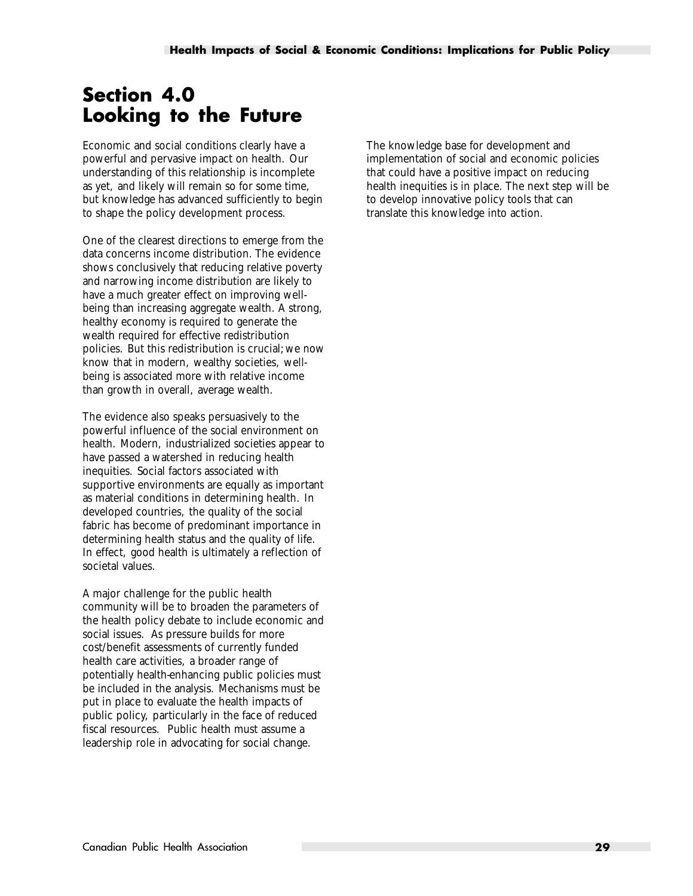# Section 4.0 Looking to the Future

Economic and social conditions clearly have a powerful and pervasive impact on health. Our understanding of this relationship is incomplete as yet, and likely will remain so for some time, but knowledge has advanced sufficiently to begin to shape the policy development process.

One of the clearest directions to emerge from the data concerns income distribution. The evidence shows conclusively that reducing relative poverty and narrowing income distribution are likely to have a much greater effect on improving well-being than increasing aggregate wealth. A strong, healthy economy is required to generate the wealth required for effective redistribution policies. But this redistribution is crucial; we now know that in modern, wealthy societies, well-being is associated more with relative income than growth in overall, average wealth.

The evidence also speaks persuasively to the powerful influence of the social environment on health. Modern, industrialized societies appear to have passed a watershed in reducing health inequities. Social factors associated with supportive environments are equally as important as material conditions in determining health. In developed countries, the quality of the social fabric has become of predominant importance in determining health status and the quality of life. In effect, good health is ultimately a reflection of societal values.

A major challenge for the public health community will be to broaden the parameters of the health policy debate to include economic and social issues. As pressure builds for more cost/benefit assessments of currently funded health care activities, a broader range of potentially health-enhancing public policies must be included in the analysis. Mechanisms must be put in place to evaluate the health impacts of public policy, particularly in the face of reduced fiscal resources. Public health must assume a leadership role in advocating for social change.

The knowledge base for development and implementation of social and economic policies that could have a positive impact on reducing health inequities is in place. The next step will be to develop innovative policy tools that can translate this knowledge into action.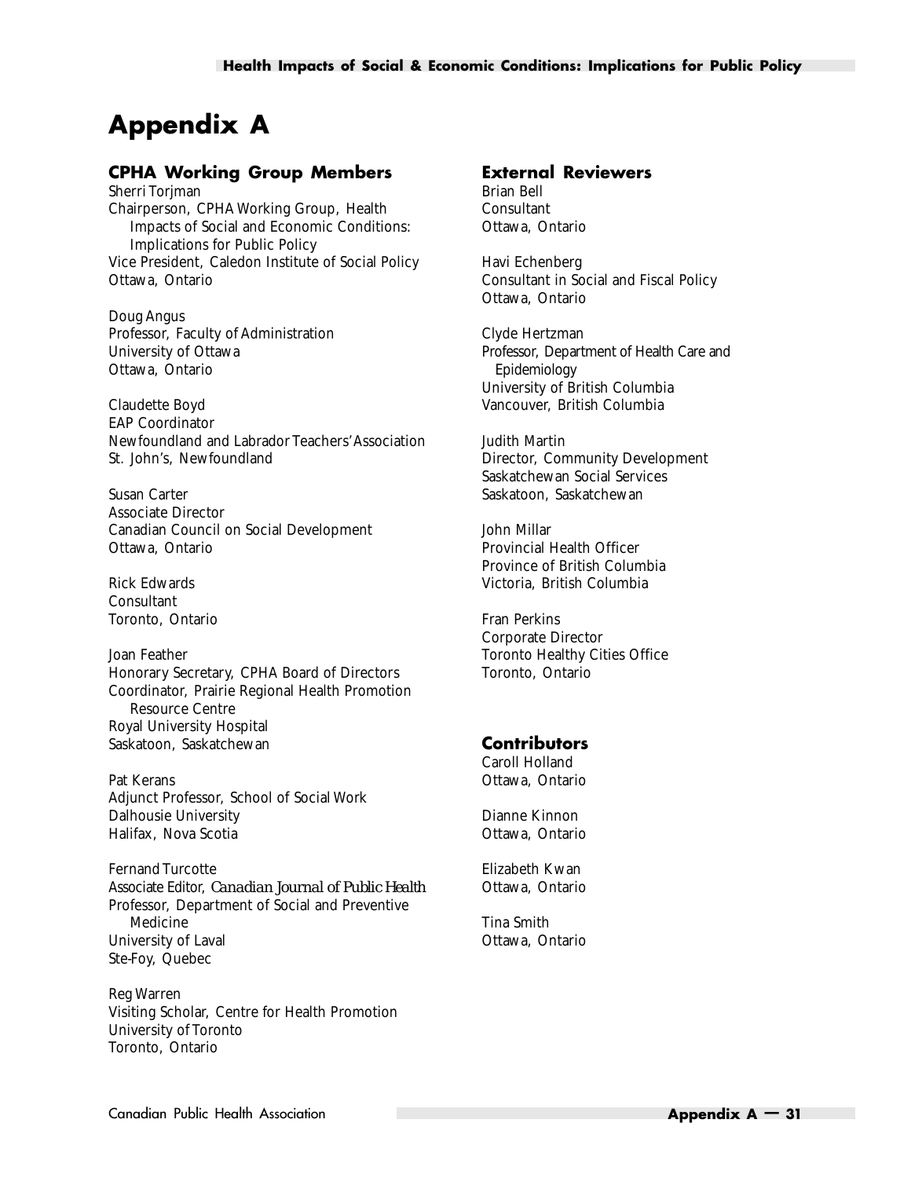# Appendix A

## CPHA Working Group Members

Sherri Torjman
Chairperson, CPHA Working Group, Health Impacts of Social and Economic Conditions: Implications for Public Policy
Vice President, Caledon Institute of Social Policy
Ottawa, Ontario

Doug Angus
Professor, Faculty of Administration
University of Ottawa
Ottawa, Ontario

Claudette Boyd
EAP Coordinator
Newfoundland and Labrador Teachers' Association
St. John's, Newfoundland

Susan Carter
Associate Director
Canadian Council on Social Development
Ottawa, Ontario

Rick Edwards
Consultant
Toronto, Ontario

Joan Feather
Honorary Secretary, CPHA Board of Directors
Coordinator, Prairie Regional Health Promotion Resource Centre
Royal University Hospital
Saskatoon, Saskatchewan

Pat Kerans
Adjunct Professor, School of Social Work
Dalhousie University
Halifax, Nova Scotia

Fernand Turcotte
Associate Editor, *Canadian Journal of Public Health*
Professor, Department of Social and Preventive Medicine
University of Laval
Ste-Foy, Quebec

Reg Warren
Visiting Scholar, Centre for Health Promotion
University of Toronto
Toronto, Ontario

## External Reviewers

Brian Bell
Consultant
Ottawa, Ontario

Havi Echenberg
Consultant in Social and Fiscal Policy
Ottawa, Ontario

Clyde Hertzman
Professor, Department of Health Care and Epidemiology
University of British Columbia
Vancouver, British Columbia

Judith Martin
Director, Community Development
Saskatchewan Social Services
Saskatoon, Saskatchewan

John Millar
Provincial Health Officer
Province of British Columbia
Victoria, British Columbia

Fran Perkins
Corporate Director
Toronto Healthy Cities Office
Toronto, Ontario

## Contributors

Caroll Holland
Ottawa, Ontario

Dianne Kinnon
Ottawa, Ontario

Elizabeth Kwan
Ottawa, Ontario

Tina Smith
Ottawa, Ontario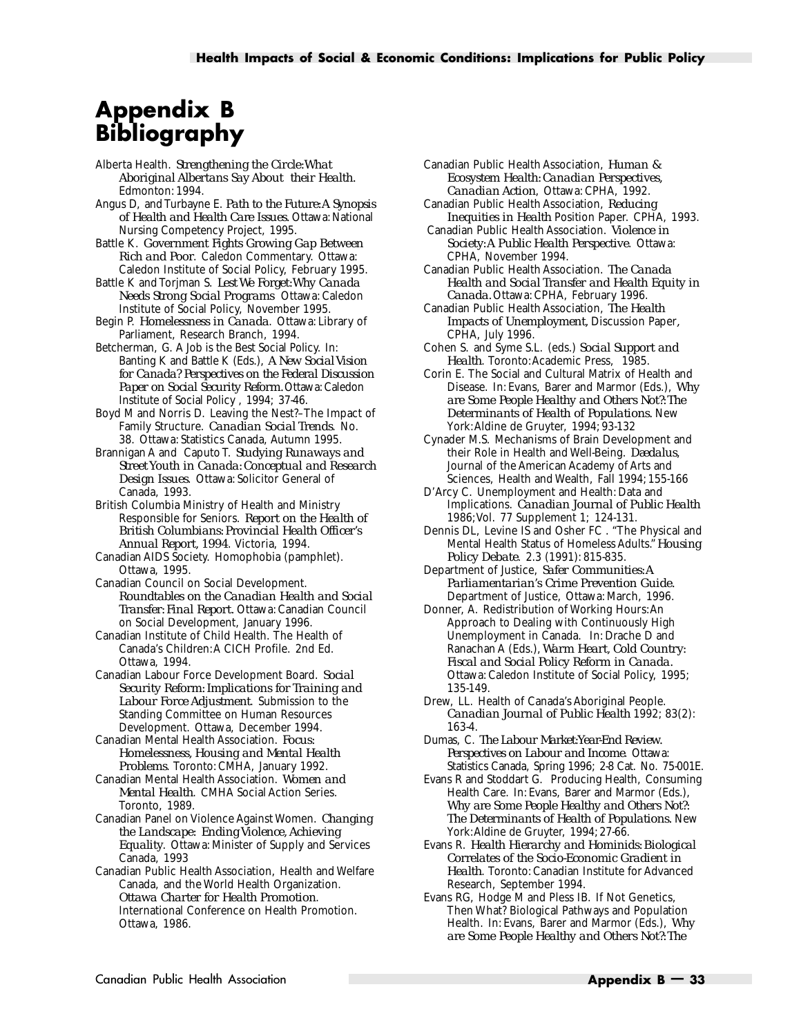# Appendix B Bibliography

Alberta Health. *Strengthening the Circle:What Aboriginal Albertans Say About their Health.* Edmonton: 1994.

Angus D, and Turbayne E. *Path to the Future:A Synopsis of Health and Health Care Issues.* Ottawa: National Nursing Competency Project, 1995.

Battle K. *Government Fights Growing Gap Between Rich and Poor.* Caledon Commentary. Ottawa: Caledon Institute of Social Policy, February 1995.

Battle K and Torjman S. *Lest We Forget:Why Canada Needs Strong Social Programs* Ottawa: Caledon Institute of Social Policy, November 1995.

Begin P. *Homelessness in Canada.* Ottawa: Library of Parliament, Research Branch, 1994.

Betcherman, G. A Job is the Best Social Policy. In: Banting K and Battle K (Eds.), *A New Social Vision for Canada? Perspectives on the Federal Discussion Paper on Social Security Reform.* Ottawa: Caledon Institute of Social Policy , 1994; 37-46.

Boyd M and Norris D. Leaving the Nest?–The Impact of Family Structure. *Canadian Social Trends.* No. 38. Ottawa: Statistics Canada, Autumn 1995.

Brannigan A and Caputo T. *Studying Runaways and Street Youth in Canada: Conceptual and Research Design Issues.* Ottawa: Solicitor General of Canada, 1993.

British Columbia Ministry of Health and Ministry Responsible for Seniors. *Report on the Health of British Columbians: Provincial Health Officer's Annual Report, 1994.* Victoria, 1994.

Canadian AIDS Society. Homophobia (pamphlet). Ottawa, 1995.

Canadian Council on Social Development. *Roundtables on the Canadian Health and Social Transfer: Final Report.* Ottawa: Canadian Council on Social Development, January 1996.

Canadian Institute of Child Health. The Health of Canada's Children:A CICH Profile. 2nd Ed. Ottawa, 1994.

Canadian Labour Force Development Board. *Social Security Reform: Implications for Training and Labour Force Adjustment.* Submission to the Standing Committee on Human Resources Development. Ottawa, December 1994.

Canadian Mental Health Association. *Focus: Homelessness, Housing and Mental Health Problems.* Toronto: CMHA, January 1992.

Canadian Mental Health Association. *Women and Mental Health.* CMHA Social Action Series. Toronto, 1989.

Canadian Panel on Violence Against Women. *Changing the Landscape: Ending Violence, Achieving Equality.* Ottawa: Minister of Supply and Services Canada, 1993

Canadian Public Health Association, Health and Welfare Canada, and the World Health Organization. *Ottawa Charter for Health Promotion.* International Conference on Health Promotion. Ottawa, 1986.

Canadian Public Health Association, *Human & Ecosystem Health: Canadian Perspectives, Canadian Action,* Ottawa: CPHA, 1992.

Canadian Public Health Association, *Reducing Inequities in Health* Position Paper. CPHA, 1993.

Canadian Public Health Association. *Violence in Society:A Public Health Perspective.* Ottawa: CPHA, November 1994.

Canadian Public Health Association. *The Canada Health and Social Transfer and Health Equity in Canada.* Ottawa: CPHA, February 1996.

Canadian Public Health Association, *The Health Impacts of Unemployment,* Discussion Paper, CPHA, July 1996.

Cohen S. and Syme S.L. (eds.) *Social Support and Health.* Toronto: Academic Press, 1985.

Corin E. The Social and Cultural Matrix of Health and Disease. In: Evans, Barer and Marmor (Eds.), *Why are Some People Healthy and Others Not?: The Determinants of Health of Populations.* New York: Aldine de Gruyter, 1994; 93-132

Cynader M.S. Mechanisms of Brain Development and their Role in Health and Well-Being. *Daedalus,* Journal of the American Academy of Arts and Sciences, Health and Wealth, Fall 1994; 155-166

D'Arcy C. Unemployment and Health: Data and Implications. *Canadian Journal of Public Health* 1986; Vol. 77 Supplement 1; 124-131.

Dennis DL, Levine IS and Osher FC . "The Physical and Mental Health Status of Homeless Adults." *Housing Policy Debate.* 2.3 (1991): 815-835.

Department of Justice, *Safer Communities:A Parliamentarian's Crime Prevention Guide.* Department of Justice, Ottawa: March, 1996.

Donner, A. Redistribution of Working Hours: An Approach to Dealing with Continuously High Unemployment in Canada. In: Drache D and Ranachan A (Eds.), *Warm Heart, Cold Country: Fiscal and Social Policy Reform in Canada.* Ottawa: Caledon Institute of Social Policy, 1995; 135-149.

Drew, LL. Health of Canada's Aboriginal People. *Canadian Journal of Public Health* 1992; 83(2): 163-4.

Dumas, C. *The Labour Market:Year-End Review. Perspectives on Labour and Income.* Ottawa: Statistics Canada, Spring 1996; 2-8 Cat. No. 75-001E.

Evans R and Stoddart G. Producing Health, Consuming Health Care. In: Evans, Barer and Marmor (Eds.), *Why are Some People Healthy and Others Not?: The Determinants of Health of Populations.* New York: Aldine de Gruyter, 1994; 27-66.

Evans R. *Health Hierarchy and Hominids: Biological Correlates of the Socio-Economic Gradient in Health.* Toronto: Canadian Institute for Advanced Research, September 1994.

Evans RG, Hodge M and Pless IB. If Not Genetics, Then What? Biological Pathways and Population Health. In: Evans, Barer and Marmor (Eds.), *Why are Some People Healthy and Others Not?: The*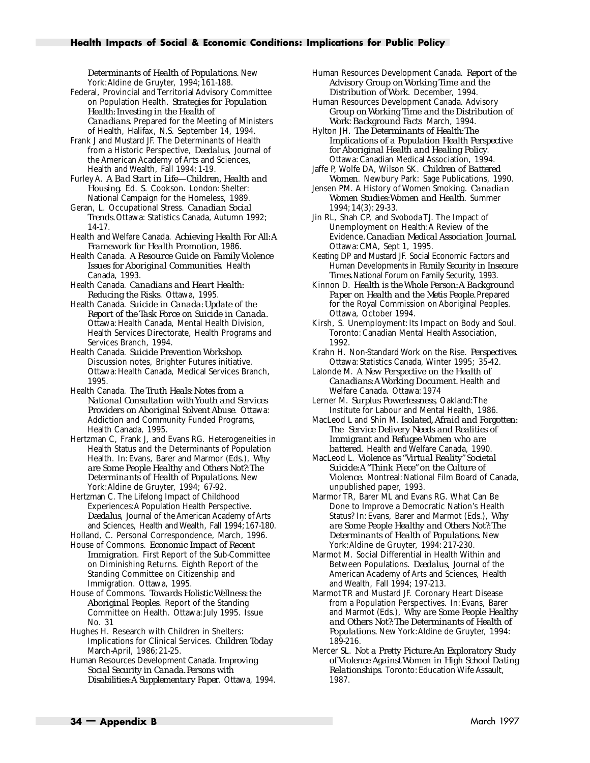*Determinants of Health of Populations.* New York: Aldine de Gruyter, 1994; 161-188.

Federal, Provincial and Territorial Advisory Committee on Population Health. *Strategies for Population Health: Investing in the Health of Canadians.* Prepared for the Meeting of Ministers of Health, Halifax, N.S. September 14, 1994.

Frank J and Mustard JF. The Determinants of Health from a Historic Perspective, *Daedalus,* Journal of the American Academy of Arts and Sciences, Health and Wealth, Fall 1994: 1-19.

Furley A. *A Bad Start in Life—Children, Health and Housing.* Ed. S. Cookson. London: Shelter: National Campaign for the Homeless, 1989.

Geran, L. Occupational Stress. *Canadian Social Trends.* Ottawa: Statistics Canada, Autumn 1992; 14-17.

Health and Welfare Canada. *Achieving Health For All: A Framework for Health Promotion,* 1986.

Health Canada. *A Resource Guide on Family Violence Issues for Aboriginal Communities.* Health Canada, 1993.

Health Canada. *Canadians and Heart Health: Reducing the Risks.* Ottawa, 1995.

Health Canada. *Suicide in Canada: Update of the Report of the Task Force on Suicide in Canada.* Ottawa: Health Canada, Mental Health Division, Health Services Directorate, Health Programs and Services Branch, 1994.

Health Canada. *Suicide Prevention Workshop.* Discussion notes, Brighter Futures initiative. Ottawa: Health Canada, Medical Services Branch, 1995.

Health Canada. *The Truth Heals: Notes from a National Consultation with Youth and Services Providers on Aboriginal Solvent Abuse.* Ottawa: Addiction and Community Funded Programs, Health Canada, 1995.

Hertzman C, Frank J, and Evans RG. Heterogeneities in Health Status and the Determinants of Population Health. In: Evans, Barer and Marmor (Eds.), *Why are Some People Healthy and Others Not?: The Determinants of Health of Populations.* New York: Aldine de Gruyter, 1994; 67-92.

Hertzman C. The Lifelong Impact of Childhood Experiences: A Population Health Perspective. *Daedalus,* Journal of the American Academy of Arts and Sciences, Health and Wealth, Fall 1994; 167-180.

Holland, C. Personal Correspondence, March, 1996.

House of Commons. *Economic Impact of Recent Immigration.* First Report of the Sub-Committee on Diminishing Returns. Eighth Report of the Standing Committee on Citizenship and Immigration. Ottawa, 1995.

House of Commons. *Towards Holistic Wellness: the Aboriginal Peoples.* Report of the Standing Committee on Health. Ottawa: July 1995. Issue No. 31

Hughes H. Research with Children in Shelters: Implications for Clinical Services. *Children Today* March-April, 1986; 21-25.

Human Resources Development Canada. *Improving Social Security in Canada. Persons with Disabilities: A Supplementary Paper.* Ottawa, 1994.

Human Resources Development Canada. *Report of the Advisory Group on Working Time and the Distribution of Work.* December, 1994.

Human Resources Development Canada. Advisory *Group on Working Time and the Distribution of Work: Background Facts* March, 1994.

Hylton JH. *The Determinants of Health: The Implications of a Population Health Perspective for Aboriginal Health and Healing Policy.* Ottawa: Canadian Medical Association, 1994.

Jaffe P, Wolfe DA, Wilson SK. *Children of Battered Women.* Newbury Park: Sage Publications, 1990.

Jensen PM. A History of Women Smoking. *Canadian Women Studies: Women and Health.* Summer 1994; 14(3): 29-33.

Jin RL, Shah CP, and Svoboda TJ. The Impact of Unemployment on Health: A Review of the Evidence. *Canadian Medical Association Journal.* Ottawa: CMA, Sept 1, 1995.

Keating DP and Mustard JF. Social Economic Factors and Human Developments in *Family Security in Insecure Times.* National Forum on Family Security, 1993.

Kinnon D. *Health is the Whole Person: A Background Paper on Health and the Metis People.* Prepared for the Royal Commission on Aboriginal Peoples. Ottawa, October 1994.

Kirsh, S. Unemployment: Its Impact on Body and Soul. Toronto: Canadian Mental Health Association, 1992.

Krahn H. Non-Standard Work on the Rise. *Perspectives.* Ottawa: Statistics Canada, Winter 1995; 35-42.

Lalonde M. *A New Perspective on the Health of Canadians: A Working Document.* Health and Welfare Canada. Ottawa: 1974

Lerner M. *Surplus Powerlessness,* Oakland: The Institute for Labour and Mental Health, 1986.

MacLeod L and Shin M. *Isolated, Afraid and Forgotten: The Service Delivery Needs and Realities of Immigrant and Refugee Women who are battered.* Health and Welfare Canada, 1990.

MacLeod L. *Violence as "Virtual Reality" Societal Suicide: A "Think Piece" on the Culture of Violence.* Montreal: National Film Board of Canada, unpublished paper, 1993.

Marmor TR, Barer ML and Evans RG. What Can Be Done to Improve a Democratic Nation's Health Status? In: Evans, Barer and Marmot (Eds.), *Why are Some People Healthy and Others Not?: The Determinants of Health of Populations.* New York: Aldine de Gruyter, 1994: 217-230.

Marmot M. Social Differential in Health Within and Between Populations. *Daedalus,* Journal of the American Academy of Arts and Sciences, Health and Wealth, Fall 1994; 197-213.

Marmot TR and Mustard JF. Coronary Heart Disease from a Population Perspectives. In: Evans, Barer and Marmot (Eds.), *Why are Some People Healthy and Others Not?: The Determinants of Health of Populations.* New York: Aldine de Gruyter, 1994: 189-216.

Mercer SL. *Not a Pretty Picture: An Exploratory Study of Violence Against Women in High School Dating Relationships.* Toronto: Education Wife Assault, 1987.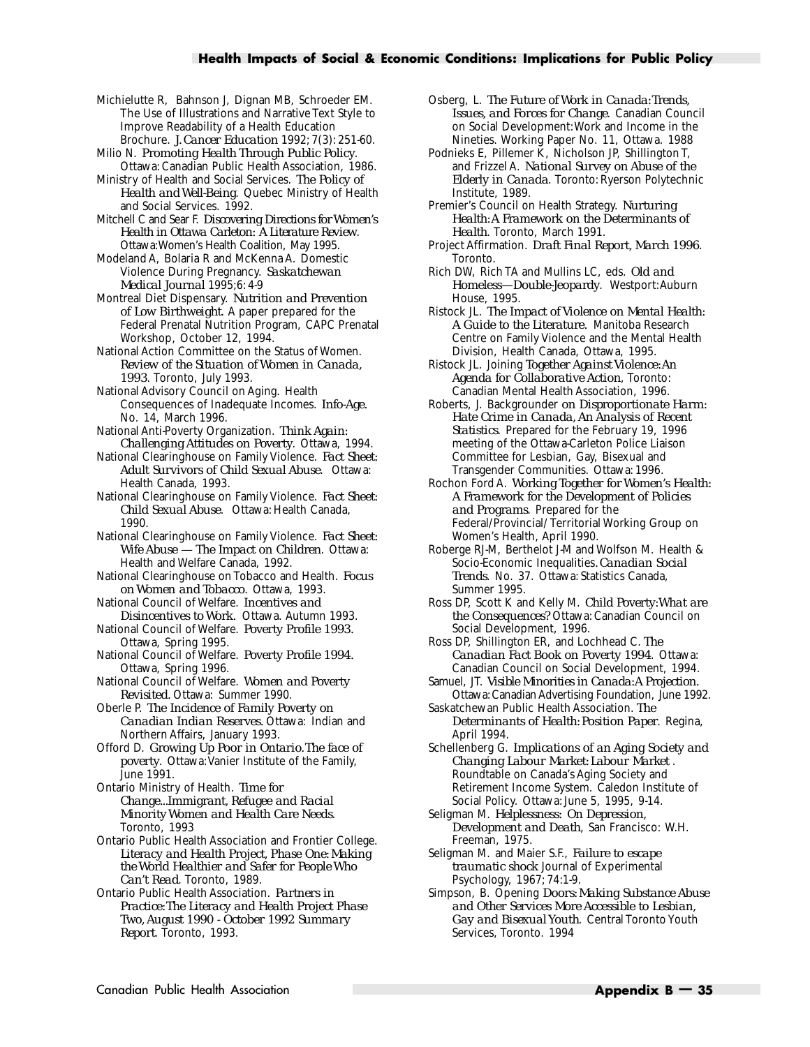Michielutte R, Bahnson J, Dignan MB, Schroeder EM. The Use of Illustrations and Narrative Text Style to Improve Readability of a Health Education Brochure. *J. Cancer Education* 1992; 7(3): 251-60.

Milio N. *Promoting Health Through Public Policy.* Ottawa: Canadian Public Health Association, 1986.

Ministry of Health and Social Services. *The Policy of Health and Well-Being.* Quebec Ministry of Health and Social Services. 1992.

Mitchell C and Sear F. *Discovering Directions for Women's Health in Ottawa Carleton: A Literature Review.* Ottawa: Women's Health Coalition, May 1995.

Modeland A, Bolaria R and McKenna A. Domestic Violence During Pregnancy. *Saskatchewan Medical Journal* 1995;6: 4-9

Montreal Diet Dispensary. *Nutrition and Prevention of Low Birthweight.* A paper prepared for the Federal Prenatal Nutrition Program, CAPC Prenatal Workshop, October 12, 1994.

National Action Committee on the Status of Women. *Review of the Situation of Women in Canada, 1993.* Toronto, July 1993.

National Advisory Council on Aging. Health Consequences of Inadequate Incomes. *Info-Age.* No. 14, March 1996.

National Anti-Poverty Organization. *Think Again: Challenging Attitudes on Poverty.* Ottawa, 1994.

National Clearinghouse on Family Violence. *Fact Sheet: Adult Survivors of Child Sexual Abuse.* Ottawa: Health Canada, 1993.

National Clearinghouse on Family Violence. *Fact Sheet: Child Sexual Abuse.* Ottawa: Health Canada, 1990.

National Clearinghouse on Family Violence. *Fact Sheet: Wife Abuse — The Impact on Children.* Ottawa: Health and Welfare Canada, 1992.

National Clearinghouse on Tobacco and Health. *Focus on Women and Tobacco.* Ottawa, 1993.

National Council of Welfare. *Incentives and Disincentives to Work.* Ottawa. Autumn 1993.

National Council of Welfare. *Poverty Profile 1993.* Ottawa, Spring 1995.

National Council of Welfare. *Poverty Profile 1994.* Ottawa, Spring 1996.

National Council of Welfare. *Women and Poverty Revisited.* Ottawa: Summer 1990.

Oberle P. *The Incidence of Family Poverty on Canadian Indian Reserves.* Ottawa: Indian and Northern Affairs, January 1993.

Offord D. *Growing Up Poor in Ontario.The face of poverty.* Ottawa: Vanier Institute of the Family, June 1991.

Ontario Ministry of Health. *Time for Change...Immigrant, Refugee and Racial Minority Women and Health Care Needs.* Toronto, 1993

Ontario Public Health Association and Frontier College. *Literacy and Health Project, Phase One: Making the World Healthier and Safer for People Who Can't Read.* Toronto, 1989.

Ontario Public Health Association. *Partners in Practice: The Literacy and Health Project Phase Two, August 1990 - October 1992 Summary Report.* Toronto, 1993.

Osberg, L. *The Future of Work in Canada: Trends, Issues, and Forces for Change.* Canadian Council on Social Development: Work and Income in the Nineties. Working Paper No. 11, Ottawa. 1988

Podnieks E, Pillemer K, Nicholson JP, Shillington T, and Frizzel A. *National Survey on Abuse of the Elderly in Canada.* Toronto: Ryerson Polytechnic Institute, 1989.

Premier's Council on Health Strategy. *Nurturing Health: A Framework on the Determinants of Health.* Toronto, March 1991.

Project Affirmation. *Draft Final Report, March 1996.* Toronto.

Rich DW, Rich TA and Mullins LC, eds. *Old and Homeless—Double-Jeopardy.* Westport: Auburn House, 1995.

Ristock JL. *The Impact of Violence on Mental Health: A Guide to the Literature.* Manitoba Research Centre on Family Violence and the Mental Health Division, Health Canada, Ottawa, 1995.

Ristock JL. *Joining Together Against Violence: An Agenda for Collaborative Action,* Toronto: Canadian Mental Health Association, 1996.

Roberts, J. Backgrounder on *Disproportionate Harm: Hate Crime in Canada, An Analysis of Recent Statistics.* Prepared for the February 19, 1996 meeting of the Ottawa-Carleton Police Liaison Committee for Lesbian, Gay, Bisexual and Transgender Communities. Ottawa: 1996.

Rochon Ford A. *Working Together for Women's Health: A Framework for the Development of Policies and Programs.* Prepared for the Federal/Provincial/Territorial Working Group on Women's Health, April 1990.

Roberge RJ-M, Berthelot J-M and Wolfson M. Health & Socio-Economic Inequalities. *Canadian Social Trends.* No. 37. Ottawa: Statistics Canada, Summer 1995.

Ross DP, Scott K and Kelly M. *Child Poverty: What are the Consequences?* Ottawa: Canadian Council on Social Development, 1996.

Ross DP, Shillington ER, and Lochhead C. *The Canadian Fact Book on Poverty 1994.* Ottawa: Canadian Council on Social Development, 1994.

Samuel, JT. *Visible Minorities in Canada: A Projection.* Ottawa: Canadian Advertising Foundation, June 1992.

Saskatchewan Public Health Association. *The Determinants of Health: Position Paper.* Regina, April 1994.

Schellenberg G. *Implications of an Aging Society and Changing Labour Market: Labour Market .* Roundtable on Canada's Aging Society and Retirement Income System. Caledon Institute of Social Policy. Ottawa: June 5, 1995, 9-14.

Seligman M. *Helplessness: On Depression, Development and Death,* San Francisco: W.H. Freeman, 1975.

Seligman M. and Maier S.F., *Failure to escape traumatic shock* Journal of Experimental Psychology, 1967; 74:1-9.

Simpson, B. *Opening Doors: Making Substance Abuse and Other Services More Accessible to Lesbian, Gay and Bisexual Youth.* Central Toronto Youth Services, Toronto. 1994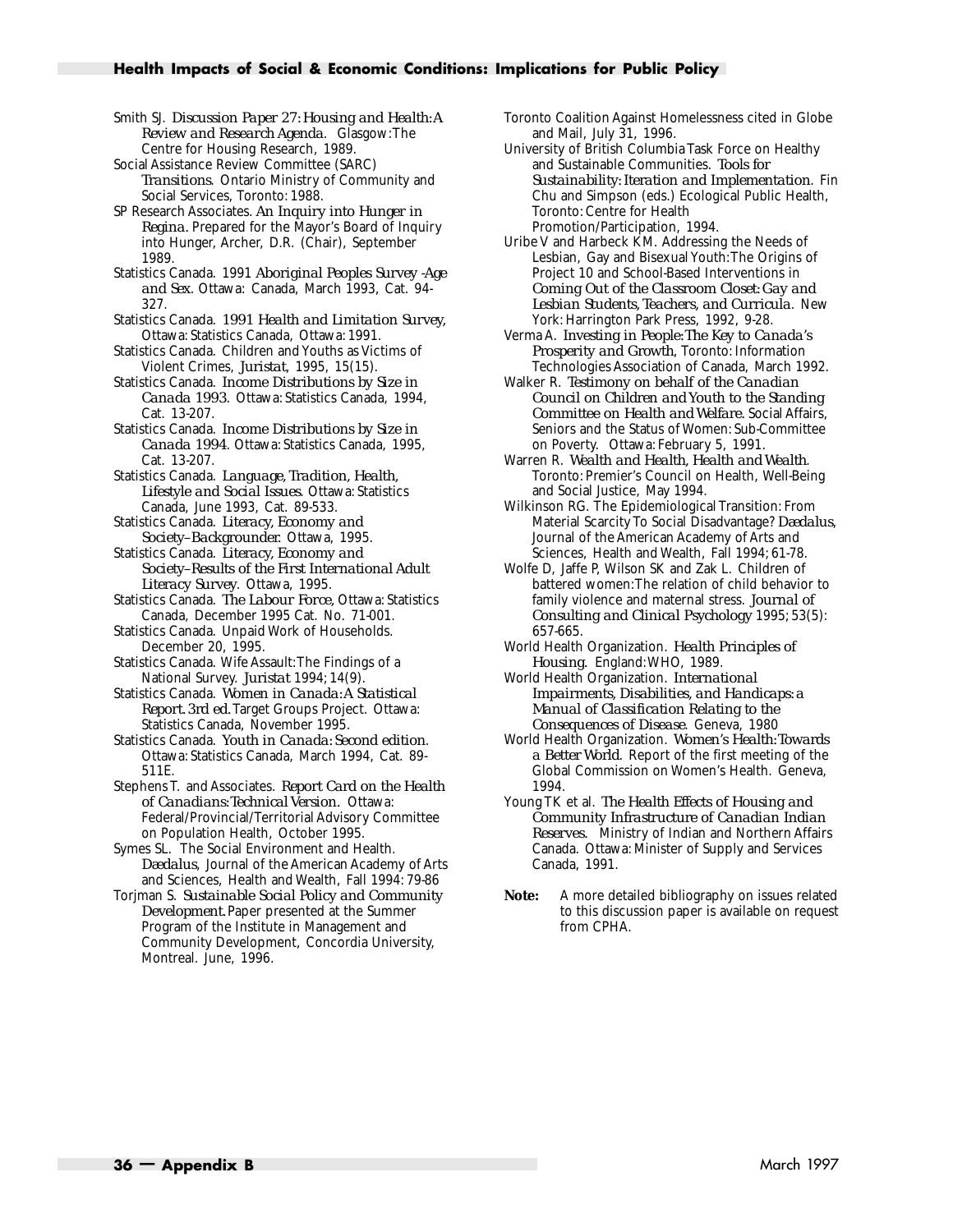Smith SJ. *Discussion Paper 27: Housing and Health: A Review and Research Agenda.* Glasgow: The Centre for Housing Research, 1989.

Social Assistance Review Committee (SARC) *Transitions.* Ontario Ministry of Community and Social Services, Toronto: 1988.

SP Research Associates. *An Inquiry into Hunger in Regina.* Prepared for the Mayor's Board of Inquiry into Hunger, Archer, D.R. (Chair), September 1989.

Statistics Canada. *1991 Aboriginal Peoples Survey -Age and Sex.* Ottawa: Canada, March 1993, Cat. 94-327.

Statistics Canada. *1991 Health and Limitation Survey,* Ottawa: Statistics Canada, Ottawa: 1991.

Statistics Canada. Children and Youths as Victims of Violent Crimes, *Juristat,* 1995, 15(15).

Statistics Canada. *Income Distributions by Size in Canada 1993.* Ottawa: Statistics Canada, 1994, Cat. 13-207.

Statistics Canada. *Income Distributions by Size in Canada 1994.* Ottawa: Statistics Canada, 1995, Cat. 13-207.

Statistics Canada. *Language, Tradition, Health, Lifestyle and Social Issues.* Ottawa: Statistics Canada, June 1993, Cat. 89-533.

Statistics Canada. *Literacy, Economy and Society–Backgrounder.* Ottawa, 1995.

Statistics Canada. *Literacy, Economy and Society–Results of the First International Adult Literacy Survey.* Ottawa, 1995.

Statistics Canada. *The Labour Force,* Ottawa: Statistics Canada, December 1995 Cat. No. 71-001.

Statistics Canada. Unpaid Work of Households. December 20, 1995.

Statistics Canada. Wife Assault: The Findings of a National Survey. *Juristat* 1994; 14(9).

Statistics Canada. *Women in Canada: A Statistical Report.* 3rd ed. Target Groups Project. Ottawa: Statistics Canada, November 1995.

Statistics Canada. *Youth in Canada: Second edition.* Ottawa: Statistics Canada, March 1994, Cat. 89-511E.

Stephens T. and Associates. *Report Card on the Health of Canadians: Technical Version.* Ottawa: Federal/Provincial/Territorial Advisory Committee on Population Health, October 1995.

Symes SL. The Social Environment and Health. *Daedalus,* Journal of the American Academy of Arts and Sciences, Health and Wealth, Fall 1994: 79-86

Torjman S. *Sustainable Social Policy and Community Development.* Paper presented at the Summer Program of the Institute in Management and Community Development, Concordia University, Montreal. June, 1996.

Toronto Coalition Against Homelessness cited in Globe and Mail, July 31, 1996.

University of British Columbia Task Force on Healthy and Sustainable Communities. *Tools for Sustainability: Iteration and Implementation.* Fin Chu and Simpson (eds.) Ecological Public Health, Toronto: Centre for Health Promotion/Participation, 1994.

Uribe V and Harbeck KM. Addressing the Needs of Lesbian, Gay and Bisexual Youth: The Origins of Project 10 and School-Based Interventions in *Coming Out of the Classroom Closet: Gay and Lesbian Students, Teachers, and Curricula.* New York: Harrington Park Press, 1992, 9-28.

Verma A. *Investing in People: The Key to Canada's Prosperity and Growth,* Toronto: Information Technologies Association of Canada, March 1992.

Walker R. *Testimony on behalf of the Canadian Council on Children and Youth to the Standing Committee on Health and Welfare.* Social Affairs, Seniors and the Status of Women: Sub-Committee on Poverty. Ottawa: February 5, 1991.

Warren R. *Wealth and Health, Health and Wealth.* Toronto: Premier's Council on Health, Well-Being and Social Justice, May 1994.

Wilkinson RG. The Epidemiological Transition: From Material Scarcity To Social Disadvantage? *Daedalus,* Journal of the American Academy of Arts and Sciences, Health and Wealth, Fall 1994; 61-78.

Wolfe D, Jaffe P, Wilson SK and Zak L. Children of battered women: The relation of child behavior to family violence and maternal stress. *Journal of Consulting and Clinical Psychology* 1995; 53(5): 657-665.

World Health Organization. *Health Principles of Housing.* England: WHO, 1989.

World Health Organization. *International Impairments, Disabilities, and Handicaps: a Manual of Classification Relating to the Consequences of Disease.* Geneva, 1980

World Health Organization. *Women's Health: Towards a Better World.* Report of the first meeting of the Global Commission on Women's Health. Geneva, 1994.

Young TK et al. *The Health Effects of Housing and Community Infrastructure of Canadian Indian Reserves.* Ministry of Indian and Northern Affairs Canada. Ottawa: Minister of Supply and Services Canada, 1991.

**Note:** A more detailed bibliography on issues related to this discussion paper is available on request from CPHA.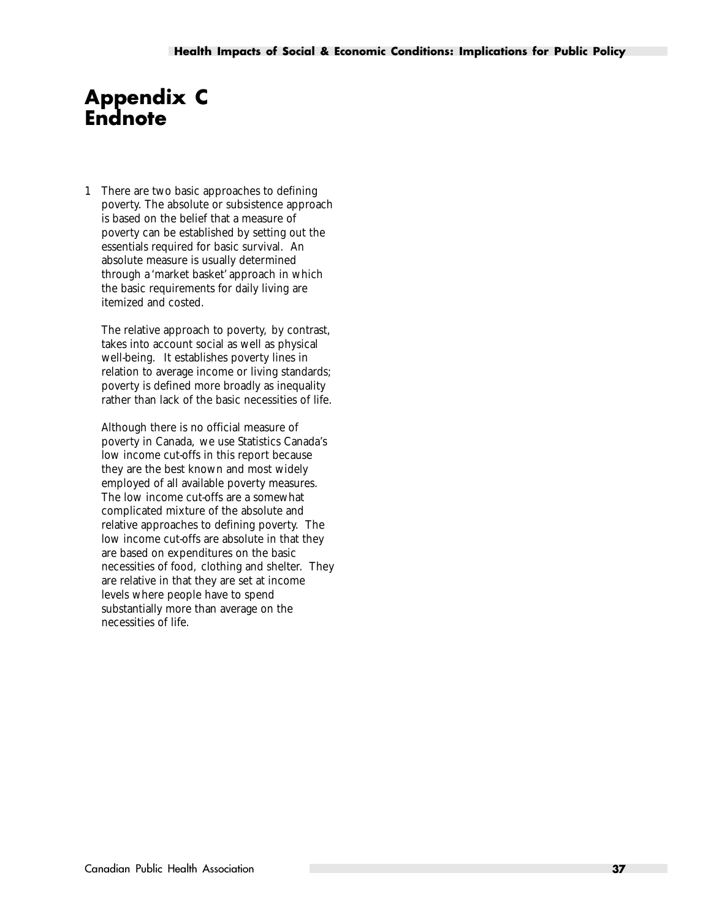# Appendix C
# Endnote

1 There are two basic approaches to defining poverty. The absolute or subsistence approach is based on the belief that a measure of poverty can be established by setting out the essentials required for basic survival. An absolute measure is usually determined through a 'market basket' approach in which the basic requirements for daily living are itemized and costed.

  The relative approach to poverty, by contrast, takes into account social as well as physical well-being. It establishes poverty lines in relation to average income or living standards; poverty is defined more broadly as inequality rather than lack of the basic necessities of life.

  Although there is no official measure of poverty in Canada, we use Statistics Canada's low income cut-offs in this report because they are the best known and most widely employed of all available poverty measures. The low income cut-offs are a somewhat complicated mixture of the absolute and relative approaches to defining poverty. The low income cut-offs are absolute in that they are based on expenditures on the basic necessities of food, clothing and shelter. They are relative in that they are set at income levels where people have to spend substantially more than average on the necessities of life.